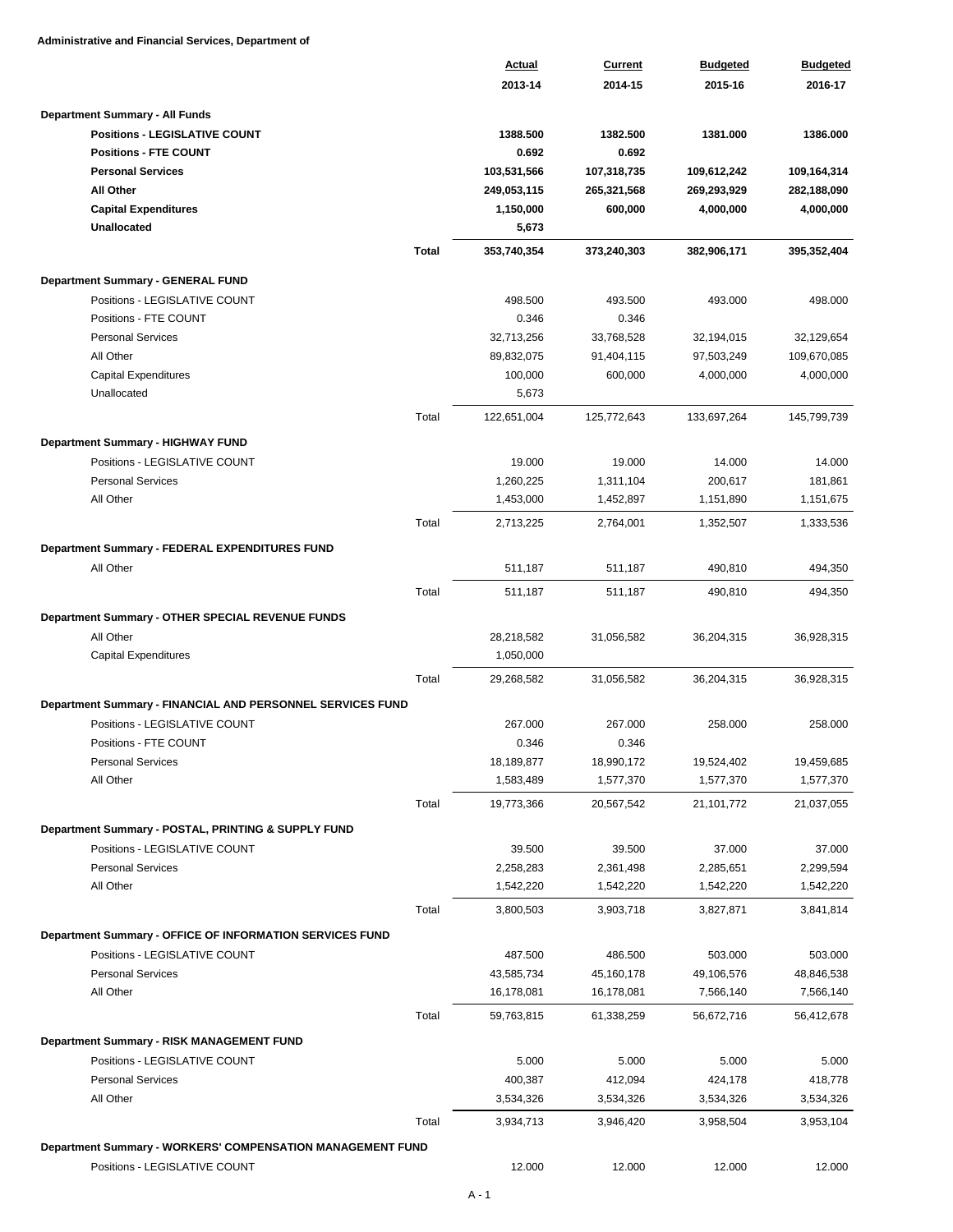**Administrative and Financial Services, Department of**

| | | Actual 2013-14 | Current 2014-15 | Budgeted 2015-16 | Budgeted 2016-17 |
|---|---|---|---|---|---|
| **Department Summary - All Funds** | | | | | |
| **Positions - LEGISLATIVE COUNT** | | **1388.500** | **1382.500** | **1381.000** | **1386.000** |
| **Positions - FTE COUNT** | | **0.692** | **0.692** | | |
| **Personal Services** | | **103,531,566** | **107,318,735** | **109,612,242** | **109,164,314** |
| **All Other** | | **249,053,115** | **265,321,568** | **269,293,929** | **282,188,090** |
| **Capital Expenditures** | | **1,150,000** | **600,000** | **4,000,000** | **4,000,000** |
| **Unallocated** | | **5,673** | | | |
| | **Total** | **353,740,354** | **373,240,303** | **382,906,171** | **395,352,404** |
| **Department Summary - GENERAL FUND** | | | | | |
| Positions - LEGISLATIVE COUNT | | 498.500 | 493.500 | 493.000 | 498.000 |
| Positions - FTE COUNT | | 0.346 | 0.346 | | |
| Personal Services | | 32,713,256 | 33,768,528 | 32,194,015 | 32,129,654 |
| All Other | | 89,832,075 | 91,404,115 | 97,503,249 | 109,670,085 |
| Capital Expenditures | | 100,000 | 600,000 | 4,000,000 | 4,000,000 |
| Unallocated | | 5,673 | | | |
| | Total | 122,651,004 | 125,772,643 | 133,697,264 | 145,799,739 |
| **Department Summary - HIGHWAY FUND** | | | | | |
| Positions - LEGISLATIVE COUNT | | 19.000 | 19.000 | 14.000 | 14.000 |
| Personal Services | | 1,260,225 | 1,311,104 | 200,617 | 181,861 |
| All Other | | 1,453,000 | 1,452,897 | 1,151,890 | 1,151,675 |
| | Total | 2,713,225 | 2,764,001 | 1,352,507 | 1,333,536 |
| **Department Summary - FEDERAL EXPENDITURES FUND** | | | | | |
| All Other | | 511,187 | 511,187 | 490,810 | 494,350 |
| | Total | 511,187 | 511,187 | 490,810 | 494,350 |
| **Department Summary - OTHER SPECIAL REVENUE FUNDS** | | | | | |
| All Other | | 28,218,582 | 31,056,582 | 36,204,315 | 36,928,315 |
| Capital Expenditures | | 1,050,000 | | | |
| | Total | 29,268,582 | 31,056,582 | 36,204,315 | 36,928,315 |
| **Department Summary - FINANCIAL AND PERSONNEL SERVICES FUND** | | | | | |
| Positions - LEGISLATIVE COUNT | | 267.000 | 267.000 | 258.000 | 258.000 |
| Positions - FTE COUNT | | 0.346 | 0.346 | | |
| Personal Services | | 18,189,877 | 18,990,172 | 19,524,402 | 19,459,685 |
| All Other | | 1,583,489 | 1,577,370 | 1,577,370 | 1,577,370 |
| | Total | 19,773,366 | 20,567,542 | 21,101,772 | 21,037,055 |
| **Department Summary - POSTAL, PRINTING & SUPPLY FUND** | | | | | |
| Positions - LEGISLATIVE COUNT | | 39.500 | 39.500 | 37.000 | 37.000 |
| Personal Services | | 2,258,283 | 2,361,498 | 2,285,651 | 2,299,594 |
| All Other | | 1,542,220 | 1,542,220 | 1,542,220 | 1,542,220 |
| | Total | 3,800,503 | 3,903,718 | 3,827,871 | 3,841,814 |
| **Department Summary - OFFICE OF INFORMATION SERVICES FUND** | | | | | |
| Positions - LEGISLATIVE COUNT | | 487.500 | 486.500 | 503.000 | 503.000 |
| Personal Services | | 43,585,734 | 45,160,178 | 49,106,576 | 48,846,538 |
| All Other | | 16,178,081 | 16,178,081 | 7,566,140 | 7,566,140 |
| | Total | 59,763,815 | 61,338,259 | 56,672,716 | 56,412,678 |
| **Department Summary - RISK MANAGEMENT FUND** | | | | | |
| Positions - LEGISLATIVE COUNT | | 5.000 | 5.000 | 5.000 | 5.000 |
| Personal Services | | 400,387 | 412,094 | 424,178 | 418,778 |
| All Other | | 3,534,326 | 3,534,326 | 3,534,326 | 3,534,326 |
| | Total | 3,934,713 | 3,946,420 | 3,958,504 | 3,953,104 |
| **Department Summary - WORKERS' COMPENSATION MANAGEMENT FUND** | | | | | |
| Positions - LEGISLATIVE COUNT | | 12.000 | 12.000 | 12.000 | 12.000 |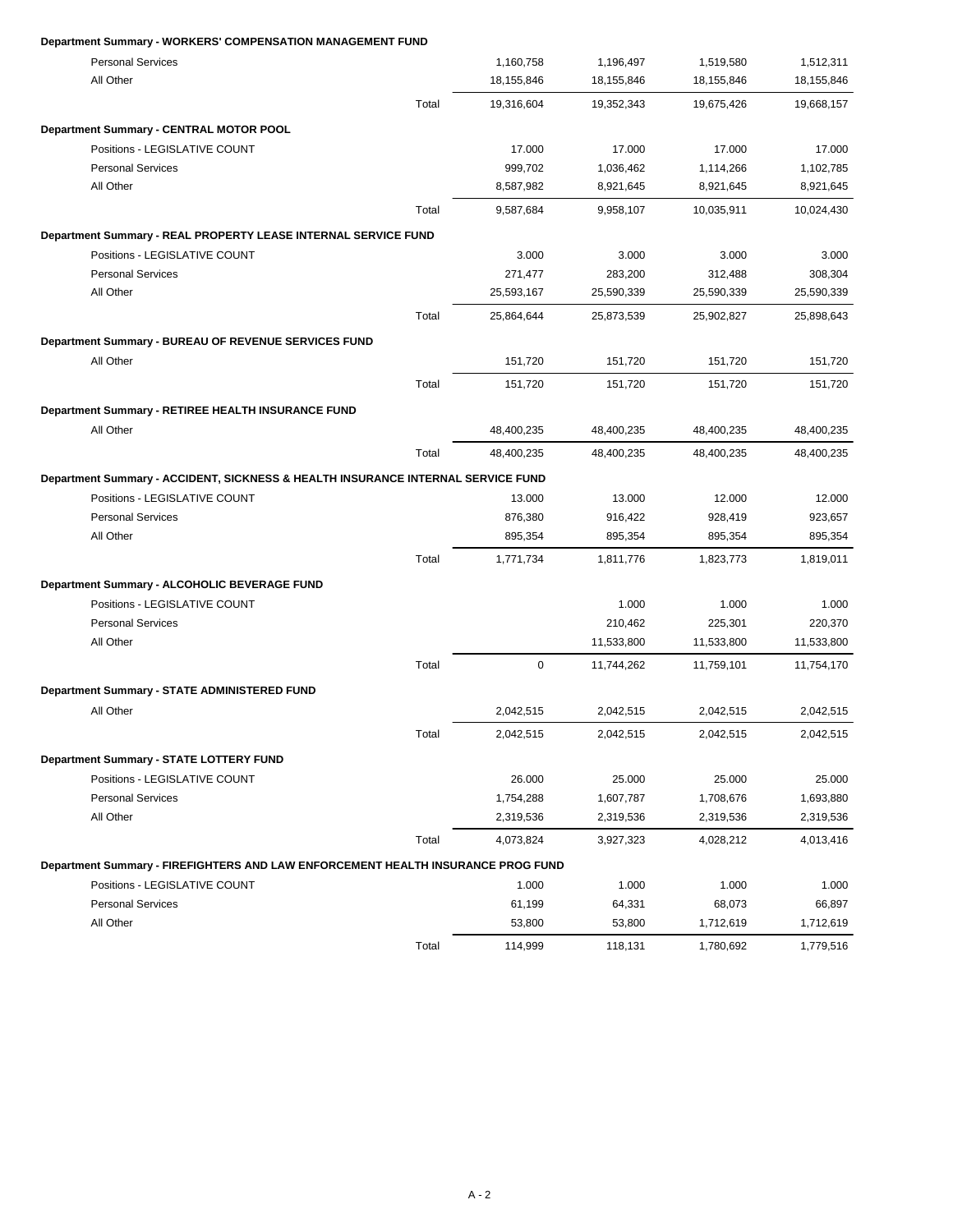**Department Summary - WORKERS' COMPENSATION MANAGEMENT FUND**

| | | | | | |
|---|---|---|---|---|---|
| Personal Services | | 1,160,758 | 1,196,497 | 1,519,580 | 1,512,311 |
| All Other | | 18,155,846 | 18,155,846 | 18,155,846 | 18,155,846 |
| | Total | 19,316,604 | 19,352,343 | 19,675,426 | 19,668,157 |

**Department Summary - CENTRAL MOTOR POOL**

| | | | | | |
|---|---|---|---|---|---|
| Positions - LEGISLATIVE COUNT | | 17.000 | 17.000 | 17.000 | 17.000 |
| Personal Services | | 999,702 | 1,036,462 | 1,114,266 | 1,102,785 |
| All Other | | 8,587,982 | 8,921,645 | 8,921,645 | 8,921,645 |
| | Total | 9,587,684 | 9,958,107 | 10,035,911 | 10,024,430 |

**Department Summary - REAL PROPERTY LEASE INTERNAL SERVICE FUND**

| | | | | | |
|---|---|---|---|---|---|
| Positions - LEGISLATIVE COUNT | | 3.000 | 3.000 | 3.000 | 3.000 |
| Personal Services | | 271,477 | 283,200 | 312,488 | 308,304 |
| All Other | | 25,593,167 | 25,590,339 | 25,590,339 | 25,590,339 |
| | Total | 25,864,644 | 25,873,539 | 25,902,827 | 25,898,643 |

**Department Summary - BUREAU OF REVENUE SERVICES FUND**

| | | | | | |
|---|---|---|---|---|---|
| All Other | | 151,720 | 151,720 | 151,720 | 151,720 |
| | Total | 151,720 | 151,720 | 151,720 | 151,720 |

**Department Summary - RETIREE HEALTH INSURANCE FUND**

| | | | | | |
|---|---|---|---|---|---|
| All Other | | 48,400,235 | 48,400,235 | 48,400,235 | 48,400,235 |
| | Total | 48,400,235 | 48,400,235 | 48,400,235 | 48,400,235 |

**Department Summary - ACCIDENT, SICKNESS & HEALTH INSURANCE INTERNAL SERVICE FUND**

| | | | | | |
|---|---|---|---|---|---|
| Positions - LEGISLATIVE COUNT | | 13.000 | 13.000 | 12.000 | 12.000 |
| Personal Services | | 876,380 | 916,422 | 928,419 | 923,657 |
| All Other | | 895,354 | 895,354 | 895,354 | 895,354 |
| | Total | 1,771,734 | 1,811,776 | 1,823,773 | 1,819,011 |

**Department Summary - ALCOHOLIC BEVERAGE FUND**

| | | | | | |
|---|---|---|---|---|---|
| Positions - LEGISLATIVE COUNT | | | 1.000 | 1.000 | 1.000 |
| Personal Services | | | 210,462 | 225,301 | 220,370 |
| All Other | | | 11,533,800 | 11,533,800 | 11,533,800 |
| | Total | 0 | 11,744,262 | 11,759,101 | 11,754,170 |

**Department Summary - STATE ADMINISTERED FUND**

| | | | | | |
|---|---|---|---|---|---|
| All Other | | 2,042,515 | 2,042,515 | 2,042,515 | 2,042,515 |
| | Total | 2,042,515 | 2,042,515 | 2,042,515 | 2,042,515 |

**Department Summary - STATE LOTTERY FUND**

| | | | | | |
|---|---|---|---|---|---|
| Positions - LEGISLATIVE COUNT | | 26.000 | 25.000 | 25.000 | 25.000 |
| Personal Services | | 1,754,288 | 1,607,787 | 1,708,676 | 1,693,880 |
| All Other | | 2,319,536 | 2,319,536 | 2,319,536 | 2,319,536 |
| | Total | 4,073,824 | 3,927,323 | 4,028,212 | 4,013,416 |

**Department Summary - FIREFIGHTERS AND LAW ENFORCEMENT HEALTH INSURANCE PROG FUND**

| | | | | | |
|---|---|---|---|---|---|
| Positions - LEGISLATIVE COUNT | | 1.000 | 1.000 | 1.000 | 1.000 |
| Personal Services | | 61,199 | 64,331 | 68,073 | 66,897 |
| All Other | | 53,800 | 53,800 | 1,712,619 | 1,712,619 |
| | Total | 114,999 | 118,131 | 1,780,692 | 1,779,516 |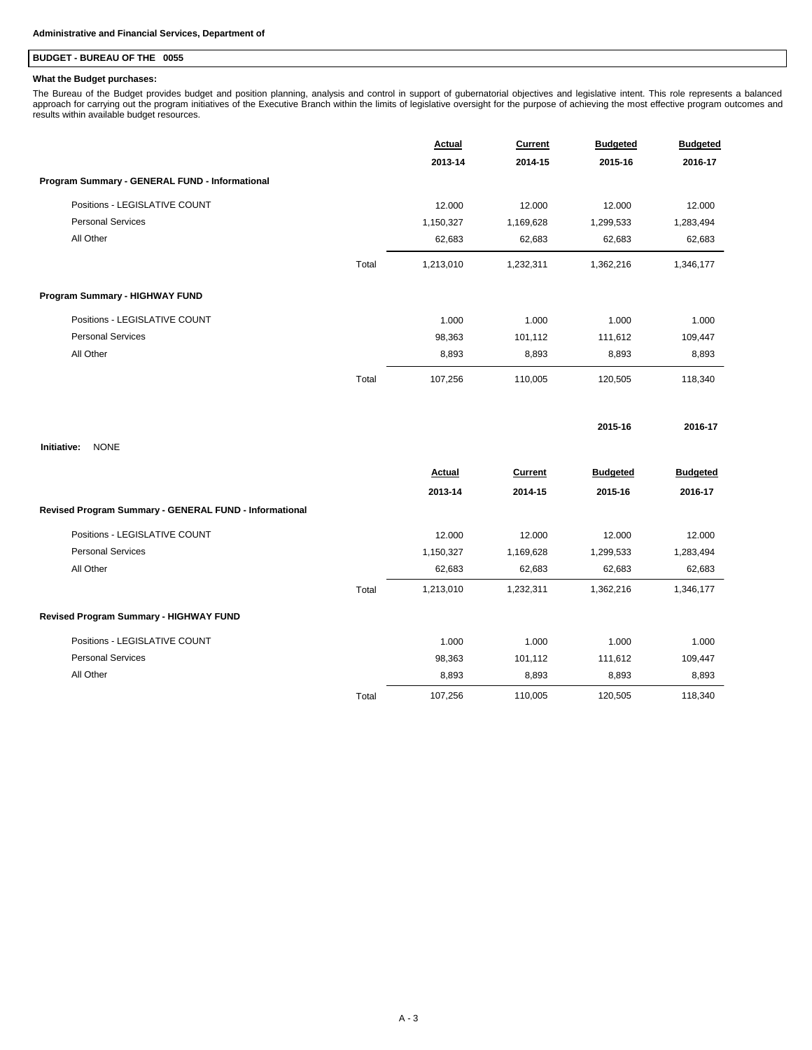Administrative and Financial Services, Department of

## BUDGET - BUREAU OF THE 0055

**What the Budget purchases:**

The Bureau of the Budget provides budget and position planning, analysis and control in support of gubernatorial objectives and legislative intent. This role represents a balanced approach for carrying out the program initiatives of the Executive Branch within the limits of legislative oversight for the purpose of achieving the most effective program outcomes and results within available budget resources.

| | | Actual 2013-14 | Current 2014-15 | Budgeted 2015-16 | Budgeted 2016-17 |
|---|---|---|---|---|---|
| **Program Summary - GENERAL FUND - Informational** | | | | | |
| Positions - LEGISLATIVE COUNT | | 12.000 | 12.000 | 12.000 | 12.000 |
| Personal Services | | 1,150,327 | 1,169,628 | 1,299,533 | 1,283,494 |
| All Other | | 62,683 | 62,683 | 62,683 | 62,683 |
| | Total | 1,213,010 | 1,232,311 | 1,362,216 | 1,346,177 |
| **Program Summary - HIGHWAY FUND** | | | | | |
| Positions - LEGISLATIVE COUNT | | 1.000 | 1.000 | 1.000 | 1.000 |
| Personal Services | | 98,363 | 101,112 | 111,612 | 109,447 |
| All Other | | 8,893 | 8,893 | 8,893 | 8,893 |
| | Total | 107,256 | 110,005 | 120,505 | 118,340 |

| | 2015-16 | 2016-17 |
|---|---|---|
| **Initiative:** NONE | | |

| | | Actual 2013-14 | Current 2014-15 | Budgeted 2015-16 | Budgeted 2016-17 |
|---|---|---|---|---|---|
| **Revised Program Summary - GENERAL FUND - Informational** | | | | | |
| Positions - LEGISLATIVE COUNT | | 12.000 | 12.000 | 12.000 | 12.000 |
| Personal Services | | 1,150,327 | 1,169,628 | 1,299,533 | 1,283,494 |
| All Other | | 62,683 | 62,683 | 62,683 | 62,683 |
| | Total | 1,213,010 | 1,232,311 | 1,362,216 | 1,346,177 |
| **Revised Program Summary - HIGHWAY FUND** | | | | | |
| Positions - LEGISLATIVE COUNT | | 1.000 | 1.000 | 1.000 | 1.000 |
| Personal Services | | 98,363 | 101,112 | 111,612 | 109,447 |
| All Other | | 8,893 | 8,893 | 8,893 | 8,893 |
| | Total | 107,256 | 110,005 | 120,505 | 118,340 |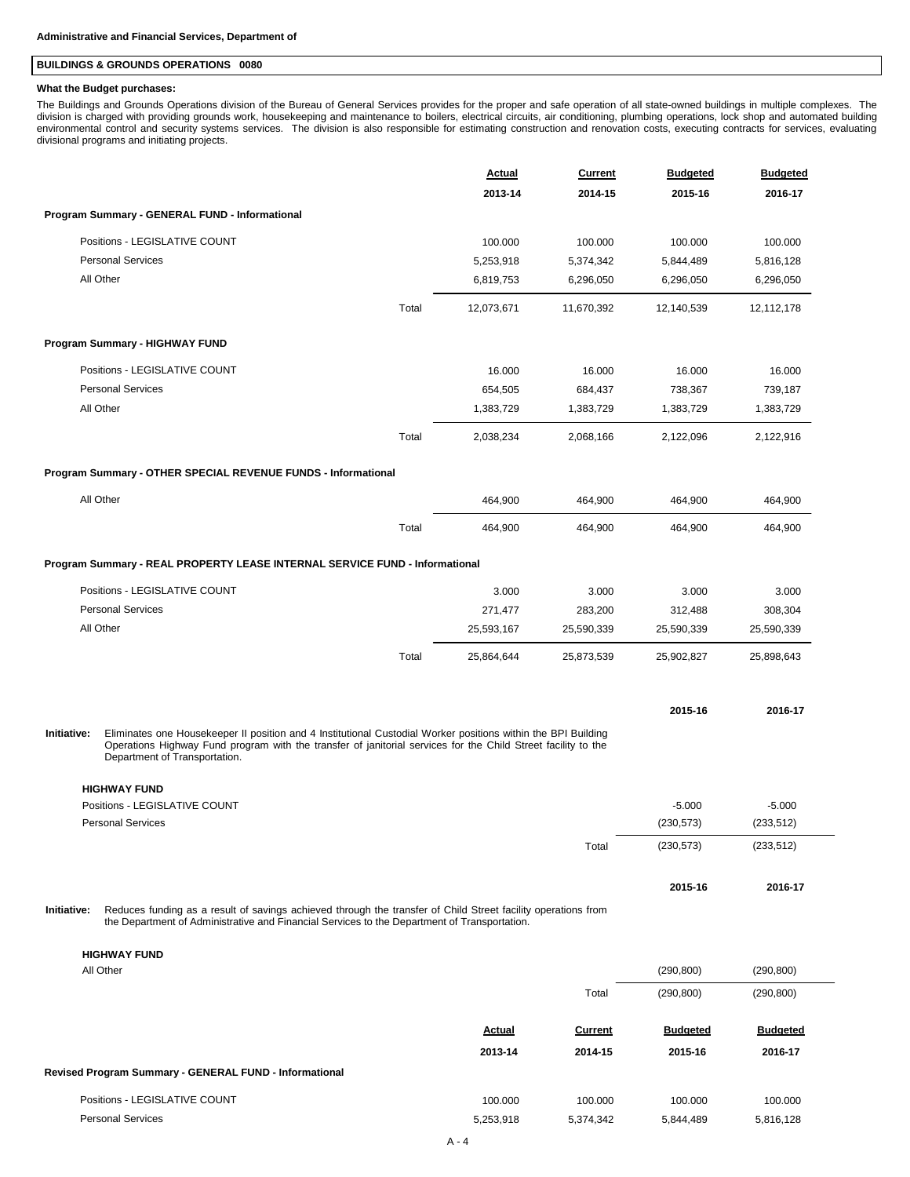**Administrative and Financial Services, Department of**

## BUILDINGS & GROUNDS OPERATIONS 0080

**What the Budget purchases:**

The Buildings and Grounds Operations division of the Bureau of General Services provides for the proper and safe operation of all state-owned buildings in multiple complexes. The division is charged with providing grounds work, housekeeping and maintenance to boilers, electrical circuits, air conditioning, plumbing operations, lock shop and automated building environmental control and security systems services. The division is also responsible for estimating construction and renovation costs, executing contracts for services, evaluating divisional programs and initiating projects.

| | | Actual 2013-14 | Current 2014-15 | Budgeted 2015-16 | Budgeted 2016-17 |
|---|---|---|---|---|---|
| **Program Summary - GENERAL FUND - Informational** | | | | | |
| Positions - LEGISLATIVE COUNT | | 100.000 | 100.000 | 100.000 | 100.000 |
| Personal Services | | 5,253,918 | 5,374,342 | 5,844,489 | 5,816,128 |
| All Other | | 6,819,753 | 6,296,050 | 6,296,050 | 6,296,050 |
| | Total | 12,073,671 | 11,670,392 | 12,140,539 | 12,112,178 |
| **Program Summary - HIGHWAY FUND** | | | | | |
| Positions - LEGISLATIVE COUNT | | 16.000 | 16.000 | 16.000 | 16.000 |
| Personal Services | | 654,505 | 684,437 | 738,367 | 739,187 |
| All Other | | 1,383,729 | 1,383,729 | 1,383,729 | 1,383,729 |
| | Total | 2,038,234 | 2,068,166 | 2,122,096 | 2,122,916 |
| **Program Summary - OTHER SPECIAL REVENUE FUNDS - Informational** | | | | | |
| All Other | | 464,900 | 464,900 | 464,900 | 464,900 |
| | Total | 464,900 | 464,900 | 464,900 | 464,900 |
| **Program Summary - REAL PROPERTY LEASE INTERNAL SERVICE FUND - Informational** | | | | | |
| Positions - LEGISLATIVE COUNT | | 3.000 | 3.000 | 3.000 | 3.000 |
| Personal Services | | 271,477 | 283,200 | 312,488 | 308,304 |
| All Other | | 25,593,167 | 25,590,339 | 25,590,339 | 25,590,339 |
| | Total | 25,864,644 | 25,873,539 | 25,902,827 | 25,898,643 |

**Initiative:** Eliminates one Housekeeper II position and 4 Institutional Custodial Worker positions within the BPI Building Operations Highway Fund program with the transfer of janitorial services for the Child Street facility to the Department of Transportation.

| | | 2015-16 | 2016-17 |
|---|---|---|---|
| **HIGHWAY FUND** | | | |
| Positions - LEGISLATIVE COUNT | | -5.000 | -5.000 |
| Personal Services | | (230,573) | (233,512) |
| | Total | (230,573) | (233,512) |

**Initiative:** Reduces funding as a result of savings achieved through the transfer of Child Street facility operations from the Department of Administrative and Financial Services to the Department of Transportation.

| | | 2015-16 | 2016-17 |
|---|---|---|---|
| **HIGHWAY FUND** | | | |
| All Other | | (290,800) | (290,800) |
| | Total | (290,800) | (290,800) |

| | Actual 2013-14 | Current 2014-15 | Budgeted 2015-16 | Budgeted 2016-17 |
|---|---|---|---|---|
| **Revised Program Summary - GENERAL FUND - Informational** | | | | |
| Positions - LEGISLATIVE COUNT | 100.000 | 100.000 | 100.000 | 100.000 |
| Personal Services | 5,253,918 | 5,374,342 | 5,844,489 | 5,816,128 |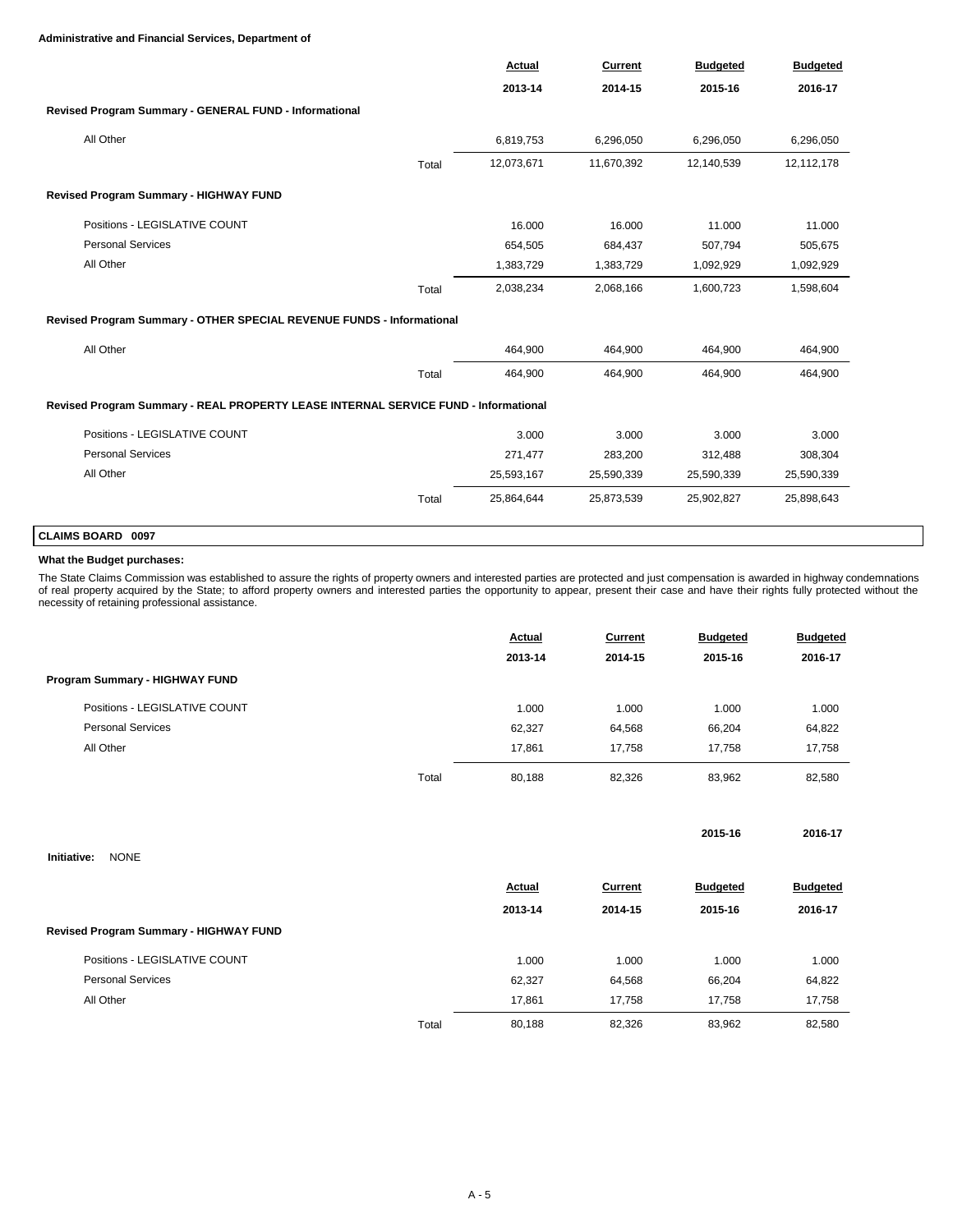**Administrative and Financial Services, Department of**

| | | Actual 2013-14 | Current 2014-15 | Budgeted 2015-16 | Budgeted 2016-17 |
|---|---|---|---|---|---|
| **Revised Program Summary - GENERAL FUND - Informational** | | | | | |
| All Other | | 6,819,753 | 6,296,050 | 6,296,050 | 6,296,050 |
| | Total | 12,073,671 | 11,670,392 | 12,140,539 | 12,112,178 |
| **Revised Program Summary - HIGHWAY FUND** | | | | | |
| Positions - LEGISLATIVE COUNT | | 16.000 | 16.000 | 11.000 | 11.000 |
| Personal Services | | 654,505 | 684,437 | 507,794 | 505,675 |
| All Other | | 1,383,729 | 1,383,729 | 1,092,929 | 1,092,929 |
| | Total | 2,038,234 | 2,068,166 | 1,600,723 | 1,598,604 |
| **Revised Program Summary - OTHER SPECIAL REVENUE FUNDS - Informational** | | | | | |
| All Other | | 464,900 | 464,900 | 464,900 | 464,900 |
| | Total | 464,900 | 464,900 | 464,900 | 464,900 |
| **Revised Program Summary - REAL PROPERTY LEASE INTERNAL SERVICE FUND - Informational** | | | | | |
| Positions - LEGISLATIVE COUNT | | 3.000 | 3.000 | 3.000 | 3.000 |
| Personal Services | | 271,477 | 283,200 | 312,488 | 308,304 |
| All Other | | 25,593,167 | 25,590,339 | 25,590,339 | 25,590,339 |
| | Total | 25,864,644 | 25,873,539 | 25,902,827 | 25,898,643 |

## CLAIMS BOARD 0097

**What the Budget purchases:**

The State Claims Commission was established to assure the rights of property owners and interested parties are protected and just compensation is awarded in highway condemnations of real property acquired by the State; to afford property owners and interested parties the opportunity to appear, present their case and have their rights fully protected without the necessity of retaining professional assistance.

| | | Actual 2013-14 | Current 2014-15 | Budgeted 2015-16 | Budgeted 2016-17 |
|---|---|---|---|---|---|
| **Program Summary - HIGHWAY FUND** | | | | | |
| Positions - LEGISLATIVE COUNT | | 1.000 | 1.000 | 1.000 | 1.000 |
| Personal Services | | 62,327 | 64,568 | 66,204 | 64,822 |
| All Other | | 17,861 | 17,758 | 17,758 | 17,758 |
| | Total | 80,188 | 82,326 | 83,962 | 82,580 |

| | 2015-16 | 2016-17 |
|---|---|---|
| **Initiative:** NONE | | |

| | | Actual 2013-14 | Current 2014-15 | Budgeted 2015-16 | Budgeted 2016-17 |
|---|---|---|---|---|---|
| **Revised Program Summary - HIGHWAY FUND** | | | | | |
| Positions - LEGISLATIVE COUNT | | 1.000 | 1.000 | 1.000 | 1.000 |
| Personal Services | | 62,327 | 64,568 | 66,204 | 64,822 |
| All Other | | 17,861 | 17,758 | 17,758 | 17,758 |
| | Total | 80,188 | 82,326 | 83,962 | 82,580 |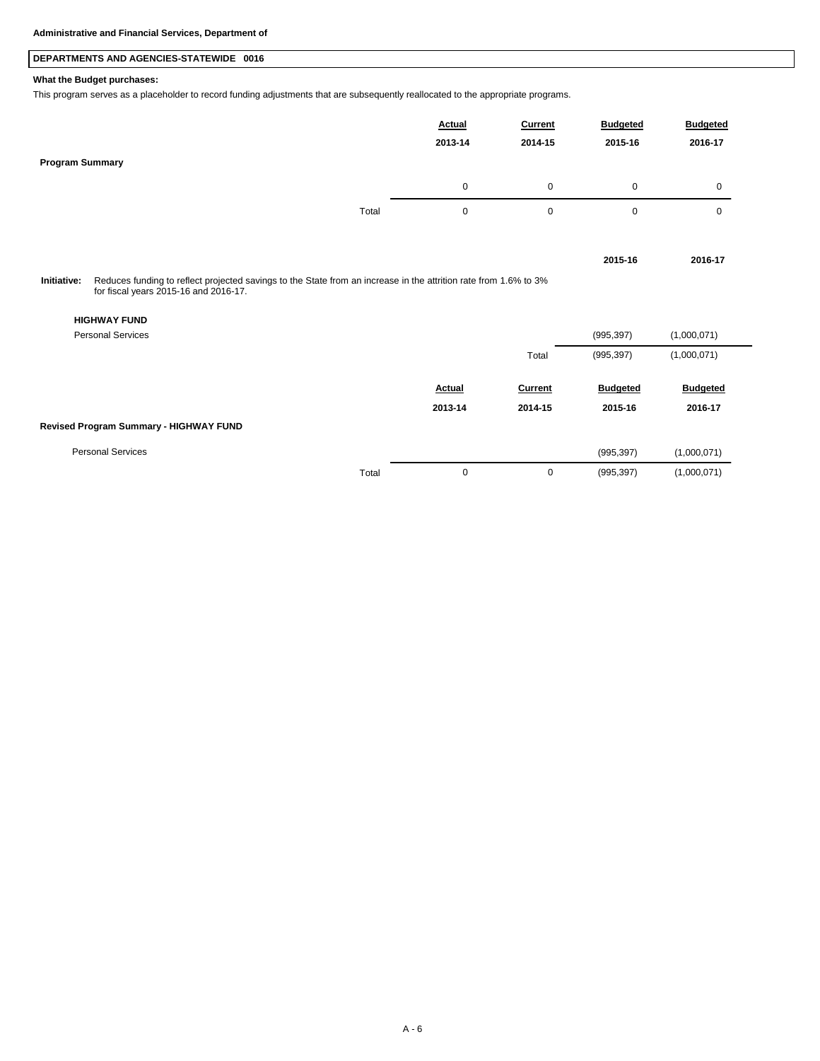Administrative and Financial Services, Department of

## DEPARTMENTS AND AGENCIES-STATEWIDE 0016

**What the Budget purchases:**

This program serves as a placeholder to record funding adjustments that are subsequently reallocated to the appropriate programs.

| | Actual 2013-14 | Current 2014-15 | Budgeted 2015-16 | Budgeted 2016-17 |
|---|---|---|---|---|
| **Program Summary** | | | | |
| | 0 | 0 | 0 | 0 |
| Total | 0 | 0 | 0 | 0 |

**Initiative:** Reduces funding to reflect projected savings to the State from an increase in the attrition rate from 1.6% to 3% for fiscal years 2015-16 and 2016-17.

| | 2015-16 | 2016-17 |
|---|---|---|
| **HIGHWAY FUND** | | |
| Personal Services | (995,397) | (1,000,071) |
| Total | (995,397) | (1,000,071) |

| | Actual 2013-14 | Current 2014-15 | Budgeted 2015-16 | Budgeted 2016-17 |
|---|---|---|---|---|
| **Revised Program Summary - HIGHWAY FUND** | | | | |
| Personal Services | | | (995,397) | (1,000,071) |
| Total | 0 | 0 | (995,397) | (1,000,071) |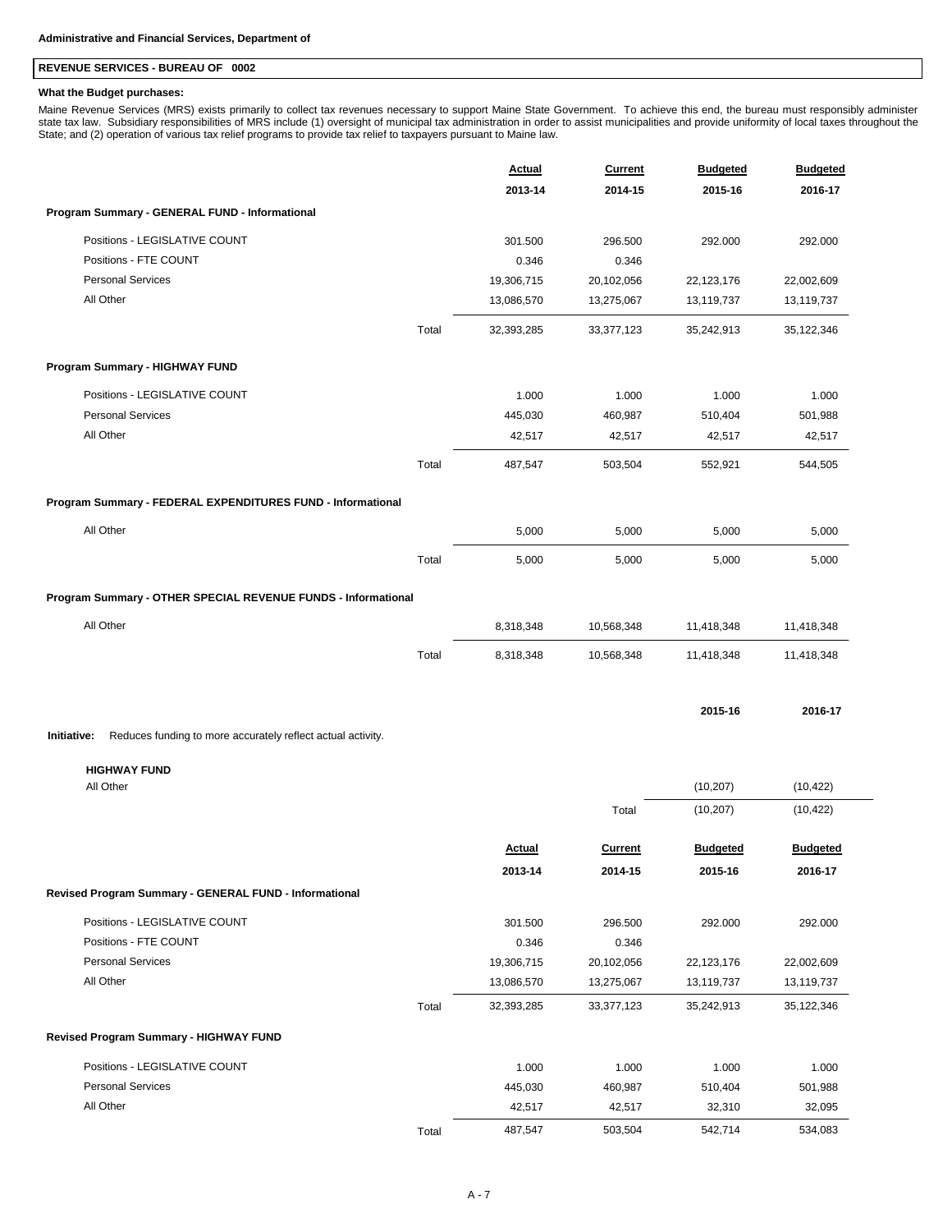**Administrative and Financial Services, Department of**

## REVENUE SERVICES - BUREAU OF 0002

**What the Budget purchases:**

Maine Revenue Services (MRS) exists primarily to collect tax revenues necessary to support Maine State Government. To achieve this end, the bureau must responsibly administer state tax law. Subsidiary responsibilities of MRS include (1) oversight of municipal tax administration in order to assist municipalities and provide uniformity of local taxes throughout the State; and (2) operation of various tax relief programs to provide tax relief to taxpayers pursuant to Maine law.

| | | Actual 2013-14 | Current 2014-15 | Budgeted 2015-16 | Budgeted 2016-17 |
|---|---|---|---|---|---|
| **Program Summary - GENERAL FUND - Informational** | | | | | |
| Positions - LEGISLATIVE COUNT | | 301.500 | 296.500 | 292.000 | 292.000 |
| Positions - FTE COUNT | | 0.346 | 0.346 | | |
| Personal Services | | 19,306,715 | 20,102,056 | 22,123,176 | 22,002,609 |
| All Other | | 13,086,570 | 13,275,067 | 13,119,737 | 13,119,737 |
| | Total | 32,393,285 | 33,377,123 | 35,242,913 | 35,122,346 |
| **Program Summary - HIGHWAY FUND** | | | | | |
| Positions - LEGISLATIVE COUNT | | 1.000 | 1.000 | 1.000 | 1.000 |
| Personal Services | | 445,030 | 460,987 | 510,404 | 501,988 |
| All Other | | 42,517 | 42,517 | 42,517 | 42,517 |
| | Total | 487,547 | 503,504 | 552,921 | 544,505 |
| **Program Summary - FEDERAL EXPENDITURES FUND - Informational** | | | | | |
| All Other | | 5,000 | 5,000 | 5,000 | 5,000 |
| | Total | 5,000 | 5,000 | 5,000 | 5,000 |
| **Program Summary - OTHER SPECIAL REVENUE FUNDS - Informational** | | | | | |
| All Other | | 8,318,348 | 10,568,348 | 11,418,348 | 11,418,348 |
| | Total | 8,318,348 | 10,568,348 | 11,418,348 | 11,418,348 |

**Initiative:** Reduces funding to more accurately reflect actual activity.

| | | 2015-16 | 2016-17 |
|---|---|---|---|
| **HIGHWAY FUND** | | | |
| All Other | | (10,207) | (10,422) |
| | Total | (10,207) | (10,422) |

| | | Actual 2013-14 | Current 2014-15 | Budgeted 2015-16 | Budgeted 2016-17 |
|---|---|---|---|---|---|
| **Revised Program Summary - GENERAL FUND - Informational** | | | | | |
| Positions - LEGISLATIVE COUNT | | 301.500 | 296.500 | 292.000 | 292.000 |
| Positions - FTE COUNT | | 0.346 | 0.346 | | |
| Personal Services | | 19,306,715 | 20,102,056 | 22,123,176 | 22,002,609 |
| All Other | | 13,086,570 | 13,275,067 | 13,119,737 | 13,119,737 |
| | Total | 32,393,285 | 33,377,123 | 35,242,913 | 35,122,346 |
| **Revised Program Summary - HIGHWAY FUND** | | | | | |
| Positions - LEGISLATIVE COUNT | | 1.000 | 1.000 | 1.000 | 1.000 |
| Personal Services | | 445,030 | 460,987 | 510,404 | 501,988 |
| All Other | | 42,517 | 42,517 | 32,310 | 32,095 |
| | Total | 487,547 | 503,504 | 542,714 | 534,083 |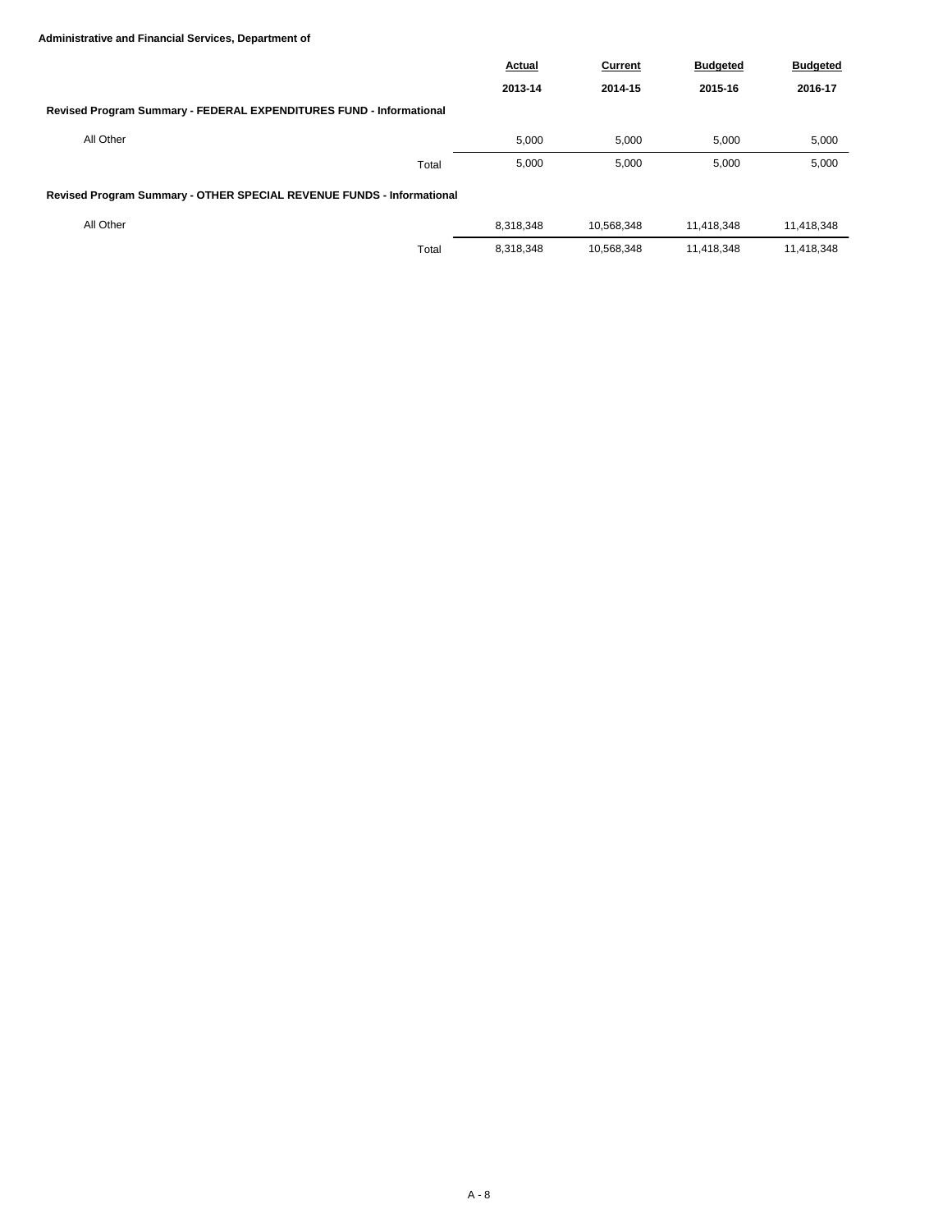**Administrative and Financial Services, Department of**

| | Actual 2013-14 | Current 2014-15 | Budgeted 2015-16 | Budgeted 2016-17 |
|---|---|---|---|---|
| **Revised Program Summary - FEDERAL EXPENDITURES FUND - Informational** | | | | |
| All Other | 5,000 | 5,000 | 5,000 | 5,000 |
| Total | 5,000 | 5,000 | 5,000 | 5,000 |
| **Revised Program Summary - OTHER SPECIAL REVENUE FUNDS - Informational** | | | | |
| All Other | 8,318,348 | 10,568,348 | 11,418,348 | 11,418,348 |
| Total | 8,318,348 | 10,568,348 | 11,418,348 | 11,418,348 |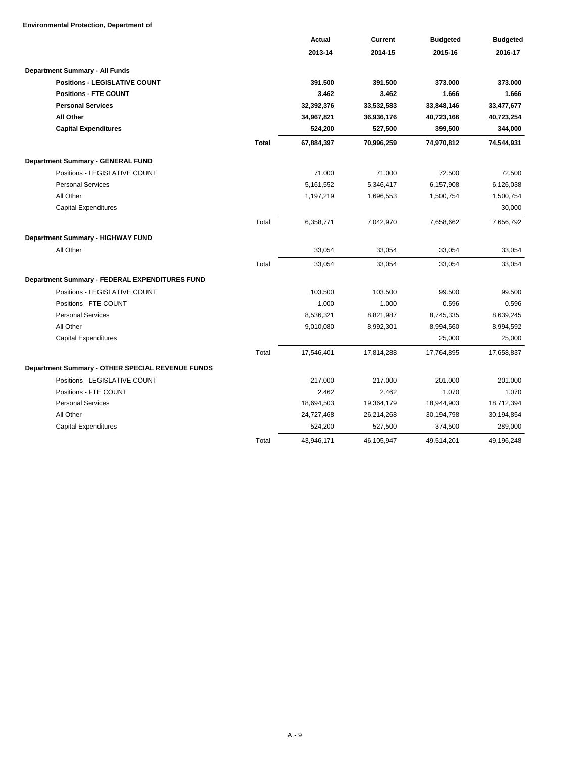**Environmental Protection, Department of**

| | | Actual 2013-14 | Current 2014-15 | Budgeted 2015-16 | Budgeted 2016-17 |
|---|---|---|---|---|---|
| **Department Summary - All Funds** | | | | | |
| **Positions - LEGISLATIVE COUNT** | | **391.500** | **391.500** | **373.000** | **373.000** |
| **Positions - FTE COUNT** | | **3.462** | **3.462** | **1.666** | **1.666** |
| **Personal Services** | | **32,392,376** | **33,532,583** | **33,848,146** | **33,477,677** |
| **All Other** | | **34,967,821** | **36,936,176** | **40,723,166** | **40,723,254** |
| **Capital Expenditures** | | **524,200** | **527,500** | **399,500** | **344,000** |
| | **Total** | **67,884,397** | **70,996,259** | **74,970,812** | **74,544,931** |
| **Department Summary - GENERAL FUND** | | | | | |
| Positions - LEGISLATIVE COUNT | | 71.000 | 71.000 | 72.500 | 72.500 |
| Personal Services | | 5,161,552 | 5,346,417 | 6,157,908 | 6,126,038 |
| All Other | | 1,197,219 | 1,696,553 | 1,500,754 | 1,500,754 |
| Capital Expenditures | | | | | 30,000 |
| | Total | 6,358,771 | 7,042,970 | 7,658,662 | 7,656,792 |
| **Department Summary - HIGHWAY FUND** | | | | | |
| All Other | | 33,054 | 33,054 | 33,054 | 33,054 |
| | Total | 33,054 | 33,054 | 33,054 | 33,054 |
| **Department Summary - FEDERAL EXPENDITURES FUND** | | | | | |
| Positions - LEGISLATIVE COUNT | | 103.500 | 103.500 | 99.500 | 99.500 |
| Positions - FTE COUNT | | 1.000 | 1.000 | 0.596 | 0.596 |
| Personal Services | | 8,536,321 | 8,821,987 | 8,745,335 | 8,639,245 |
| All Other | | 9,010,080 | 8,992,301 | 8,994,560 | 8,994,592 |
| Capital Expenditures | | | | 25,000 | 25,000 |
| | Total | 17,546,401 | 17,814,288 | 17,764,895 | 17,658,837 |
| **Department Summary - OTHER SPECIAL REVENUE FUNDS** | | | | | |
| Positions - LEGISLATIVE COUNT | | 217.000 | 217.000 | 201.000 | 201.000 |
| Positions - FTE COUNT | | 2.462 | 2.462 | 1.070 | 1.070 |
| Personal Services | | 18,694,503 | 19,364,179 | 18,944,903 | 18,712,394 |
| All Other | | 24,727,468 | 26,214,268 | 30,194,798 | 30,194,854 |
| Capital Expenditures | | 524,200 | 527,500 | 374,500 | 289,000 |
| | Total | 43,946,171 | 46,105,947 | 49,514,201 | 49,196,248 |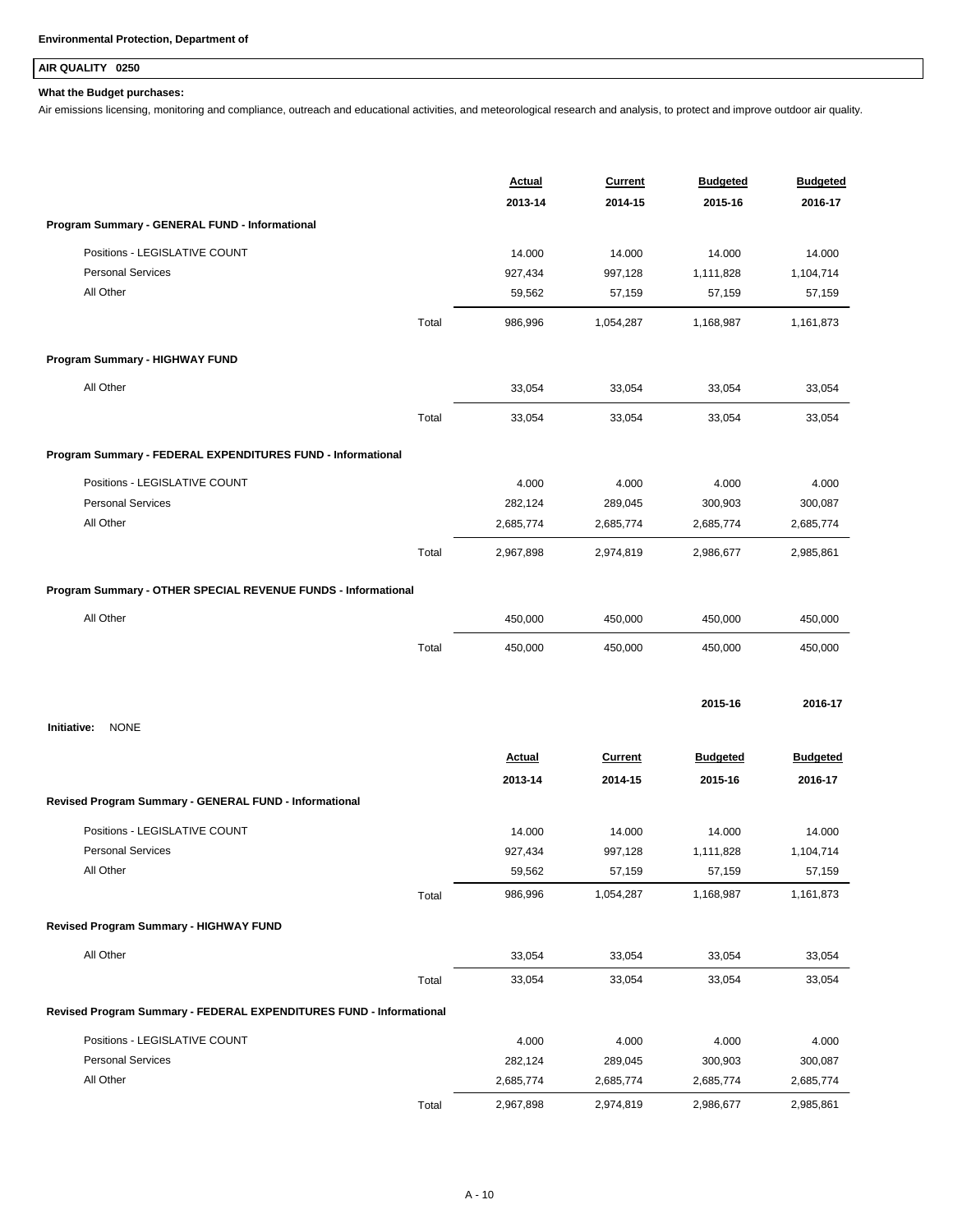**Environmental Protection, Department of**

## AIR QUALITY 0250

**What the Budget purchases:**

Air emissions licensing, monitoring and compliance, outreach and educational activities, and meteorological research and analysis, to protect and improve outdoor air quality.

| | | Actual 2013-14 | Current 2014-15 | Budgeted 2015-16 | Budgeted 2016-17 |
|---|---|---|---|---|---|
| **Program Summary - GENERAL FUND - Informational** | | | | | |
| Positions - LEGISLATIVE COUNT | | 14.000 | 14.000 | 14.000 | 14.000 |
| Personal Services | | 927,434 | 997,128 | 1,111,828 | 1,104,714 |
| All Other | | 59,562 | 57,159 | 57,159 | 57,159 |
| | Total | 986,996 | 1,054,287 | 1,168,987 | 1,161,873 |
| **Program Summary - HIGHWAY FUND** | | | | | |
| All Other | | 33,054 | 33,054 | 33,054 | 33,054 |
| | Total | 33,054 | 33,054 | 33,054 | 33,054 |
| **Program Summary - FEDERAL EXPENDITURES FUND - Informational** | | | | | |
| Positions - LEGISLATIVE COUNT | | 4.000 | 4.000 | 4.000 | 4.000 |
| Personal Services | | 282,124 | 289,045 | 300,903 | 300,087 |
| All Other | | 2,685,774 | 2,685,774 | 2,685,774 | 2,685,774 |
| | Total | 2,967,898 | 2,974,819 | 2,986,677 | 2,985,861 |
| **Program Summary - OTHER SPECIAL REVENUE FUNDS - Informational** | | | | | |
| All Other | | 450,000 | 450,000 | 450,000 | 450,000 |
| | Total | 450,000 | 450,000 | 450,000 | 450,000 |

| | 2015-16 | 2016-17 |
|---|---|---|
| **Initiative:** NONE | | |

| | | Actual 2013-14 | Current 2014-15 | Budgeted 2015-16 | Budgeted 2016-17 |
|---|---|---|---|---|---|
| **Revised Program Summary - GENERAL FUND - Informational** | | | | | |
| Positions - LEGISLATIVE COUNT | | 14.000 | 14.000 | 14.000 | 14.000 |
| Personal Services | | 927,434 | 997,128 | 1,111,828 | 1,104,714 |
| All Other | | 59,562 | 57,159 | 57,159 | 57,159 |
| | Total | 986,996 | 1,054,287 | 1,168,987 | 1,161,873 |
| **Revised Program Summary - HIGHWAY FUND** | | | | | |
| All Other | | 33,054 | 33,054 | 33,054 | 33,054 |
| | Total | 33,054 | 33,054 | 33,054 | 33,054 |
| **Revised Program Summary - FEDERAL EXPENDITURES FUND - Informational** | | | | | |
| Positions - LEGISLATIVE COUNT | | 4.000 | 4.000 | 4.000 | 4.000 |
| Personal Services | | 282,124 | 289,045 | 300,903 | 300,087 |
| All Other | | 2,685,774 | 2,685,774 | 2,685,774 | 2,685,774 |
| | Total | 2,967,898 | 2,974,819 | 2,986,677 | 2,985,861 |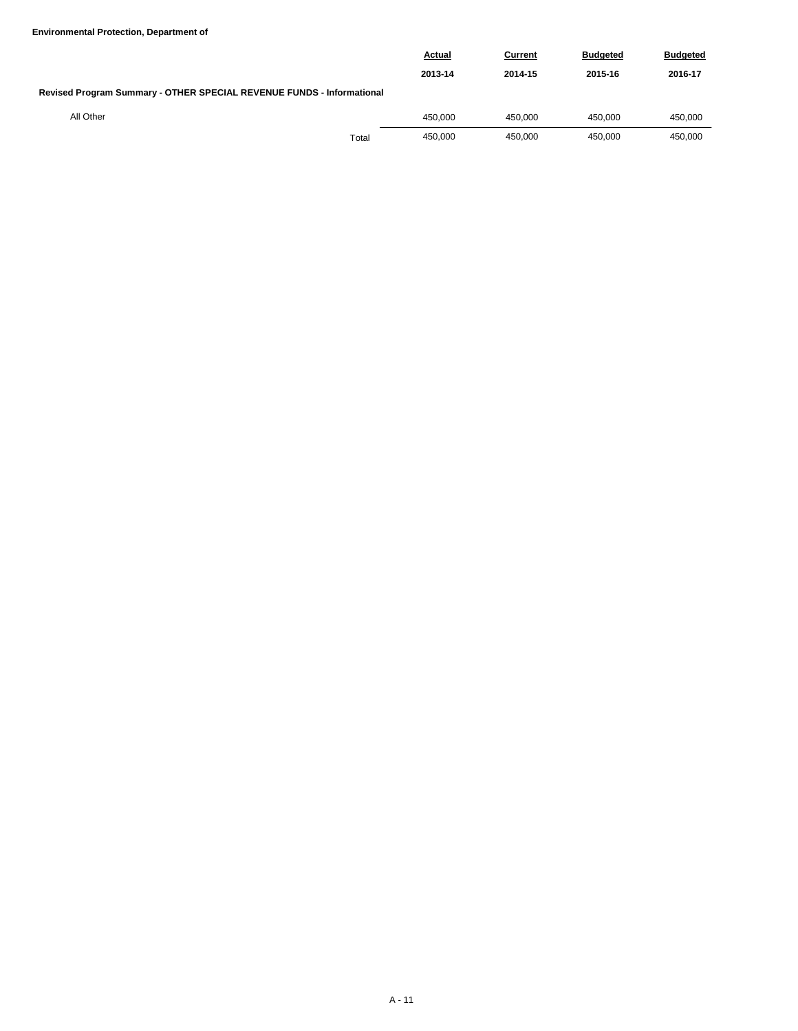**Environmental Protection, Department of**

| | Actual | Current | Budgeted | Budgeted |
|---|---|---|---|---|
| | 2013-14 | 2014-15 | 2015-16 | 2016-17 |
| **Revised Program Summary - OTHER SPECIAL REVENUE FUNDS - Informational** | | | | |
| All Other | 450,000 | 450,000 | 450,000 | 450,000 |
| Total | 450,000 | 450,000 | 450,000 | 450,000 |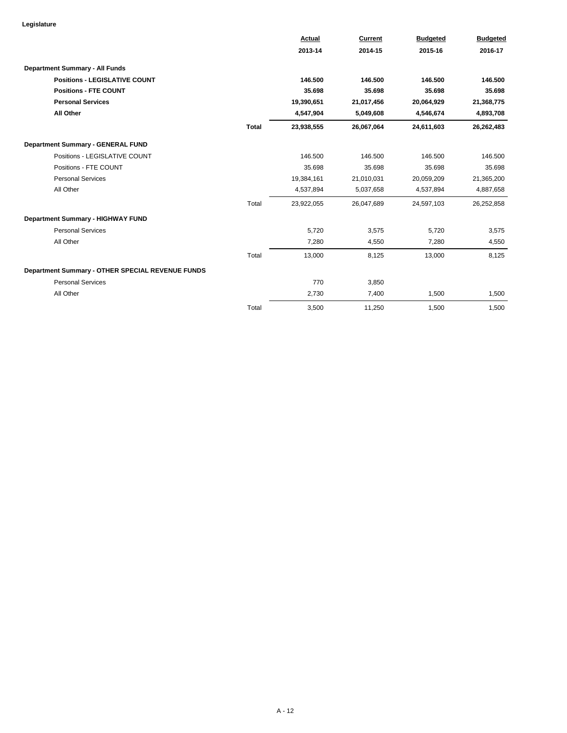**Legislature**

| | | Actual 2013-14 | Current 2014-15 | Budgeted 2015-16 | Budgeted 2016-17 |
|---|---|---|---|---|---|
| **Department Summary - All Funds** | | | | | |
| **Positions - LEGISLATIVE COUNT** | | **146.500** | **146.500** | **146.500** | **146.500** |
| **Positions - FTE COUNT** | | **35.698** | **35.698** | **35.698** | **35.698** |
| **Personal Services** | | **19,390,651** | **21,017,456** | **20,064,929** | **21,368,775** |
| **All Other** | | **4,547,904** | **5,049,608** | **4,546,674** | **4,893,708** |
| | **Total** | **23,938,555** | **26,067,064** | **24,611,603** | **26,262,483** |
| **Department Summary - GENERAL FUND** | | | | | |
| Positions - LEGISLATIVE COUNT | | 146.500 | 146.500 | 146.500 | 146.500 |
| Positions - FTE COUNT | | 35.698 | 35.698 | 35.698 | 35.698 |
| Personal Services | | 19,384,161 | 21,010,031 | 20,059,209 | 21,365,200 |
| All Other | | 4,537,894 | 5,037,658 | 4,537,894 | 4,887,658 |
| | Total | 23,922,055 | 26,047,689 | 24,597,103 | 26,252,858 |
| **Department Summary - HIGHWAY FUND** | | | | | |
| Personal Services | | 5,720 | 3,575 | 5,720 | 3,575 |
| All Other | | 7,280 | 4,550 | 7,280 | 4,550 |
| | Total | 13,000 | 8,125 | 13,000 | 8,125 |
| **Department Summary - OTHER SPECIAL REVENUE FUNDS** | | | | | |
| Personal Services | | 770 | 3,850 | | |
| All Other | | 2,730 | 7,400 | 1,500 | 1,500 |
| | Total | 3,500 | 11,250 | 1,500 | 1,500 |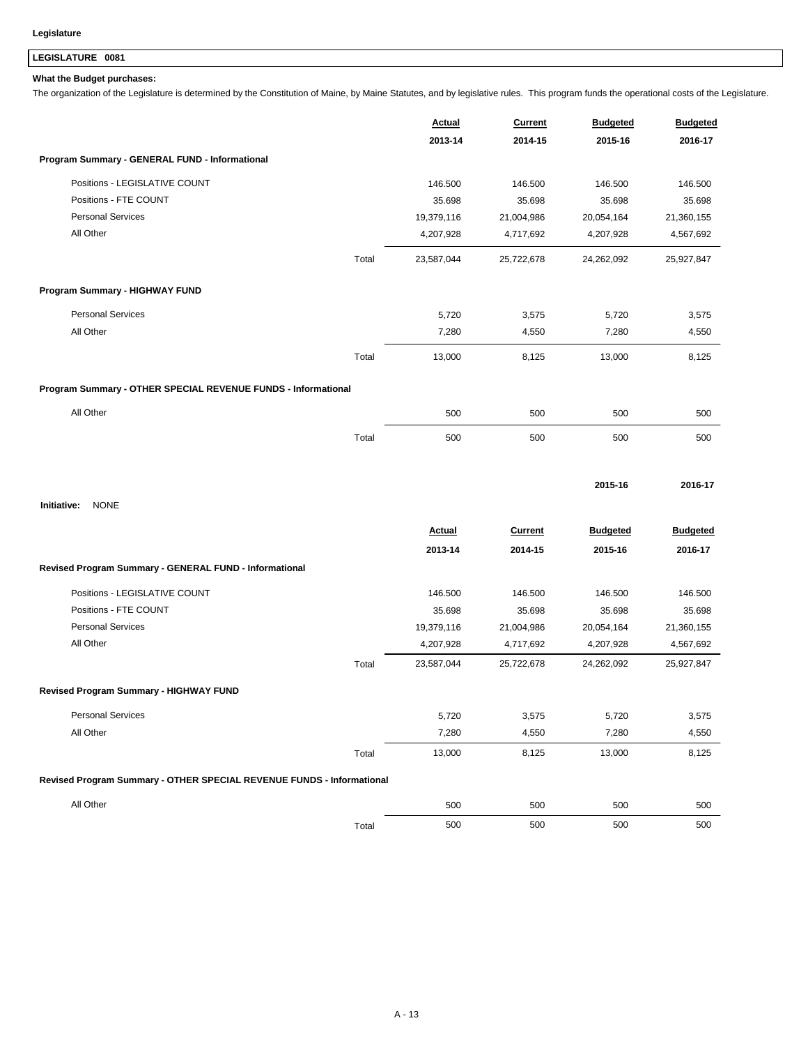**Legislature**

## LEGISLATURE 0081

**What the Budget purchases:**

The organization of the Legislature is determined by the Constitution of Maine, by Maine Statutes, and by legislative rules. This program funds the operational costs of the Legislature.

| | | Actual 2013-14 | Current 2014-15 | Budgeted 2015-16 | Budgeted 2016-17 |
|---|---|---|---|---|---|
| **Program Summary - GENERAL FUND - Informational** | | | | | |
| Positions - LEGISLATIVE COUNT | | 146.500 | 146.500 | 146.500 | 146.500 |
| Positions - FTE COUNT | | 35.698 | 35.698 | 35.698 | 35.698 |
| Personal Services | | 19,379,116 | 21,004,986 | 20,054,164 | 21,360,155 |
| All Other | | 4,207,928 | 4,717,692 | 4,207,928 | 4,567,692 |
| | Total | 23,587,044 | 25,722,678 | 24,262,092 | 25,927,847 |
| **Program Summary - HIGHWAY FUND** | | | | | |
| Personal Services | | 5,720 | 3,575 | 5,720 | 3,575 |
| All Other | | 7,280 | 4,550 | 7,280 | 4,550 |
| | Total | 13,000 | 8,125 | 13,000 | 8,125 |
| **Program Summary - OTHER SPECIAL REVENUE FUNDS - Informational** | | | | | |
| All Other | | 500 | 500 | 500 | 500 |
| | Total | 500 | 500 | 500 | 500 |

| | 2015-16 | 2016-17 |
|---|---|---|
| **Initiative:** NONE | | |

| | | Actual 2013-14 | Current 2014-15 | Budgeted 2015-16 | Budgeted 2016-17 |
|---|---|---|---|---|---|
| **Revised Program Summary - GENERAL FUND - Informational** | | | | | |
| Positions - LEGISLATIVE COUNT | | 146.500 | 146.500 | 146.500 | 146.500 |
| Positions - FTE COUNT | | 35.698 | 35.698 | 35.698 | 35.698 |
| Personal Services | | 19,379,116 | 21,004,986 | 20,054,164 | 21,360,155 |
| All Other | | 4,207,928 | 4,717,692 | 4,207,928 | 4,567,692 |
| | Total | 23,587,044 | 25,722,678 | 24,262,092 | 25,927,847 |
| **Revised Program Summary - HIGHWAY FUND** | | | | | |
| Personal Services | | 5,720 | 3,575 | 5,720 | 3,575 |
| All Other | | 7,280 | 4,550 | 7,280 | 4,550 |
| | Total | 13,000 | 8,125 | 13,000 | 8,125 |
| **Revised Program Summary - OTHER SPECIAL REVENUE FUNDS - Informational** | | | | | |
| All Other | | 500 | 500 | 500 | 500 |
| | Total | 500 | 500 | 500 | 500 |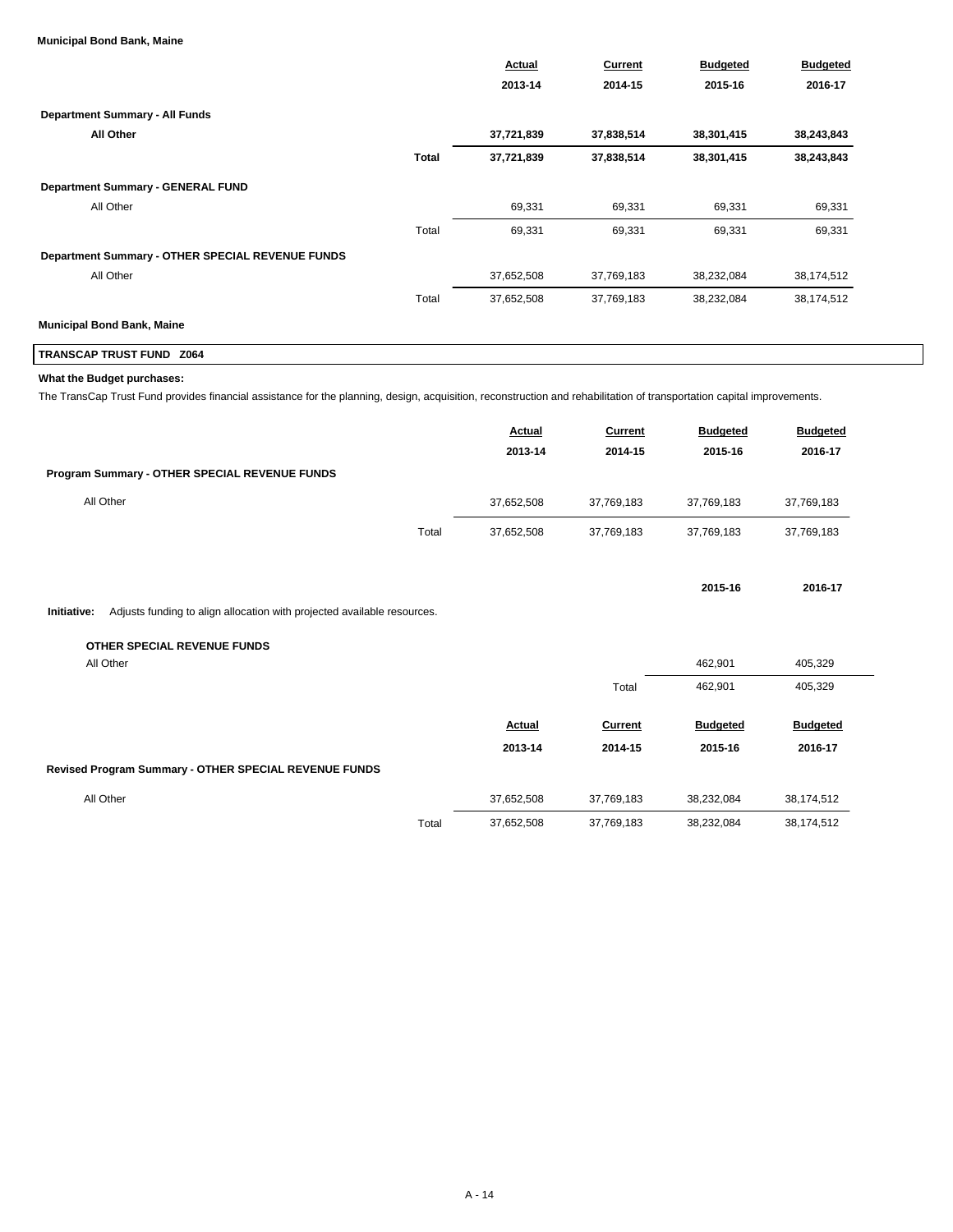**Municipal Bond Bank, Maine**

| | | Actual 2013-14 | Current 2014-15 | Budgeted 2015-16 | Budgeted 2016-17 |
|---|---|---|---|---|---|
| **Department Summary - All Funds** | | | | | |
| **All Other** | | **37,721,839** | **37,838,514** | **38,301,415** | **38,243,843** |
| | **Total** | **37,721,839** | **37,838,514** | **38,301,415** | **38,243,843** |
| **Department Summary - GENERAL FUND** | | | | | |
| All Other | | 69,331 | 69,331 | 69,331 | 69,331 |
| | Total | 69,331 | 69,331 | 69,331 | 69,331 |
| **Department Summary - OTHER SPECIAL REVENUE FUNDS** | | | | | |
| All Other | | 37,652,508 | 37,769,183 | 38,232,084 | 38,174,512 |
| | Total | 37,652,508 | 37,769,183 | 38,232,084 | 38,174,512 |

**Municipal Bond Bank, Maine**

**TRANSCAP TRUST FUND Z064**

**What the Budget purchases:**

The TransCap Trust Fund provides financial assistance for the planning, design, acquisition, reconstruction and rehabilitation of transportation capital improvements.

| | | Actual 2013-14 | Current 2014-15 | Budgeted 2015-16 | Budgeted 2016-17 |
|---|---|---|---|---|---|
| **Program Summary - OTHER SPECIAL REVENUE FUNDS** | | | | | |
| All Other | | 37,652,508 | 37,769,183 | 37,769,183 | 37,769,183 |
| | Total | 37,652,508 | 37,769,183 | 37,769,183 | 37,769,183 |

**Initiative:** Adjusts funding to align allocation with projected available resources.

| | | 2015-16 | 2016-17 |
|---|---|---|---|
| **OTHER SPECIAL REVENUE FUNDS** | | | |
| All Other | | 462,901 | 405,329 |
| | Total | 462,901 | 405,329 |

| | | Actual 2013-14 | Current 2014-15 | Budgeted 2015-16 | Budgeted 2016-17 |
|---|---|---|---|---|---|
| **Revised Program Summary - OTHER SPECIAL REVENUE FUNDS** | | | | | |
| All Other | | 37,652,508 | 37,769,183 | 38,232,084 | 38,174,512 |
| | Total | 37,652,508 | 37,769,183 | 38,232,084 | 38,174,512 |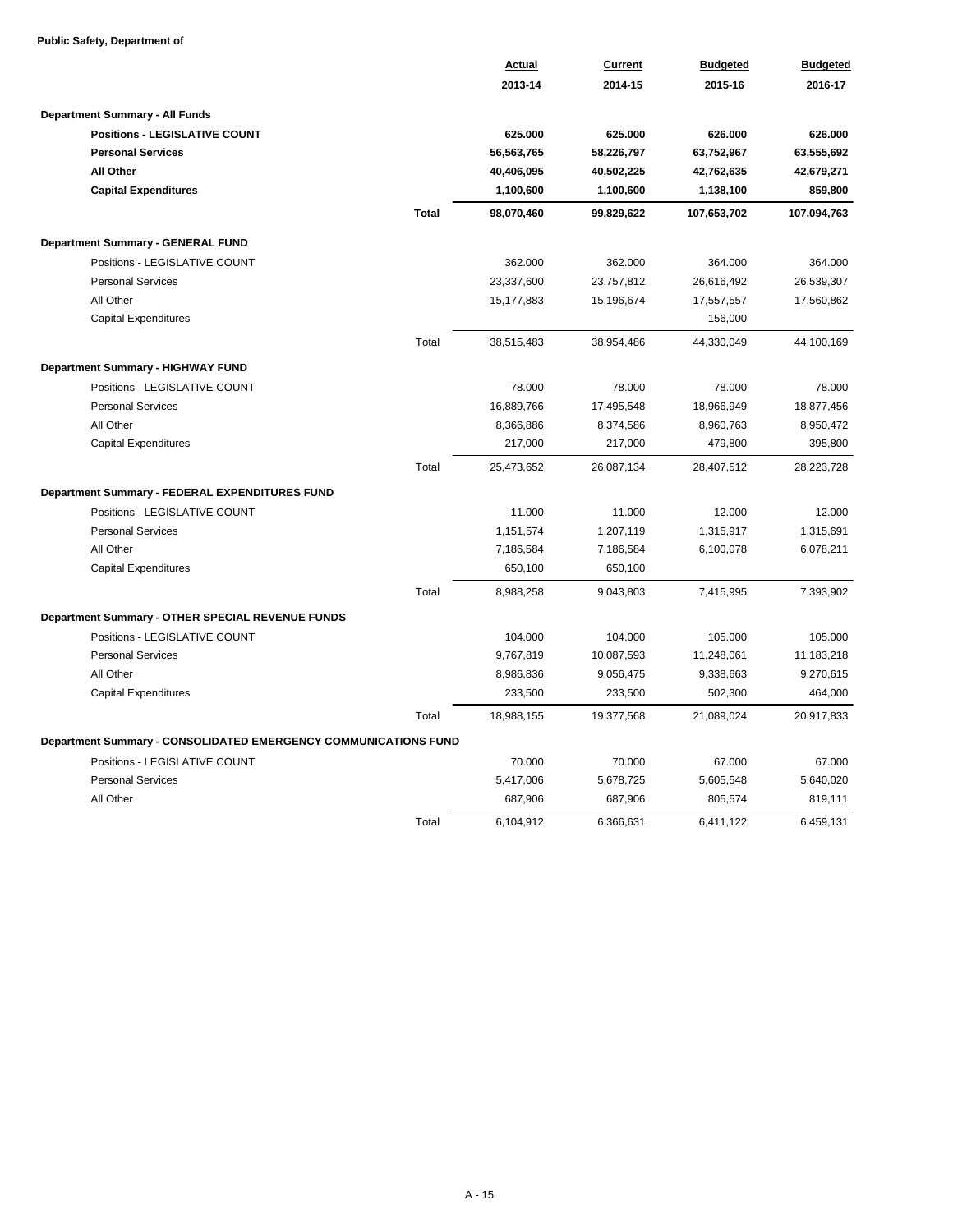**Public Safety, Department of**

| | | Actual 2013-14 | Current 2014-15 | Budgeted 2015-16 | Budgeted 2016-17 |
|---|---|---|---|---|---|
| **Department Summary - All Funds** | | | | | |
| **Positions - LEGISLATIVE COUNT** | | **625.000** | **625.000** | **626.000** | **626.000** |
| **Personal Services** | | **56,563,765** | **58,226,797** | **63,752,967** | **63,555,692** |
| **All Other** | | **40,406,095** | **40,502,225** | **42,762,635** | **42,679,271** |
| **Capital Expenditures** | | **1,100,600** | **1,100,600** | **1,138,100** | **859,800** |
| | **Total** | **98,070,460** | **99,829,622** | **107,653,702** | **107,094,763** |
| **Department Summary - GENERAL FUND** | | | | | |
| Positions - LEGISLATIVE COUNT | | 362.000 | 362.000 | 364.000 | 364.000 |
| Personal Services | | 23,337,600 | 23,757,812 | 26,616,492 | 26,539,307 |
| All Other | | 15,177,883 | 15,196,674 | 17,557,557 | 17,560,862 |
| Capital Expenditures | | | | 156,000 | |
| | Total | 38,515,483 | 38,954,486 | 44,330,049 | 44,100,169 |
| **Department Summary - HIGHWAY FUND** | | | | | |
| Positions - LEGISLATIVE COUNT | | 78.000 | 78.000 | 78.000 | 78.000 |
| Personal Services | | 16,889,766 | 17,495,548 | 18,966,949 | 18,877,456 |
| All Other | | 8,366,886 | 8,374,586 | 8,960,763 | 8,950,472 |
| Capital Expenditures | | 217,000 | 217,000 | 479,800 | 395,800 |
| | Total | 25,473,652 | 26,087,134 | 28,407,512 | 28,223,728 |
| **Department Summary - FEDERAL EXPENDITURES FUND** | | | | | |
| Positions - LEGISLATIVE COUNT | | 11.000 | 11.000 | 12.000 | 12.000 |
| Personal Services | | 1,151,574 | 1,207,119 | 1,315,917 | 1,315,691 |
| All Other | | 7,186,584 | 7,186,584 | 6,100,078 | 6,078,211 |
| Capital Expenditures | | 650,100 | 650,100 | | |
| | Total | 8,988,258 | 9,043,803 | 7,415,995 | 7,393,902 |
| **Department Summary - OTHER SPECIAL REVENUE FUNDS** | | | | | |
| Positions - LEGISLATIVE COUNT | | 104.000 | 104.000 | 105.000 | 105.000 |
| Personal Services | | 9,767,819 | 10,087,593 | 11,248,061 | 11,183,218 |
| All Other | | 8,986,836 | 9,056,475 | 9,338,663 | 9,270,615 |
| Capital Expenditures | | 233,500 | 233,500 | 502,300 | 464,000 |
| | Total | 18,988,155 | 19,377,568 | 21,089,024 | 20,917,833 |
| **Department Summary - CONSOLIDATED EMERGENCY COMMUNICATIONS FUND** | | | | | |
| Positions - LEGISLATIVE COUNT | | 70.000 | 70.000 | 67.000 | 67.000 |
| Personal Services | | 5,417,006 | 5,678,725 | 5,605,548 | 5,640,020 |
| All Other | | 687,906 | 687,906 | 805,574 | 819,111 |
| | Total | 6,104,912 | 6,366,631 | 6,411,122 | 6,459,131 |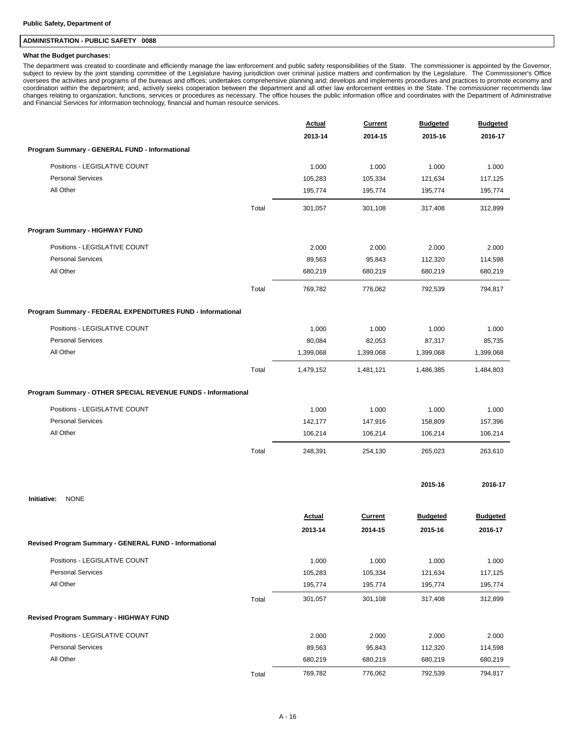**Public Safety, Department of**

## ADMINISTRATION - PUBLIC SAFETY 0088

**What the Budget purchases:**

The department was created to coordinate and efficiently manage the law enforcement and public safety responsibilities of the State. The commissioner is appointed by the Governor, subject to review by the joint standing committee of the Legislature having jurisdiction over criminal justice matters and confirmation by the Legislature. The Commissioner's Office oversees the activities and programs of the bureaus and offices; undertakes comprehensive planning and; develops and implements procedures and practices to promote economy and coordination within the department; and, actively seeks cooperation between the department and all other law enforcement entities in the State. The commissioner recommends law changes relating to organization, functions, services or procedures as necessary. The office houses the public information office and coordinates with the Department of Administrative and Financial Services for information technology, financial and human resource services.

| | | Actual 2013-14 | Current 2014-15 | Budgeted 2015-16 | Budgeted 2016-17 |
|---|---|---|---|---|---|
| **Program Summary - GENERAL FUND - Informational** | | | | | |
| Positions - LEGISLATIVE COUNT | | 1.000 | 1.000 | 1.000 | 1.000 |
| Personal Services | | 105,283 | 105,334 | 121,634 | 117,125 |
| All Other | | 195,774 | 195,774 | 195,774 | 195,774 |
| | Total | 301,057 | 301,108 | 317,408 | 312,899 |
| **Program Summary - HIGHWAY FUND** | | | | | |
| Positions - LEGISLATIVE COUNT | | 2.000 | 2.000 | 2.000 | 2.000 |
| Personal Services | | 89,563 | 95,843 | 112,320 | 114,598 |
| All Other | | 680,219 | 680,219 | 680,219 | 680,219 |
| | Total | 769,782 | 776,062 | 792,539 | 794,817 |
| **Program Summary - FEDERAL EXPENDITURES FUND - Informational** | | | | | |
| Positions - LEGISLATIVE COUNT | | 1.000 | 1.000 | 1.000 | 1.000 |
| Personal Services | | 80,084 | 82,053 | 87,317 | 85,735 |
| All Other | | 1,399,068 | 1,399,068 | 1,399,068 | 1,399,068 |
| | Total | 1,479,152 | 1,481,121 | 1,486,385 | 1,484,803 |
| **Program Summary - OTHER SPECIAL REVENUE FUNDS - Informational** | | | | | |
| Positions - LEGISLATIVE COUNT | | 1.000 | 1.000 | 1.000 | 1.000 |
| Personal Services | | 142,177 | 147,916 | 158,809 | 157,396 |
| All Other | | 106,214 | 106,214 | 106,214 | 106,214 |
| | Total | 248,391 | 254,130 | 265,023 | 263,610 |

| | 2015-16 | 2016-17 |
|---|---|---|
| **Initiative:** NONE | | |

| | | Actual 2013-14 | Current 2014-15 | Budgeted 2015-16 | Budgeted 2016-17 |
|---|---|---|---|---|---|
| **Revised Program Summary - GENERAL FUND - Informational** | | | | | |
| Positions - LEGISLATIVE COUNT | | 1.000 | 1.000 | 1.000 | 1.000 |
| Personal Services | | 105,283 | 105,334 | 121,634 | 117,125 |
| All Other | | 195,774 | 195,774 | 195,774 | 195,774 |
| | Total | 301,057 | 301,108 | 317,408 | 312,899 |
| **Revised Program Summary - HIGHWAY FUND** | | | | | |
| Positions - LEGISLATIVE COUNT | | 2.000 | 2.000 | 2.000 | 2.000 |
| Personal Services | | 89,563 | 95,843 | 112,320 | 114,598 |
| All Other | | 680,219 | 680,219 | 680,219 | 680,219 |
| | Total | 769,782 | 776,062 | 792,539 | 794,817 |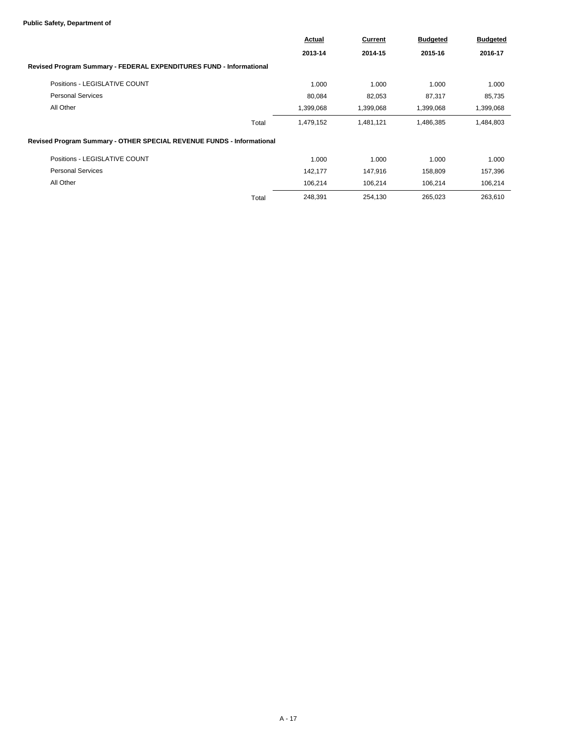**Public Safety, Department of**

| | Actual 2013-14 | Current 2014-15 | Budgeted 2015-16 | Budgeted 2016-17 |
|---|---|---|---|---|
| **Revised Program Summary - FEDERAL EXPENDITURES FUND - Informational** | | | | |
| Positions - LEGISLATIVE COUNT | 1.000 | 1.000 | 1.000 | 1.000 |
| Personal Services | 80,084 | 82,053 | 87,317 | 85,735 |
| All Other | 1,399,068 | 1,399,068 | 1,399,068 | 1,399,068 |
| Total | 1,479,152 | 1,481,121 | 1,486,385 | 1,484,803 |
| **Revised Program Summary - OTHER SPECIAL REVENUE FUNDS - Informational** | | | | |
| Positions - LEGISLATIVE COUNT | 1.000 | 1.000 | 1.000 | 1.000 |
| Personal Services | 142,177 | 147,916 | 158,809 | 157,396 |
| All Other | 106,214 | 106,214 | 106,214 | 106,214 |
| Total | 248,391 | 254,130 | 265,023 | 263,610 |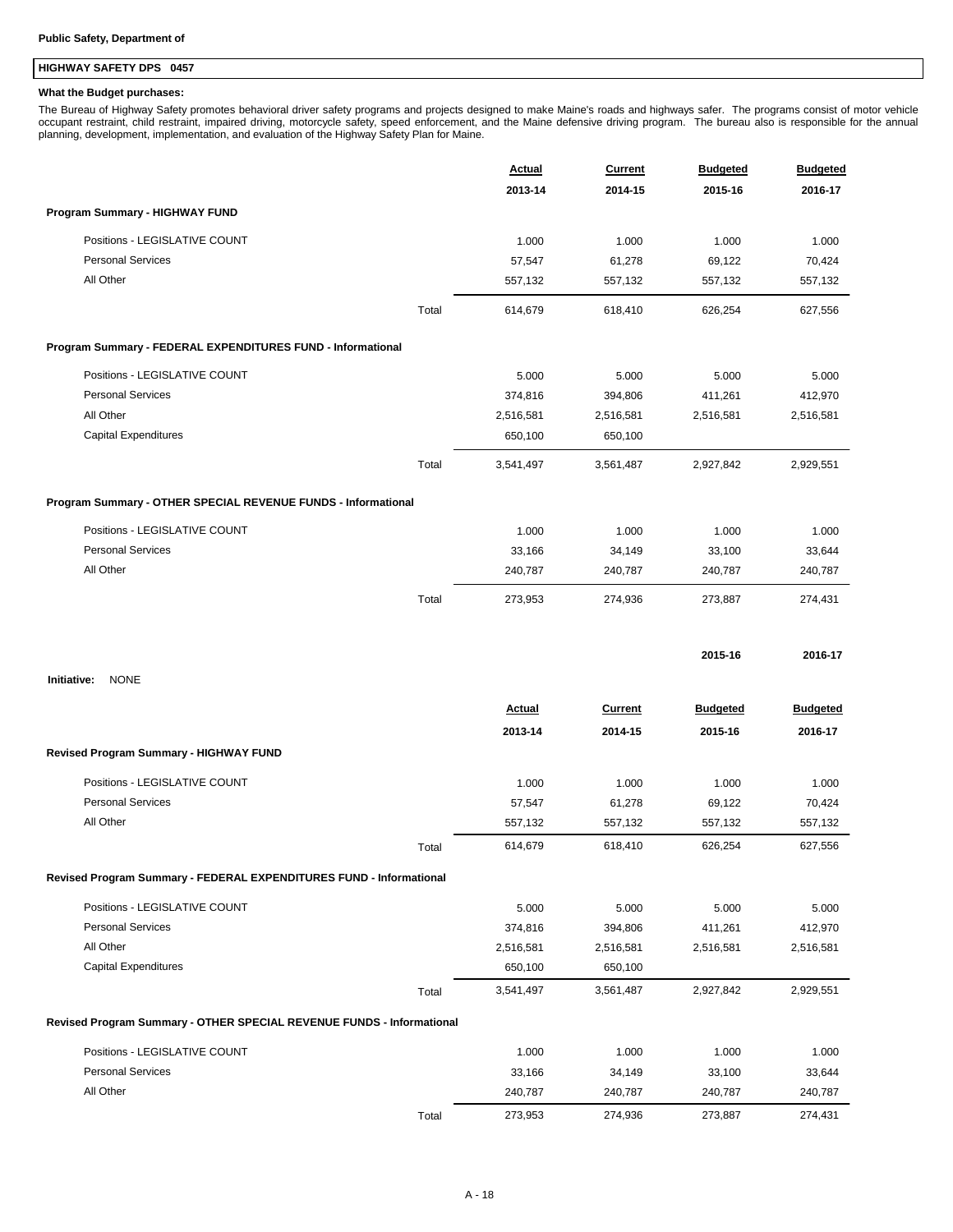**Public Safety, Department of**

## HIGHWAY SAFETY DPS 0457

**What the Budget purchases:**

The Bureau of Highway Safety promotes behavioral driver safety programs and projects designed to make Maine's roads and highways safer. The programs consist of motor vehicle occupant restraint, child restraint, impaired driving, motorcycle safety, speed enforcement, and the Maine defensive driving program. The bureau also is responsible for the annual planning, development, implementation, and evaluation of the Highway Safety Plan for Maine.

| | | Actual 2013-14 | Current 2014-15 | Budgeted 2015-16 | Budgeted 2016-17 |
|---|---|---|---|---|---|
| **Program Summary - HIGHWAY FUND** | | | | | |
| Positions - LEGISLATIVE COUNT | | 1.000 | 1.000 | 1.000 | 1.000 |
| Personal Services | | 57,547 | 61,278 | 69,122 | 70,424 |
| All Other | | 557,132 | 557,132 | 557,132 | 557,132 |
| | Total | 614,679 | 618,410 | 626,254 | 627,556 |
| **Program Summary - FEDERAL EXPENDITURES FUND - Informational** | | | | | |
| Positions - LEGISLATIVE COUNT | | 5.000 | 5.000 | 5.000 | 5.000 |
| Personal Services | | 374,816 | 394,806 | 411,261 | 412,970 |
| All Other | | 2,516,581 | 2,516,581 | 2,516,581 | 2,516,581 |
| Capital Expenditures | | 650,100 | 650,100 | | |
| | Total | 3,541,497 | 3,561,487 | 2,927,842 | 2,929,551 |
| **Program Summary - OTHER SPECIAL REVENUE FUNDS - Informational** | | | | | |
| Positions - LEGISLATIVE COUNT | | 1.000 | 1.000 | 1.000 | 1.000 |
| Personal Services | | 33,166 | 34,149 | 33,100 | 33,644 |
| All Other | | 240,787 | 240,787 | 240,787 | 240,787 |
| | Total | 273,953 | 274,936 | 273,887 | 274,431 |

| | 2015-16 | 2016-17 |
|---|---|---|
| **Initiative:** NONE | | |

| | | Actual 2013-14 | Current 2014-15 | Budgeted 2015-16 | Budgeted 2016-17 |
|---|---|---|---|---|---|
| **Revised Program Summary - HIGHWAY FUND** | | | | | |
| Positions - LEGISLATIVE COUNT | | 1.000 | 1.000 | 1.000 | 1.000 |
| Personal Services | | 57,547 | 61,278 | 69,122 | 70,424 |
| All Other | | 557,132 | 557,132 | 557,132 | 557,132 |
| | Total | 614,679 | 618,410 | 626,254 | 627,556 |
| **Revised Program Summary - FEDERAL EXPENDITURES FUND - Informational** | | | | | |
| Positions - LEGISLATIVE COUNT | | 5.000 | 5.000 | 5.000 | 5.000 |
| Personal Services | | 374,816 | 394,806 | 411,261 | 412,970 |
| All Other | | 2,516,581 | 2,516,581 | 2,516,581 | 2,516,581 |
| Capital Expenditures | | 650,100 | 650,100 | | |
| | Total | 3,541,497 | 3,561,487 | 2,927,842 | 2,929,551 |
| **Revised Program Summary - OTHER SPECIAL REVENUE FUNDS - Informational** | | | | | |
| Positions - LEGISLATIVE COUNT | | 1.000 | 1.000 | 1.000 | 1.000 |
| Personal Services | | 33,166 | 34,149 | 33,100 | 33,644 |
| All Other | | 240,787 | 240,787 | 240,787 | 240,787 |
| | Total | 273,953 | 274,936 | 273,887 | 274,431 |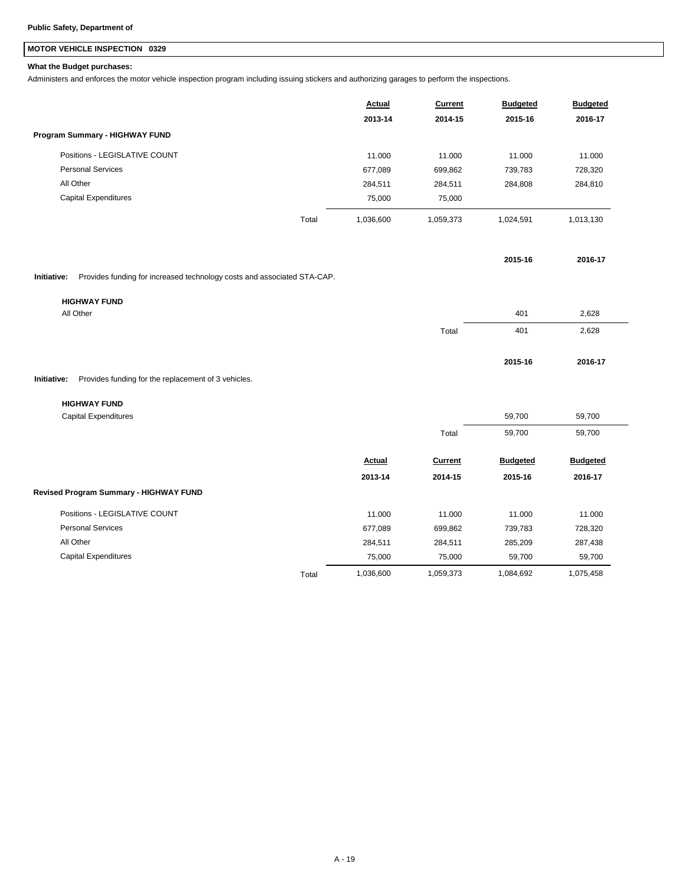**Public Safety, Department of**

## MOTOR VEHICLE INSPECTION 0329

**What the Budget purchases:**

Administers and enforces the motor vehicle inspection program including issuing stickers and authorizing garages to perform the inspections.

| | Actual 2013-14 | Current 2014-15 | Budgeted 2015-16 | Budgeted 2016-17 |
|---|---|---|---|---|
| **Program Summary - HIGHWAY FUND** | | | | |
| Positions - LEGISLATIVE COUNT | 11.000 | 11.000 | 11.000 | 11.000 |
| Personal Services | 677,089 | 699,862 | 739,783 | 728,320 |
| All Other | 284,511 | 284,511 | 284,808 | 284,810 |
| Capital Expenditures | 75,000 | 75,000 | | |
| Total | 1,036,600 | 1,059,373 | 1,024,591 | 1,013,130 |

**Initiative:** Provides funding for increased technology costs and associated STA-CAP.

| HIGHWAY FUND | 2015-16 | 2016-17 |
|---|---|---|
| All Other | 401 | 2,628 |
| Total | 401 | 2,628 |

**Initiative:** Provides funding for the replacement of 3 vehicles.

| HIGHWAY FUND | 2015-16 | 2016-17 |
|---|---|---|
| Capital Expenditures | 59,700 | 59,700 |
| Total | 59,700 | 59,700 |

| | Actual 2013-14 | Current 2014-15 | Budgeted 2015-16 | Budgeted 2016-17 |
|---|---|---|---|---|
| **Revised Program Summary - HIGHWAY FUND** | | | | |
| Positions - LEGISLATIVE COUNT | 11.000 | 11.000 | 11.000 | 11.000 |
| Personal Services | 677,089 | 699,862 | 739,783 | 728,320 |
| All Other | 284,511 | 284,511 | 285,209 | 287,438 |
| Capital Expenditures | 75,000 | 75,000 | 59,700 | 59,700 |
| Total | 1,036,600 | 1,059,373 | 1,084,692 | 1,075,458 |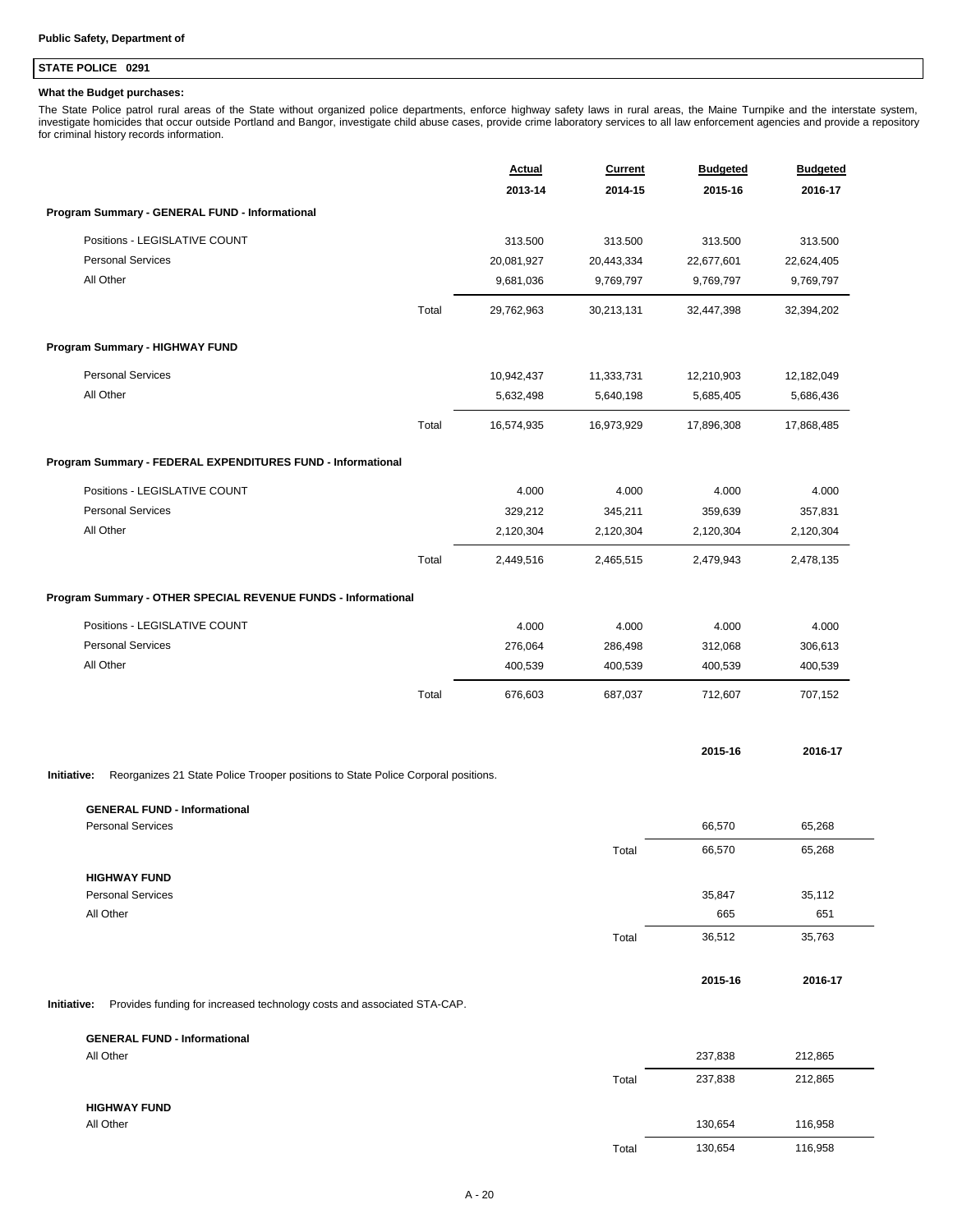**Public Safety, Department of**

## STATE POLICE 0291

**What the Budget purchases:**

The State Police patrol rural areas of the State without organized police departments, enforce highway safety laws in rural areas, the Maine Turnpike and the interstate system, investigate homicides that occur outside Portland and Bangor, investigate child abuse cases, provide crime laboratory services to all law enforcement agencies and provide a repository for criminal history records information.

| | | Actual 2013-14 | Current 2014-15 | Budgeted 2015-16 | Budgeted 2016-17 |
|---|---|---|---|---|---|
| **Program Summary - GENERAL FUND - Informational** | | | | | |
| Positions - LEGISLATIVE COUNT | | 313.500 | 313.500 | 313.500 | 313.500 |
| Personal Services | | 20,081,927 | 20,443,334 | 22,677,601 | 22,624,405 |
| All Other | | 9,681,036 | 9,769,797 | 9,769,797 | 9,769,797 |
| | Total | 29,762,963 | 30,213,131 | 32,447,398 | 32,394,202 |
| **Program Summary - HIGHWAY FUND** | | | | | |
| Personal Services | | 10,942,437 | 11,333,731 | 12,210,903 | 12,182,049 |
| All Other | | 5,632,498 | 5,640,198 | 5,685,405 | 5,686,436 |
| | Total | 16,574,935 | 16,973,929 | 17,896,308 | 17,868,485 |
| **Program Summary - FEDERAL EXPENDITURES FUND - Informational** | | | | | |
| Positions - LEGISLATIVE COUNT | | 4.000 | 4.000 | 4.000 | 4.000 |
| Personal Services | | 329,212 | 345,211 | 359,639 | 357,831 |
| All Other | | 2,120,304 | 2,120,304 | 2,120,304 | 2,120,304 |
| | Total | 2,449,516 | 2,465,515 | 2,479,943 | 2,478,135 |
| **Program Summary - OTHER SPECIAL REVENUE FUNDS - Informational** | | | | | |
| Positions - LEGISLATIVE COUNT | | 4.000 | 4.000 | 4.000 | 4.000 |
| Personal Services | | 276,064 | 286,498 | 312,068 | 306,613 |
| All Other | | 400,539 | 400,539 | 400,539 | 400,539 |
| | Total | 676,603 | 687,037 | 712,607 | 707,152 |

**Initiative:** Reorganizes 21 State Police Trooper positions to State Police Corporal positions.

| | | 2015-16 | 2016-17 |
|---|---|---|---|
| **GENERAL FUND - Informational** | | | |
| Personal Services | | 66,570 | 65,268 |
| | Total | 66,570 | 65,268 |
| **HIGHWAY FUND** | | | |
| Personal Services | | 35,847 | 35,112 |
| All Other | | 665 | 651 |
| | Total | 36,512 | 35,763 |

**Initiative:** Provides funding for increased technology costs and associated STA-CAP.

| | | 2015-16 | 2016-17 |
|---|---|---|---|
| **GENERAL FUND - Informational** | | | |
| All Other | | 237,838 | 212,865 |
| | Total | 237,838 | 212,865 |
| **HIGHWAY FUND** | | | |
| All Other | | 130,654 | 116,958 |
| | Total | 130,654 | 116,958 |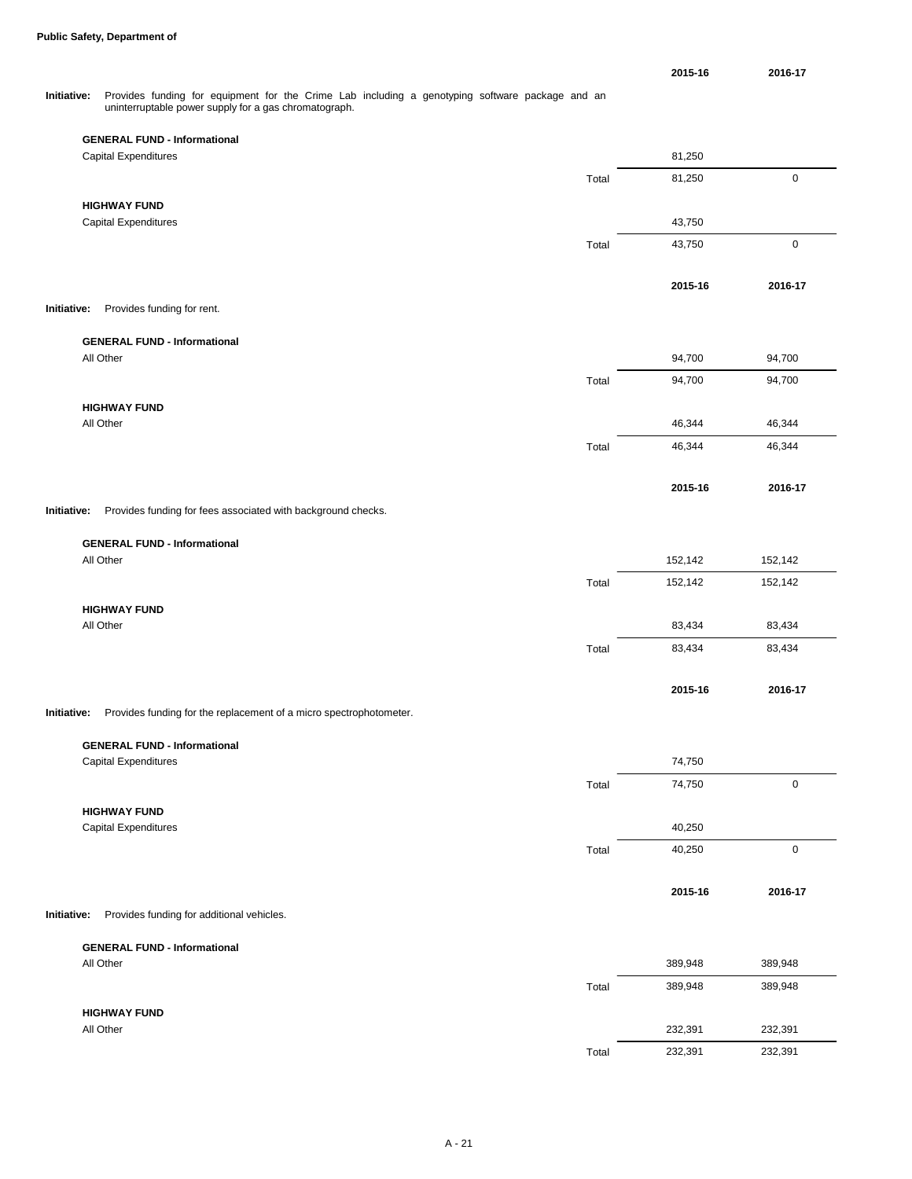**Public Safety, Department of**

| | | 2015-16 | 2016-17 |
|---|---|---|---|
| **Initiative:** Provides funding for equipment for the Crime Lab including a genotyping software package and an uninterruptable power supply for a gas chromatograph. | | | |
| **GENERAL FUND - Informational** | | | |
| Capital Expenditures | | 81,250 | |
| | Total | 81,250 | 0 |
| **HIGHWAY FUND** | | | |
| Capital Expenditures | | 43,750 | |
| | Total | 43,750 | 0 |

| | | 2015-16 | 2016-17 |
|---|---|---|---|
| **Initiative:** Provides funding for rent. | | | |
| **GENERAL FUND - Informational** | | | |
| All Other | | 94,700 | 94,700 |
| | Total | 94,700 | 94,700 |
| **HIGHWAY FUND** | | | |
| All Other | | 46,344 | 46,344 |
| | Total | 46,344 | 46,344 |

| | | 2015-16 | 2016-17 |
|---|---|---|---|
| **Initiative:** Provides funding for fees associated with background checks. | | | |
| **GENERAL FUND - Informational** | | | |
| All Other | | 152,142 | 152,142 |
| | Total | 152,142 | 152,142 |
| **HIGHWAY FUND** | | | |
| All Other | | 83,434 | 83,434 |
| | Total | 83,434 | 83,434 |

| | | 2015-16 | 2016-17 |
|---|---|---|---|
| **Initiative:** Provides funding for the replacement of a micro spectrophotometer. | | | |
| **GENERAL FUND - Informational** | | | |
| Capital Expenditures | | 74,750 | |
| | Total | 74,750 | 0 |
| **HIGHWAY FUND** | | | |
| Capital Expenditures | | 40,250 | |
| | Total | 40,250 | 0 |

| | | 2015-16 | 2016-17 |
|---|---|---|---|
| **Initiative:** Provides funding for additional vehicles. | | | |
| **GENERAL FUND - Informational** | | | |
| All Other | | 389,948 | 389,948 |
| | Total | 389,948 | 389,948 |
| **HIGHWAY FUND** | | | |
| All Other | | 232,391 | 232,391 |
| | Total | 232,391 | 232,391 |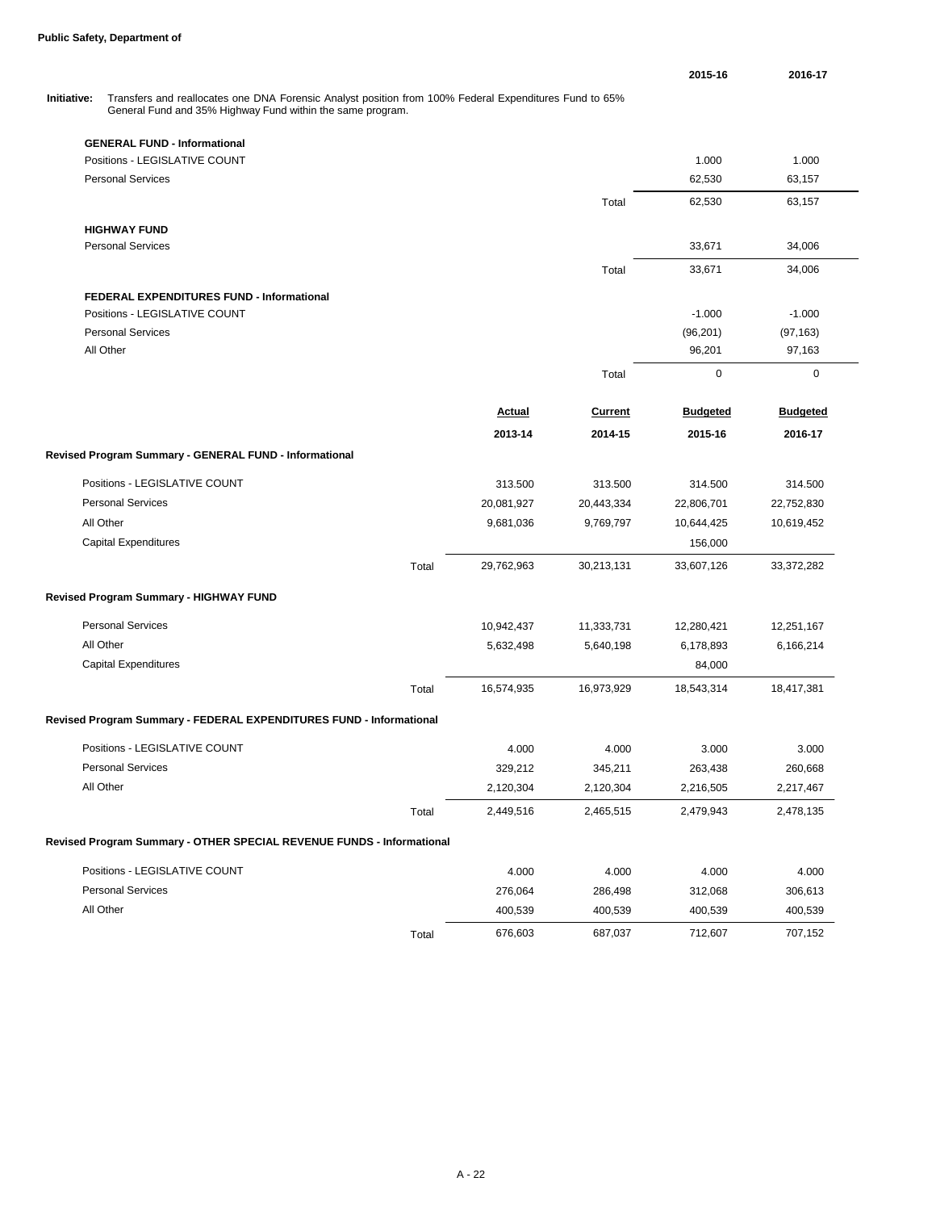**Public Safety, Department of**

| | 2015-16 | 2016-17 |
|---|---|---|

**Initiative:** Transfers and reallocates one DNA Forensic Analyst position from 100% Federal Expenditures Fund to 65% General Fund and 35% Highway Fund within the same program.

| | | 2015-16 | 2016-17 |
|---|---|---|---|
| **GENERAL FUND - Informational** | | | |
| Positions - LEGISLATIVE COUNT | | 1.000 | 1.000 |
| Personal Services | | 62,530 | 63,157 |
| | Total | 62,530 | 63,157 |
| **HIGHWAY FUND** | | | |
| Personal Services | | 33,671 | 34,006 |
| | Total | 33,671 | 34,006 |
| **FEDERAL EXPENDITURES FUND - Informational** | | | |
| Positions - LEGISLATIVE COUNT | | -1.000 | -1.000 |
| Personal Services | | (96,201) | (97,163) |
| All Other | | 96,201 | 97,163 |
| | Total | 0 | 0 |

| | | **Actual** 2013-14 | **Current** 2014-15 | **Budgeted** 2015-16 | **Budgeted** 2016-17 |
|---|---|---|---|---|---|
| **Revised Program Summary - GENERAL FUND - Informational** | | | | | |
| Positions - LEGISLATIVE COUNT | | 313.500 | 313.500 | 314.500 | 314.500 |
| Personal Services | | 20,081,927 | 20,443,334 | 22,806,701 | 22,752,830 |
| All Other | | 9,681,036 | 9,769,797 | 10,644,425 | 10,619,452 |
| Capital Expenditures | | | | 156,000 | |
| | Total | 29,762,963 | 30,213,131 | 33,607,126 | 33,372,282 |
| **Revised Program Summary - HIGHWAY FUND** | | | | | |
| Personal Services | | 10,942,437 | 11,333,731 | 12,280,421 | 12,251,167 |
| All Other | | 5,632,498 | 5,640,198 | 6,178,893 | 6,166,214 |
| Capital Expenditures | | | | 84,000 | |
| | Total | 16,574,935 | 16,973,929 | 18,543,314 | 18,417,381 |
| **Revised Program Summary - FEDERAL EXPENDITURES FUND - Informational** | | | | | |
| Positions - LEGISLATIVE COUNT | | 4.000 | 4.000 | 3.000 | 3.000 |
| Personal Services | | 329,212 | 345,211 | 263,438 | 260,668 |
| All Other | | 2,120,304 | 2,120,304 | 2,216,505 | 2,217,467 |
| | Total | 2,449,516 | 2,465,515 | 2,479,943 | 2,478,135 |
| **Revised Program Summary - OTHER SPECIAL REVENUE FUNDS - Informational** | | | | | |
| Positions - LEGISLATIVE COUNT | | 4.000 | 4.000 | 4.000 | 4.000 |
| Personal Services | | 276,064 | 286,498 | 312,068 | 306,613 |
| All Other | | 400,539 | 400,539 | 400,539 | 400,539 |
| | Total | 676,603 | 687,037 | 712,607 | 707,152 |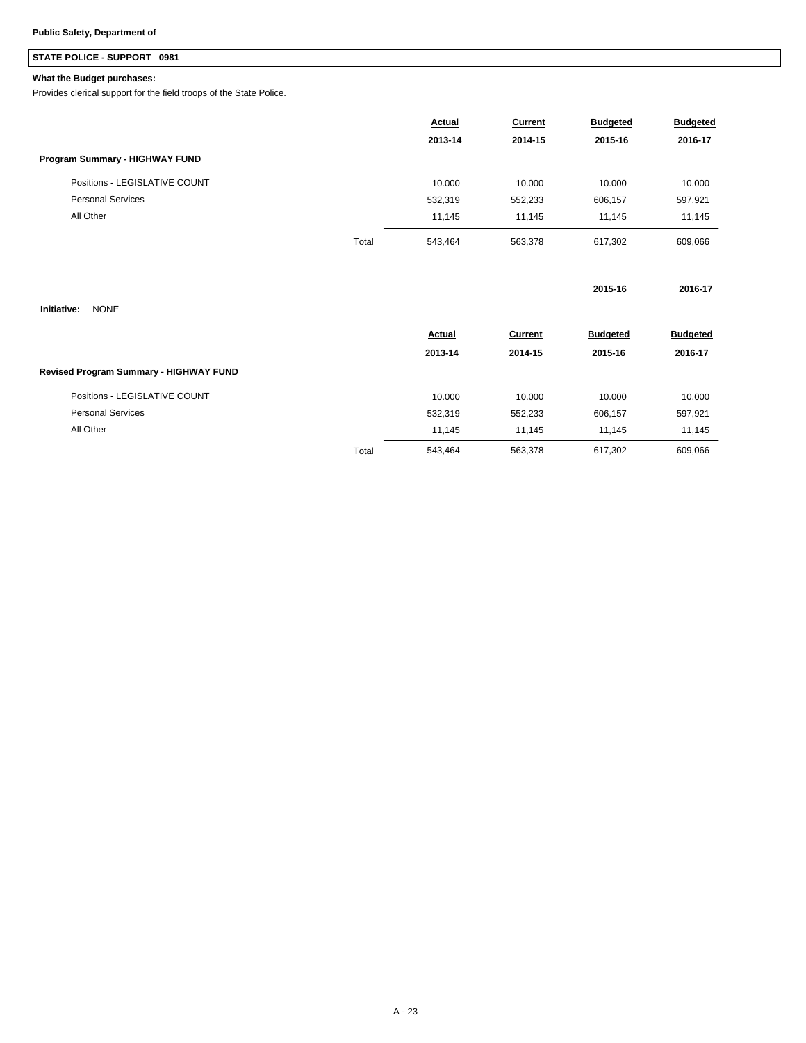**Public Safety, Department of**

## STATE POLICE - SUPPORT 0981

**What the Budget purchases:**

Provides clerical support for the field troops of the State Police.

| | | Actual 2013-14 | Current 2014-15 | Budgeted 2015-16 | Budgeted 2016-17 |
|---|---|---|---|---|---|
| **Program Summary - HIGHWAY FUND** | | | | | |
| Positions - LEGISLATIVE COUNT | | 10.000 | 10.000 | 10.000 | 10.000 |
| Personal Services | | 532,319 | 552,233 | 606,157 | 597,921 |
| All Other | | 11,145 | 11,145 | 11,145 | 11,145 |
| | Total | 543,464 | 563,378 | 617,302 | 609,066 |

| | 2015-16 | 2016-17 |
|---|---|---|
| **Initiative:** NONE | | |

| | | Actual 2013-14 | Current 2014-15 | Budgeted 2015-16 | Budgeted 2016-17 |
|---|---|---|---|---|---|
| **Revised Program Summary - HIGHWAY FUND** | | | | | |
| Positions - LEGISLATIVE COUNT | | 10.000 | 10.000 | 10.000 | 10.000 |
| Personal Services | | 532,319 | 552,233 | 606,157 | 597,921 |
| All Other | | 11,145 | 11,145 | 11,145 | 11,145 |
| | Total | 543,464 | 563,378 | 617,302 | 609,066 |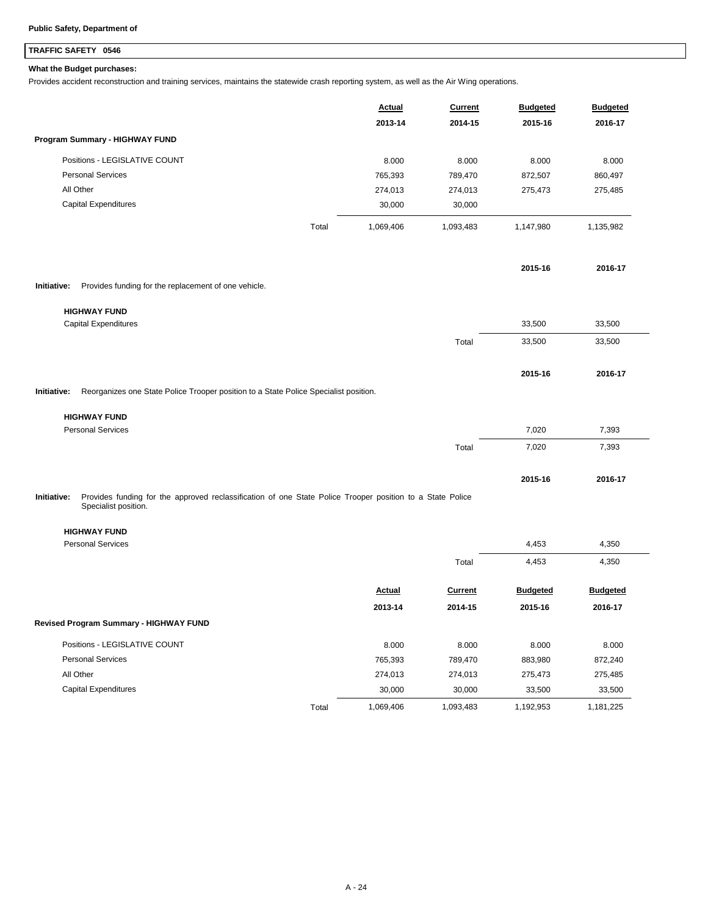**Public Safety, Department of**

## TRAFFIC SAFETY 0546

**What the Budget purchases:**

Provides accident reconstruction and training services, maintains the statewide crash reporting system, as well as the Air Wing operations.

| | | Actual 2013-14 | Current 2014-15 | Budgeted 2015-16 | Budgeted 2016-17 |
|---|---|---|---|---|---|
| **Program Summary - HIGHWAY FUND** | | | | | |
| Positions - LEGISLATIVE COUNT | | 8.000 | 8.000 | 8.000 | 8.000 |
| Personal Services | | 765,393 | 789,470 | 872,507 | 860,497 |
| All Other | | 274,013 | 274,013 | 275,473 | 275,485 |
| Capital Expenditures | | 30,000 | 30,000 | | |
| | Total | 1,069,406 | 1,093,483 | 1,147,980 | 1,135,982 |

**Initiative:** Provides funding for the replacement of one vehicle.

| | | 2015-16 | 2016-17 |
|---|---|---|---|
| **HIGHWAY FUND** | | | |
| Capital Expenditures | | 33,500 | 33,500 |
| | Total | 33,500 | 33,500 |

**Initiative:** Reorganizes one State Police Trooper position to a State Police Specialist position.

| | | 2015-16 | 2016-17 |
|---|---|---|---|
| **HIGHWAY FUND** | | | |
| Personal Services | | 7,020 | 7,393 |
| | Total | 7,020 | 7,393 |

**Initiative:** Provides funding for the approved reclassification of one State Police Trooper position to a State Police Specialist position.

| | | 2015-16 | 2016-17 |
|---|---|---|---|
| **HIGHWAY FUND** | | | |
| Personal Services | | 4,453 | 4,350 |
| | Total | 4,453 | 4,350 |

| | | Actual 2013-14 | Current 2014-15 | Budgeted 2015-16 | Budgeted 2016-17 |
|---|---|---|---|---|---|
| **Revised Program Summary - HIGHWAY FUND** | | | | | |
| Positions - LEGISLATIVE COUNT | | 8.000 | 8.000 | 8.000 | 8.000 |
| Personal Services | | 765,393 | 789,470 | 883,980 | 872,240 |
| All Other | | 274,013 | 274,013 | 275,473 | 275,485 |
| Capital Expenditures | | 30,000 | 30,000 | 33,500 | 33,500 |
| | Total | 1,069,406 | 1,093,483 | 1,192,953 | 1,181,225 |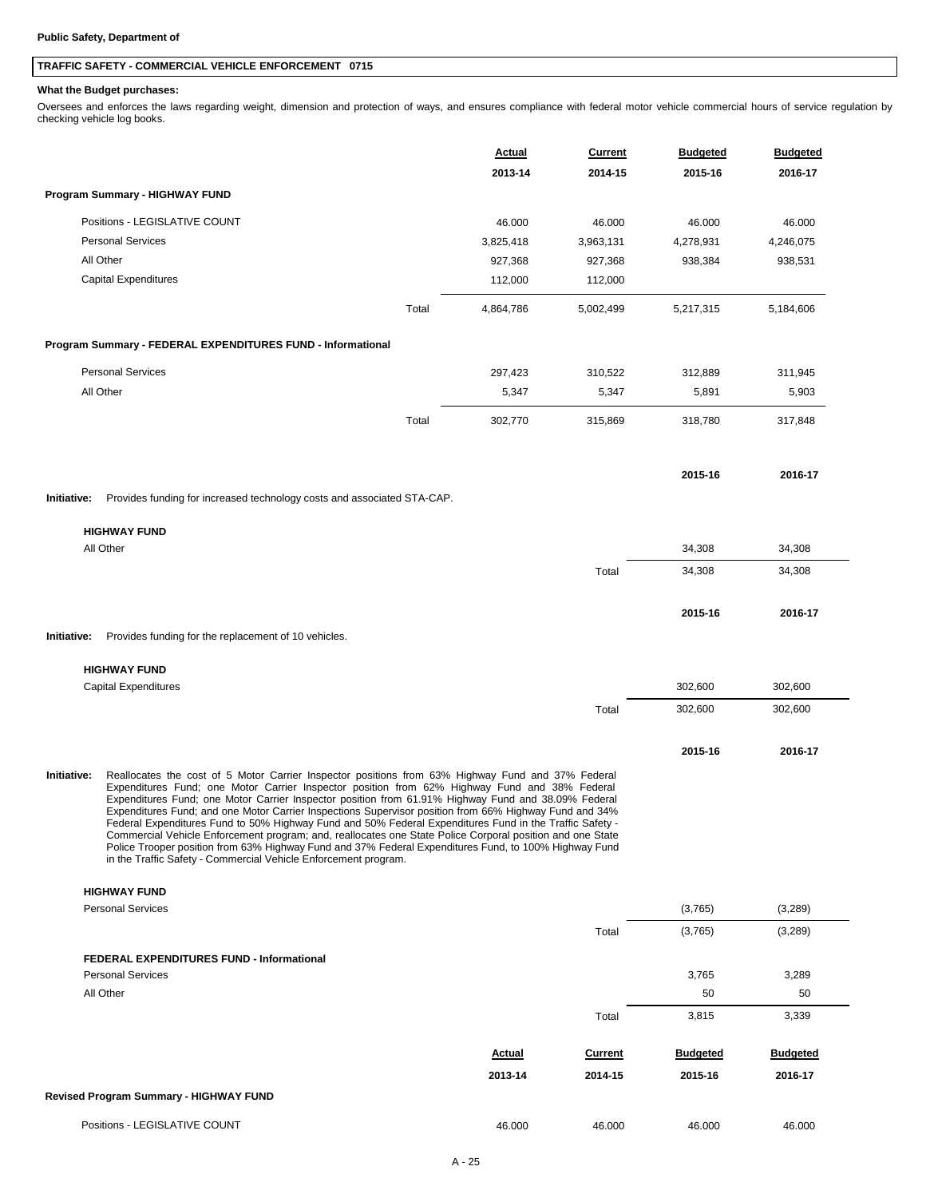**Public Safety, Department of**

## TRAFFIC SAFETY - COMMERCIAL VEHICLE ENFORCEMENT 0715

**What the Budget purchases:**

Oversees and enforces the laws regarding weight, dimension and protection of ways, and ensures compliance with federal motor vehicle commercial hours of service regulation by checking vehicle log books.

| | | Actual 2013-14 | Current 2014-15 | Budgeted 2015-16 | Budgeted 2016-17 |
|---|---|---|---|---|---|
| **Program Summary - HIGHWAY FUND** | | | | | |
| Positions - LEGISLATIVE COUNT | | 46.000 | 46.000 | 46.000 | 46.000 |
| Personal Services | | 3,825,418 | 3,963,131 | 4,278,931 | 4,246,075 |
| All Other | | 927,368 | 927,368 | 938,384 | 938,531 |
| Capital Expenditures | | 112,000 | 112,000 | | |
| | Total | 4,864,786 | 5,002,499 | 5,217,315 | 5,184,606 |
| **Program Summary - FEDERAL EXPENDITURES FUND - Informational** | | | | | |
| Personal Services | | 297,423 | 310,522 | 312,889 | 311,945 |
| All Other | | 5,347 | 5,347 | 5,891 | 5,903 |
| | Total | 302,770 | 315,869 | 318,780 | 317,848 |

**Initiative:** Provides funding for increased technology costs and associated STA-CAP.

| | | 2015-16 | 2016-17 |
|---|---|---|---|
| **HIGHWAY FUND** | | | |
| All Other | | 34,308 | 34,308 |
| | Total | 34,308 | 34,308 |

**Initiative:** Provides funding for the replacement of 10 vehicles.

| | | 2015-16 | 2016-17 |
|---|---|---|---|
| **HIGHWAY FUND** | | | |
| Capital Expenditures | | 302,600 | 302,600 |
| | Total | 302,600 | 302,600 |

**Initiative:** Reallocates the cost of 5 Motor Carrier Inspector positions from 63% Highway Fund and 37% Federal Expenditures Fund; one Motor Carrier Inspector position from 62% Highway Fund and 38% Federal Expenditures Fund; one Motor Carrier Inspector position from 61.91% Highway Fund and 38.09% Federal Expenditures Fund; and one Motor Carrier Inspections Supervisor position from 66% Highway Fund and 34% Federal Expenditures Fund to 50% Highway Fund and 50% Federal Expenditures Fund in the Traffic Safety - Commercial Vehicle Enforcement program; and, reallocates one State Police Corporal position and one State Police Trooper position from 63% Highway Fund and 37% Federal Expenditures Fund, to 100% Highway Fund in the Traffic Safety - Commercial Vehicle Enforcement program.

| | | 2015-16 | 2016-17 |
|---|---|---|---|
| **HIGHWAY FUND** | | | |
| Personal Services | | (3,765) | (3,289) |
| | Total | (3,765) | (3,289) |
| **FEDERAL EXPENDITURES FUND - Informational** | | | |
| Personal Services | | 3,765 | 3,289 |
| All Other | | 50 | 50 |
| | Total | 3,815 | 3,339 |

| | Actual 2013-14 | Current 2014-15 | Budgeted 2015-16 | Budgeted 2016-17 |
|---|---|---|---|---|
| **Revised Program Summary - HIGHWAY FUND** | | | | |
| Positions - LEGISLATIVE COUNT | 46.000 | 46.000 | 46.000 | 46.000 |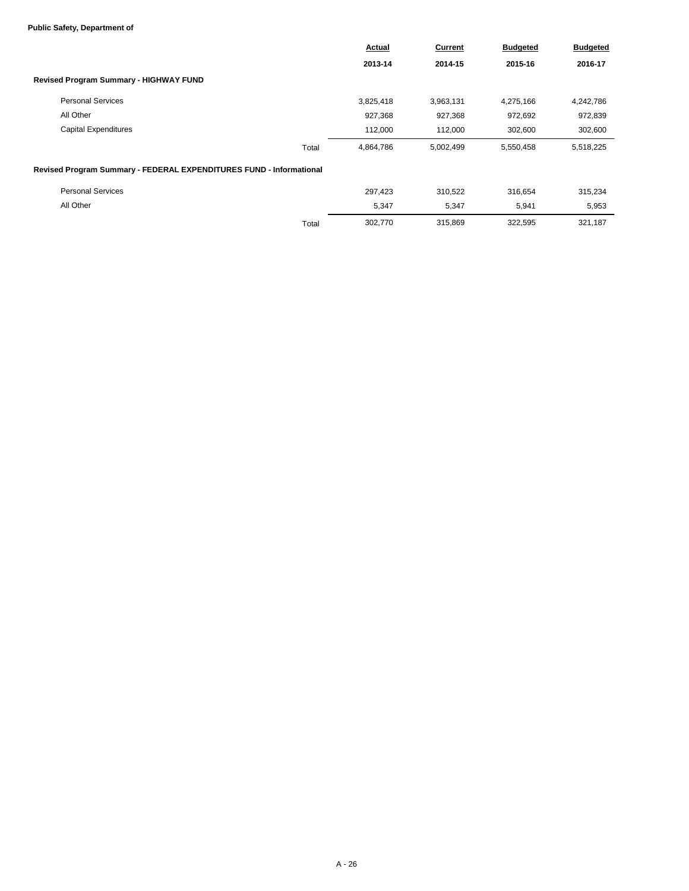**Public Safety, Department of**

| | Actual 2013-14 | Current 2014-15 | Budgeted 2015-16 | Budgeted 2016-17 |
|---|---|---|---|---|
| **Revised Program Summary - HIGHWAY FUND** | | | | |
| Personal Services | 3,825,418 | 3,963,131 | 4,275,166 | 4,242,786 |
| All Other | 927,368 | 927,368 | 972,692 | 972,839 |
| Capital Expenditures | 112,000 | 112,000 | 302,600 | 302,600 |
| Total | 4,864,786 | 5,002,499 | 5,550,458 | 5,518,225 |
| **Revised Program Summary - FEDERAL EXPENDITURES FUND - Informational** | | | | |
| Personal Services | 297,423 | 310,522 | 316,654 | 315,234 |
| All Other | 5,347 | 5,347 | 5,941 | 5,953 |
| Total | 302,770 | 315,869 | 322,595 | 321,187 |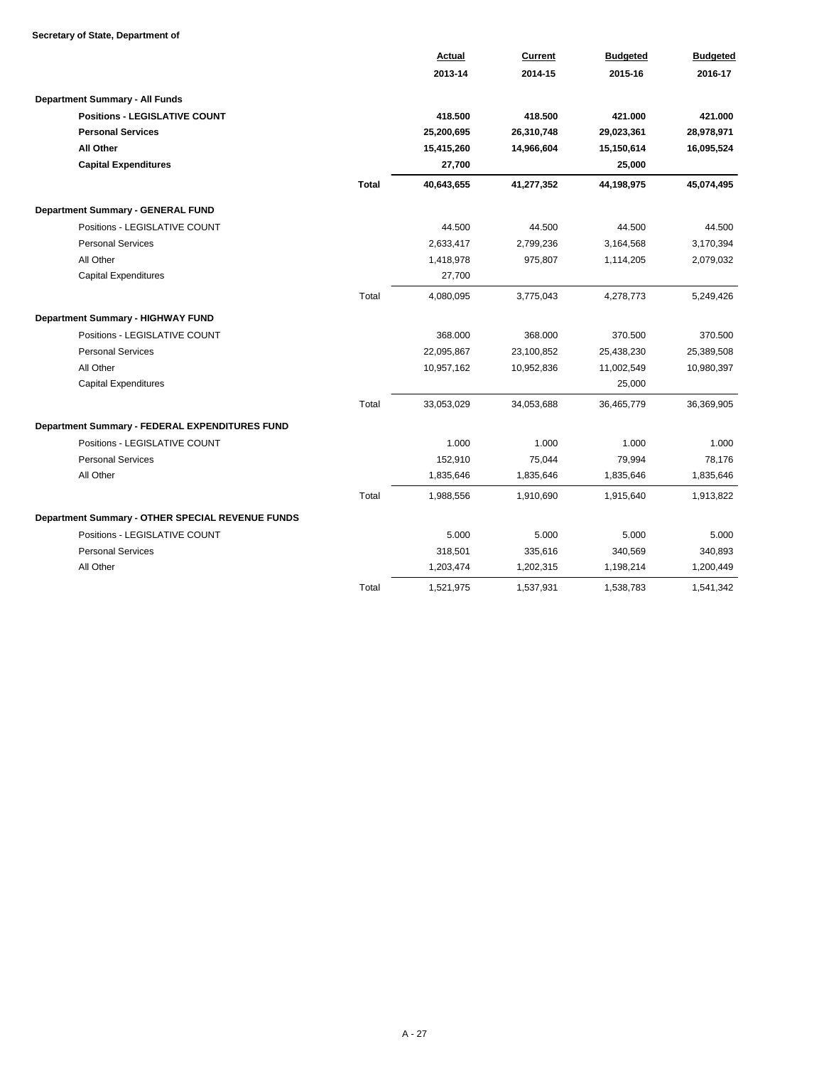**Secretary of State, Department of**

| | | Actual 2013-14 | Current 2014-15 | Budgeted 2015-16 | Budgeted 2016-17 |
|---|---|---|---|---|---|
| **Department Summary - All Funds** | | | | | |
| **Positions - LEGISLATIVE COUNT** | | **418.500** | **418.500** | **421.000** | **421.000** |
| **Personal Services** | | **25,200,695** | **26,310,748** | **29,023,361** | **28,978,971** |
| **All Other** | | **15,415,260** | **14,966,604** | **15,150,614** | **16,095,524** |
| **Capital Expenditures** | | **27,700** | | **25,000** | |
| | **Total** | **40,643,655** | **41,277,352** | **44,198,975** | **45,074,495** |
| **Department Summary - GENERAL FUND** | | | | | |
| Positions - LEGISLATIVE COUNT | | 44.500 | 44.500 | 44.500 | 44.500 |
| Personal Services | | 2,633,417 | 2,799,236 | 3,164,568 | 3,170,394 |
| All Other | | 1,418,978 | 975,807 | 1,114,205 | 2,079,032 |
| Capital Expenditures | | 27,700 | | | |
| | Total | 4,080,095 | 3,775,043 | 4,278,773 | 5,249,426 |
| **Department Summary - HIGHWAY FUND** | | | | | |
| Positions - LEGISLATIVE COUNT | | 368.000 | 368.000 | 370.500 | 370.500 |
| Personal Services | | 22,095,867 | 23,100,852 | 25,438,230 | 25,389,508 |
| All Other | | 10,957,162 | 10,952,836 | 11,002,549 | 10,980,397 |
| Capital Expenditures | | | | 25,000 | |
| | Total | 33,053,029 | 34,053,688 | 36,465,779 | 36,369,905 |
| **Department Summary - FEDERAL EXPENDITURES FUND** | | | | | |
| Positions - LEGISLATIVE COUNT | | 1.000 | 1.000 | 1.000 | 1.000 |
| Personal Services | | 152,910 | 75,044 | 79,994 | 78,176 |
| All Other | | 1,835,646 | 1,835,646 | 1,835,646 | 1,835,646 |
| | Total | 1,988,556 | 1,910,690 | 1,915,640 | 1,913,822 |
| **Department Summary - OTHER SPECIAL REVENUE FUNDS** | | | | | |
| Positions - LEGISLATIVE COUNT | | 5.000 | 5.000 | 5.000 | 5.000 |
| Personal Services | | 318,501 | 335,616 | 340,569 | 340,893 |
| All Other | | 1,203,474 | 1,202,315 | 1,198,214 | 1,200,449 |
| | Total | 1,521,975 | 1,537,931 | 1,538,783 | 1,541,342 |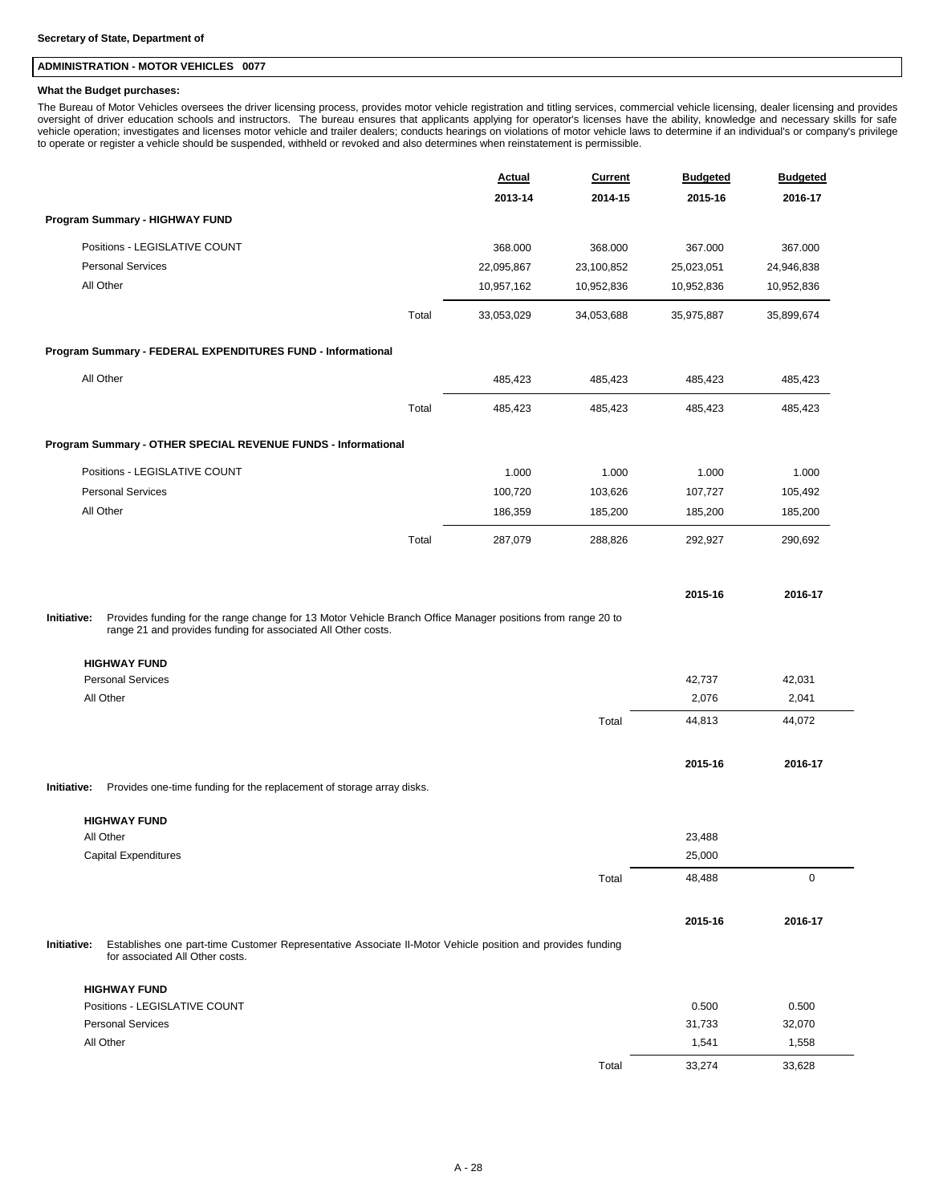**Secretary of State, Department of**

## ADMINISTRATION - MOTOR VEHICLES 0077

**What the Budget purchases:**

The Bureau of Motor Vehicles oversees the driver licensing process, provides motor vehicle registration and titling services, commercial vehicle licensing, dealer licensing and provides oversight of driver education schools and instructors. The bureau ensures that applicants applying for operator's licenses have the ability, knowledge and necessary skills for safe vehicle operation; investigates and licenses motor vehicle and trailer dealers; conducts hearings on violations of motor vehicle laws to determine if an individual's or company's privilege to operate or register a vehicle should be suspended, withheld or revoked and also determines when reinstatement is permissible.

| | Actual 2013-14 | Current 2014-15 | Budgeted 2015-16 | Budgeted 2016-17 |
|---|---|---|---|---|
| **Program Summary - HIGHWAY FUND** | | | | |
| Positions - LEGISLATIVE COUNT | 368.000 | 368.000 | 367.000 | 367.000 |
| Personal Services | 22,095,867 | 23,100,852 | 25,023,051 | 24,946,838 |
| All Other | 10,957,162 | 10,952,836 | 10,952,836 | 10,952,836 |
| Total | 33,053,029 | 34,053,688 | 35,975,887 | 35,899,674 |
| **Program Summary - FEDERAL EXPENDITURES FUND - Informational** | | | | |
| All Other | 485,423 | 485,423 | 485,423 | 485,423 |
| Total | 485,423 | 485,423 | 485,423 | 485,423 |
| **Program Summary - OTHER SPECIAL REVENUE FUNDS - Informational** | | | | |
| Positions - LEGISLATIVE COUNT | 1.000 | 1.000 | 1.000 | 1.000 |
| Personal Services | 100,720 | 103,626 | 107,727 | 105,492 |
| All Other | 186,359 | 185,200 | 185,200 | 185,200 |
| Total | 287,079 | 288,826 | 292,927 | 290,692 |

**Initiative:** Provides funding for the range change for 13 Motor Vehicle Branch Office Manager positions from range 20 to range 21 and provides funding for associated All Other costs.

| HIGHWAY FUND | 2015-16 | 2016-17 |
|---|---|---|
| Personal Services | 42,737 | 42,031 |
| All Other | 2,076 | 2,041 |
| Total | 44,813 | 44,072 |

**Initiative:** Provides one-time funding for the replacement of storage array disks.

| HIGHWAY FUND | 2015-16 | 2016-17 |
|---|---|---|
| All Other | 23,488 | |
| Capital Expenditures | 25,000 | |
| Total | 48,488 | 0 |

**Initiative:** Establishes one part-time Customer Representative Associate II-Motor Vehicle position and provides funding for associated All Other costs.

| HIGHWAY FUND | 2015-16 | 2016-17 |
|---|---|---|
| Positions - LEGISLATIVE COUNT | 0.500 | 0.500 |
| Personal Services | 31,733 | 32,070 |
| All Other | 1,541 | 1,558 |
| Total | 33,274 | 33,628 |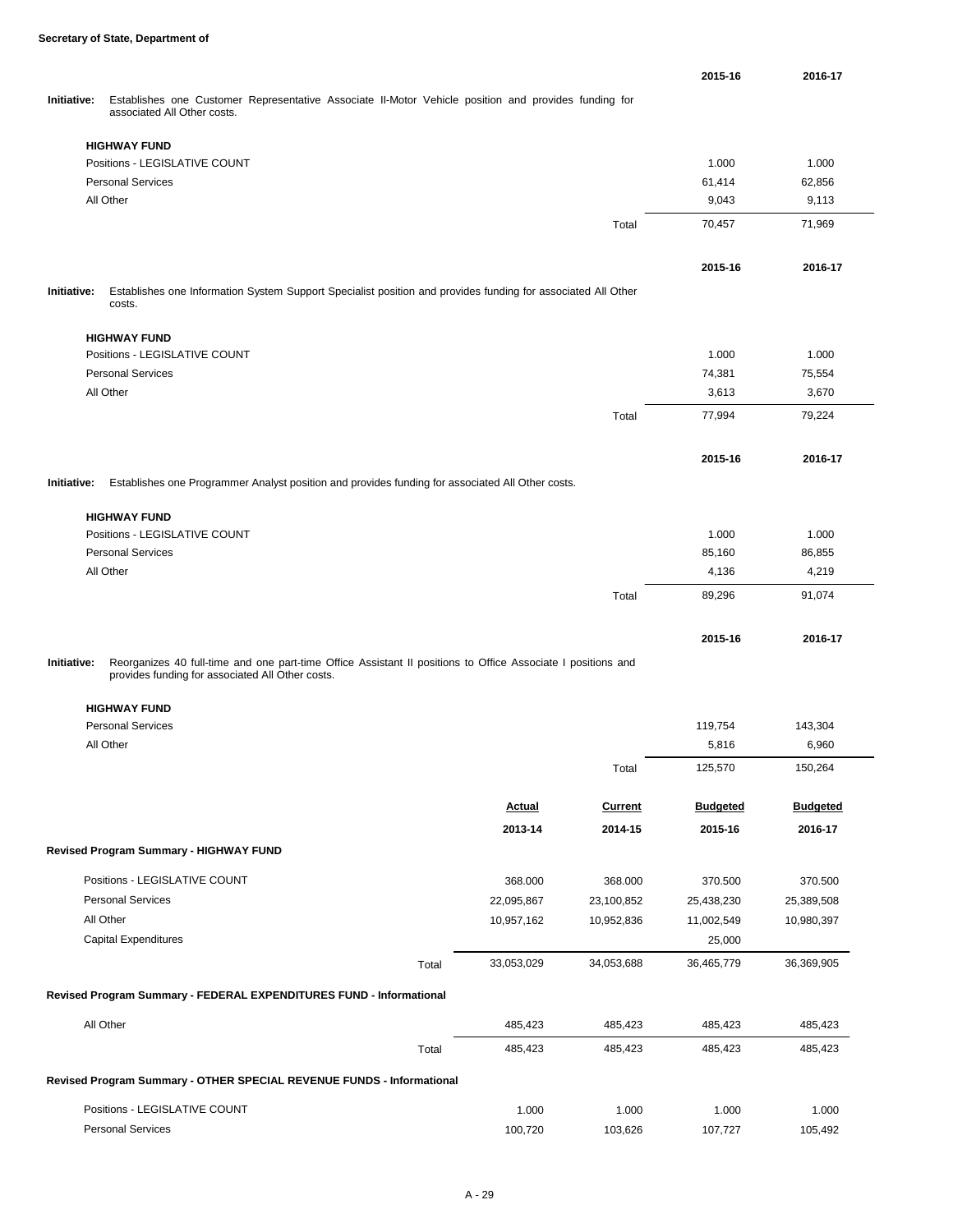**Secretary of State, Department of**

| | 2015-16 | 2016-17 |
|---|---|---|
| **Initiative:** Establishes one Customer Representative Associate II-Motor Vehicle position and provides funding for associated All Other costs. | | |
| **HIGHWAY FUND** | | |
| Positions - LEGISLATIVE COUNT | 1.000 | 1.000 |
| Personal Services | 61,414 | 62,856 |
| All Other | 9,043 | 9,113 |
| Total | 70,457 | 71,969 |

| | 2015-16 | 2016-17 |
|---|---|---|
| **Initiative:** Establishes one Information System Support Specialist position and provides funding for associated All Other costs. | | |
| **HIGHWAY FUND** | | |
| Positions - LEGISLATIVE COUNT | 1.000 | 1.000 |
| Personal Services | 74,381 | 75,554 |
| All Other | 3,613 | 3,670 |
| Total | 77,994 | 79,224 |

| | 2015-16 | 2016-17 |
|---|---|---|
| **Initiative:** Establishes one Programmer Analyst position and provides funding for associated All Other costs. | | |
| **HIGHWAY FUND** | | |
| Positions - LEGISLATIVE COUNT | 1.000 | 1.000 |
| Personal Services | 85,160 | 86,855 |
| All Other | 4,136 | 4,219 |
| Total | 89,296 | 91,074 |

| | 2015-16 | 2016-17 |
|---|---|---|
| **Initiative:** Reorganizes 40 full-time and one part-time Office Assistant II positions to Office Associate I positions and provides funding for associated All Other costs. | | |
| **HIGHWAY FUND** | | |
| Personal Services | 119,754 | 143,304 |
| All Other | 5,816 | 6,960 |
| Total | 125,570 | 150,264 |

| | Actual 2013-14 | Current 2014-15 | Budgeted 2015-16 | Budgeted 2016-17 |
|---|---|---|---|---|
| **Revised Program Summary - HIGHWAY FUND** | | | | |
| Positions - LEGISLATIVE COUNT | 368.000 | 368.000 | 370.500 | 370.500 |
| Personal Services | 22,095,867 | 23,100,852 | 25,438,230 | 25,389,508 |
| All Other | 10,957,162 | 10,952,836 | 11,002,549 | 10,980,397 |
| Capital Expenditures | | | 25,000 | |
| Total | 33,053,029 | 34,053,688 | 36,465,779 | 36,369,905 |
| **Revised Program Summary - FEDERAL EXPENDITURES FUND - Informational** | | | | |
| All Other | 485,423 | 485,423 | 485,423 | 485,423 |
| Total | 485,423 | 485,423 | 485,423 | 485,423 |
| **Revised Program Summary - OTHER SPECIAL REVENUE FUNDS - Informational** | | | | |
| Positions - LEGISLATIVE COUNT | 1.000 | 1.000 | 1.000 | 1.000 |
| Personal Services | 100,720 | 103,626 | 107,727 | 105,492 |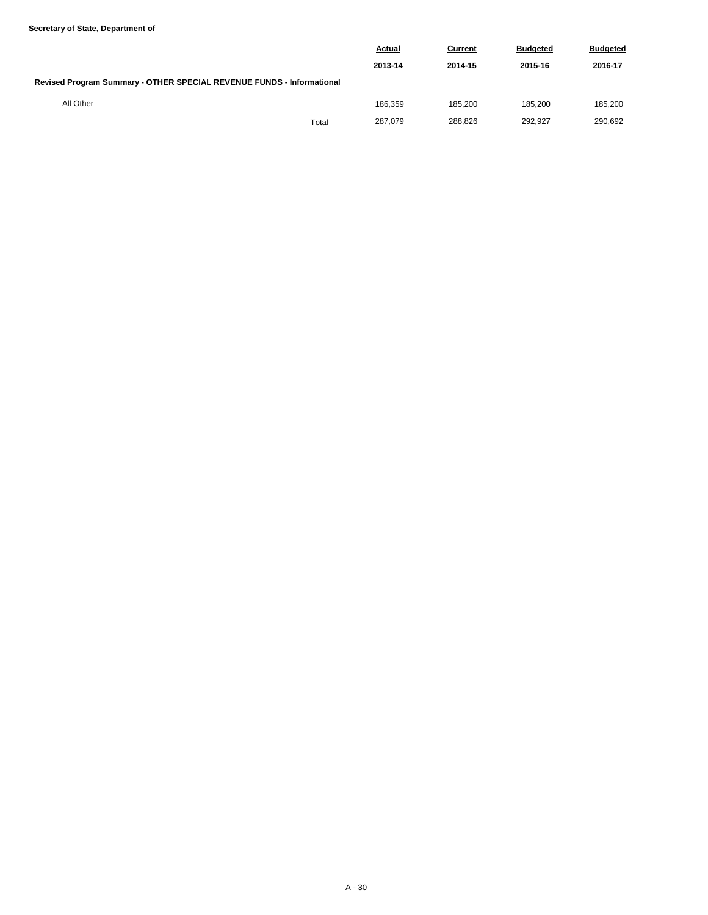**Secretary of State, Department of**

| | Actual 2013-14 | Current 2014-15 | Budgeted 2015-16 | Budgeted 2016-17 |
|---|---|---|---|---|
| **Revised Program Summary - OTHER SPECIAL REVENUE FUNDS - Informational** | | | | |
| All Other | 186,359 | 185,200 | 185,200 | 185,200 |
| Total | 287,079 | 288,826 | 292,927 | 290,692 |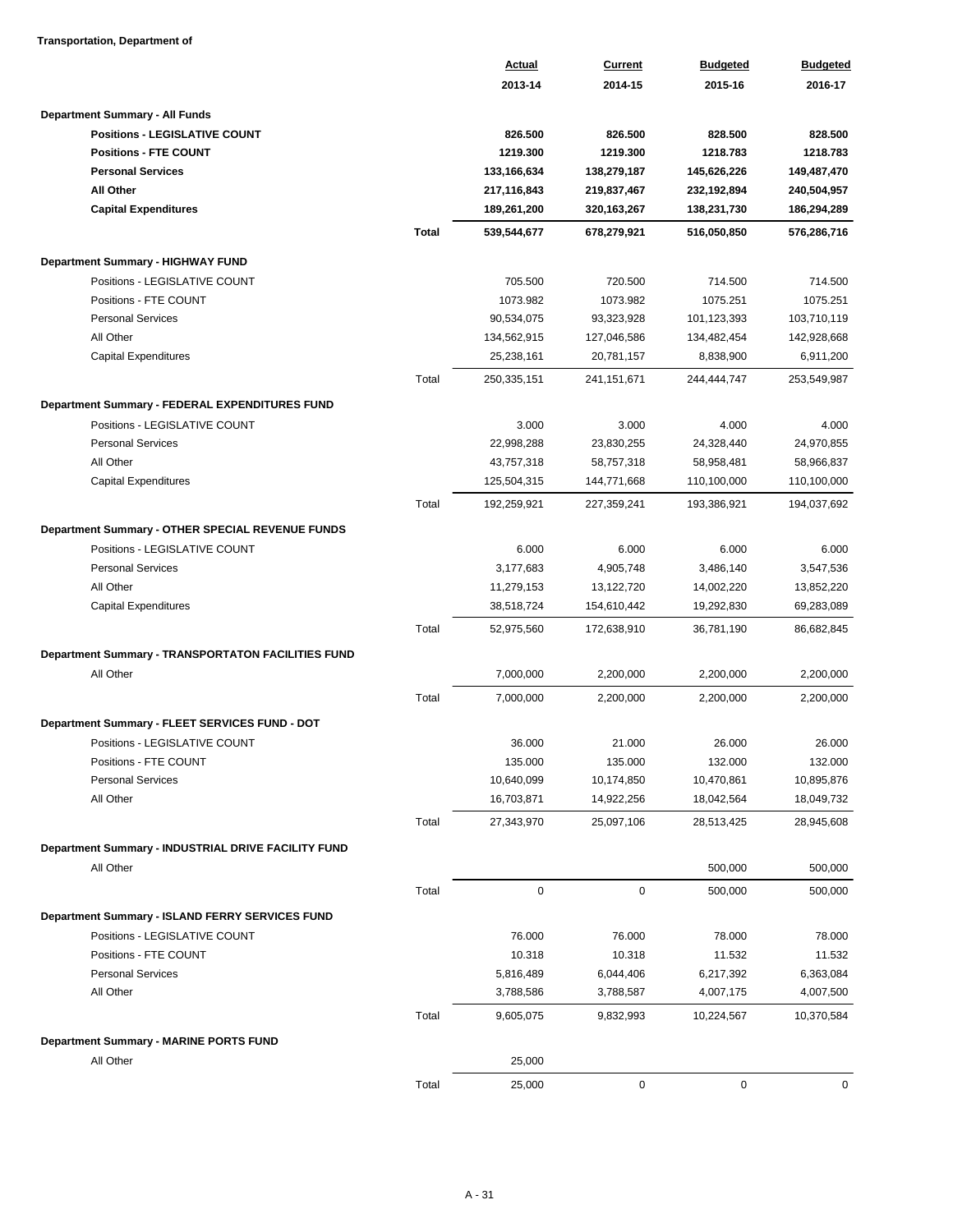**Transportation, Department of**

| | | Actual 2013-14 | Current 2014-15 | Budgeted 2015-16 | Budgeted 2016-17 |
|---|---|---|---|---|---|
| **Department Summary - All Funds** | | | | | |
| **Positions - LEGISLATIVE COUNT** | | **826.500** | **826.500** | **828.500** | **828.500** |
| **Positions - FTE COUNT** | | **1219.300** | **1219.300** | **1218.783** | **1218.783** |
| **Personal Services** | | **133,166,634** | **138,279,187** | **145,626,226** | **149,487,470** |
| **All Other** | | **217,116,843** | **219,837,467** | **232,192,894** | **240,504,957** |
| **Capital Expenditures** | | **189,261,200** | **320,163,267** | **138,231,730** | **186,294,289** |
| | **Total** | **539,544,677** | **678,279,921** | **516,050,850** | **576,286,716** |
| **Department Summary - HIGHWAY FUND** | | | | | |
| Positions - LEGISLATIVE COUNT | | 705.500 | 720.500 | 714.500 | 714.500 |
| Positions - FTE COUNT | | 1073.982 | 1073.982 | 1075.251 | 1075.251 |
| Personal Services | | 90,534,075 | 93,323,928 | 101,123,393 | 103,710,119 |
| All Other | | 134,562,915 | 127,046,586 | 134,482,454 | 142,928,668 |
| Capital Expenditures | | 25,238,161 | 20,781,157 | 8,838,900 | 6,911,200 |
| | Total | 250,335,151 | 241,151,671 | 244,444,747 | 253,549,987 |
| **Department Summary - FEDERAL EXPENDITURES FUND** | | | | | |
| Positions - LEGISLATIVE COUNT | | 3.000 | 3.000 | 4.000 | 4.000 |
| Personal Services | | 22,998,288 | 23,830,255 | 24,328,440 | 24,970,855 |
| All Other | | 43,757,318 | 58,757,318 | 58,958,481 | 58,966,837 |
| Capital Expenditures | | 125,504,315 | 144,771,668 | 110,100,000 | 110,100,000 |
| | Total | 192,259,921 | 227,359,241 | 193,386,921 | 194,037,692 |
| **Department Summary - OTHER SPECIAL REVENUE FUNDS** | | | | | |
| Positions - LEGISLATIVE COUNT | | 6.000 | 6.000 | 6.000 | 6.000 |
| Personal Services | | 3,177,683 | 4,905,748 | 3,486,140 | 3,547,536 |
| All Other | | 11,279,153 | 13,122,720 | 14,002,220 | 13,852,220 |
| Capital Expenditures | | 38,518,724 | 154,610,442 | 19,292,830 | 69,283,089 |
| | Total | 52,975,560 | 172,638,910 | 36,781,190 | 86,682,845 |
| **Department Summary - TRANSPORTATON FACILITIES FUND** | | | | | |
| All Other | | 7,000,000 | 2,200,000 | 2,200,000 | 2,200,000 |
| | Total | 7,000,000 | 2,200,000 | 2,200,000 | 2,200,000 |
| **Department Summary - FLEET SERVICES FUND - DOT** | | | | | |
| Positions - LEGISLATIVE COUNT | | 36.000 | 21.000 | 26.000 | 26.000 |
| Positions - FTE COUNT | | 135.000 | 135.000 | 132.000 | 132.000 |
| Personal Services | | 10,640,099 | 10,174,850 | 10,470,861 | 10,895,876 |
| All Other | | 16,703,871 | 14,922,256 | 18,042,564 | 18,049,732 |
| | Total | 27,343,970 | 25,097,106 | 28,513,425 | 28,945,608 |
| **Department Summary - INDUSTRIAL DRIVE FACILITY FUND** | | | | | |
| All Other | | | | 500,000 | 500,000 |
| | Total | 0 | 0 | 500,000 | 500,000 |
| **Department Summary - ISLAND FERRY SERVICES FUND** | | | | | |
| Positions - LEGISLATIVE COUNT | | 76.000 | 76.000 | 78.000 | 78.000 |
| Positions - FTE COUNT | | 10.318 | 10.318 | 11.532 | 11.532 |
| Personal Services | | 5,816,489 | 6,044,406 | 6,217,392 | 6,363,084 |
| All Other | | 3,788,586 | 3,788,587 | 4,007,175 | 4,007,500 |
| | Total | 9,605,075 | 9,832,993 | 10,224,567 | 10,370,584 |
| **Department Summary - MARINE PORTS FUND** | | | | | |
| All Other | | 25,000 | | | |
| | Total | 25,000 | 0 | 0 | 0 |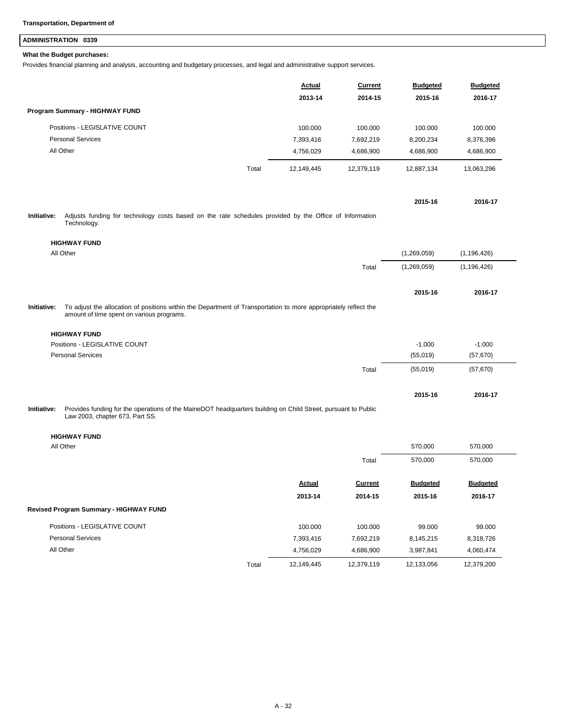**Transportation, Department of**

## ADMINISTRATION 0339

**What the Budget purchases:**

Provides financial planning and analysis, accounting and budgetary processes, and legal and administrative support services.

| | Actual 2013-14 | Current 2014-15 | Budgeted 2015-16 | Budgeted 2016-17 |
|---|---|---|---|---|
| **Program Summary - HIGHWAY FUND** | | | | |
| Positions - LEGISLATIVE COUNT | 100.000 | 100.000 | 100.000 | 100.000 |
| Personal Services | 7,393,416 | 7,692,219 | 8,200,234 | 8,376,396 |
| All Other | 4,756,029 | 4,686,900 | 4,686,900 | 4,686,900 |
| Total | 12,149,445 | 12,379,119 | 12,887,134 | 13,063,296 |

**Initiative:** Adjusts funding for technology costs based on the rate schedules provided by the Office of Information Technology.

| HIGHWAY FUND | 2015-16 | 2016-17 |
|---|---|---|
| All Other | (1,269,059) | (1,196,426) |
| Total | (1,269,059) | (1,196,426) |

**Initiative:** To adjust the allocation of positions within the Department of Transportation to more appropriately reflect the amount of time spent on various programs.

| HIGHWAY FUND | 2015-16 | 2016-17 |
|---|---|---|
| Positions - LEGISLATIVE COUNT | -1.000 | -1.000 |
| Personal Services | (55,019) | (57,670) |
| Total | (55,019) | (57,670) |

**Initiative:** Provides funding for the operations of the MaineDOT headquarters building on Child Street, pursuant to Public Law 2003, chapter 673, Part SS.

| HIGHWAY FUND | 2015-16 | 2016-17 |
|---|---|---|
| All Other | 570,000 | 570,000 |
| Total | 570,000 | 570,000 |

| | Actual 2013-14 | Current 2014-15 | Budgeted 2015-16 | Budgeted 2016-17 |
|---|---|---|---|---|
| **Revised Program Summary - HIGHWAY FUND** | | | | |
| Positions - LEGISLATIVE COUNT | 100.000 | 100.000 | 99.000 | 99.000 |
| Personal Services | 7,393,416 | 7,692,219 | 8,145,215 | 8,318,726 |
| All Other | 4,756,029 | 4,686,900 | 3,987,841 | 4,060,474 |
| Total | 12,149,445 | 12,379,119 | 12,133,056 | 12,379,200 |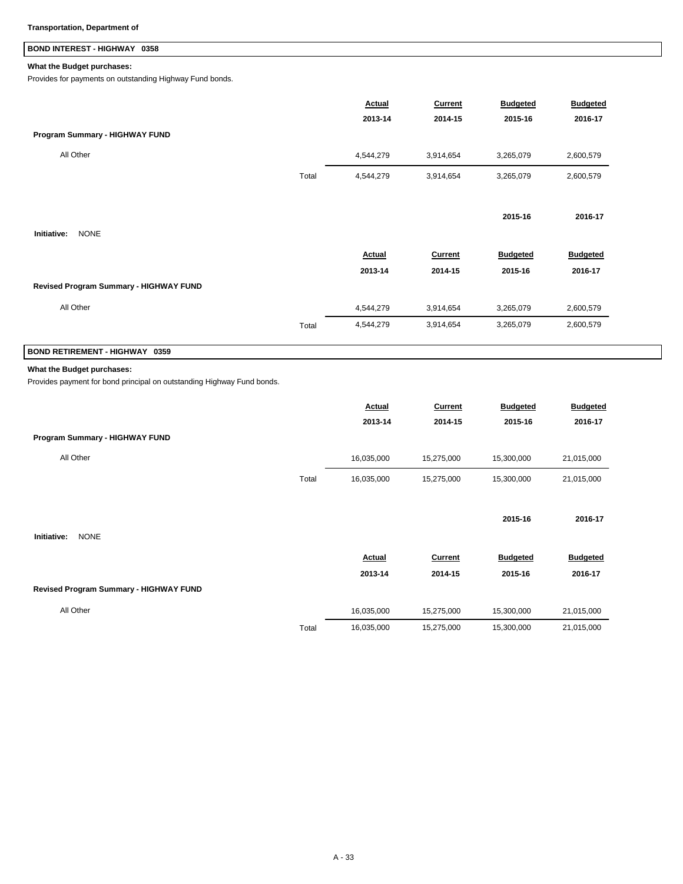**Transportation, Department of**

## BOND INTEREST - HIGHWAY 0358

**What the Budget purchases:**

Provides for payments on outstanding Highway Fund bonds.

| | | Actual 2013-14 | Current 2014-15 | Budgeted 2015-16 | Budgeted 2016-17 |
|---|---|---|---|---|---|
| **Program Summary - HIGHWAY FUND** | | | | | |
| All Other | | 4,544,279 | 3,914,654 | 3,265,079 | 2,600,579 |
| | Total | 4,544,279 | 3,914,654 | 3,265,079 | 2,600,579 |

| | 2015-16 | 2016-17 |
|---|---|---|
| **Initiative:** NONE | | |

| | | Actual 2013-14 | Current 2014-15 | Budgeted 2015-16 | Budgeted 2016-17 |
|---|---|---|---|---|---|
| **Revised Program Summary - HIGHWAY FUND** | | | | | |
| All Other | | 4,544,279 | 3,914,654 | 3,265,079 | 2,600,579 |
| | Total | 4,544,279 | 3,914,654 | 3,265,079 | 2,600,579 |

## BOND RETIREMENT - HIGHWAY 0359

**What the Budget purchases:**

Provides payment for bond principal on outstanding Highway Fund bonds.

| | | Actual 2013-14 | Current 2014-15 | Budgeted 2015-16 | Budgeted 2016-17 |
|---|---|---|---|---|---|
| **Program Summary - HIGHWAY FUND** | | | | | |
| All Other | | 16,035,000 | 15,275,000 | 15,300,000 | 21,015,000 |
| | Total | 16,035,000 | 15,275,000 | 15,300,000 | 21,015,000 |

| | 2015-16 | 2016-17 |
|---|---|---|
| **Initiative:** NONE | | |

| | | Actual 2013-14 | Current 2014-15 | Budgeted 2015-16 | Budgeted 2016-17 |
|---|---|---|---|---|---|
| **Revised Program Summary - HIGHWAY FUND** | | | | | |
| All Other | | 16,035,000 | 15,275,000 | 15,300,000 | 21,015,000 |
| | Total | 16,035,000 | 15,275,000 | 15,300,000 | 21,015,000 |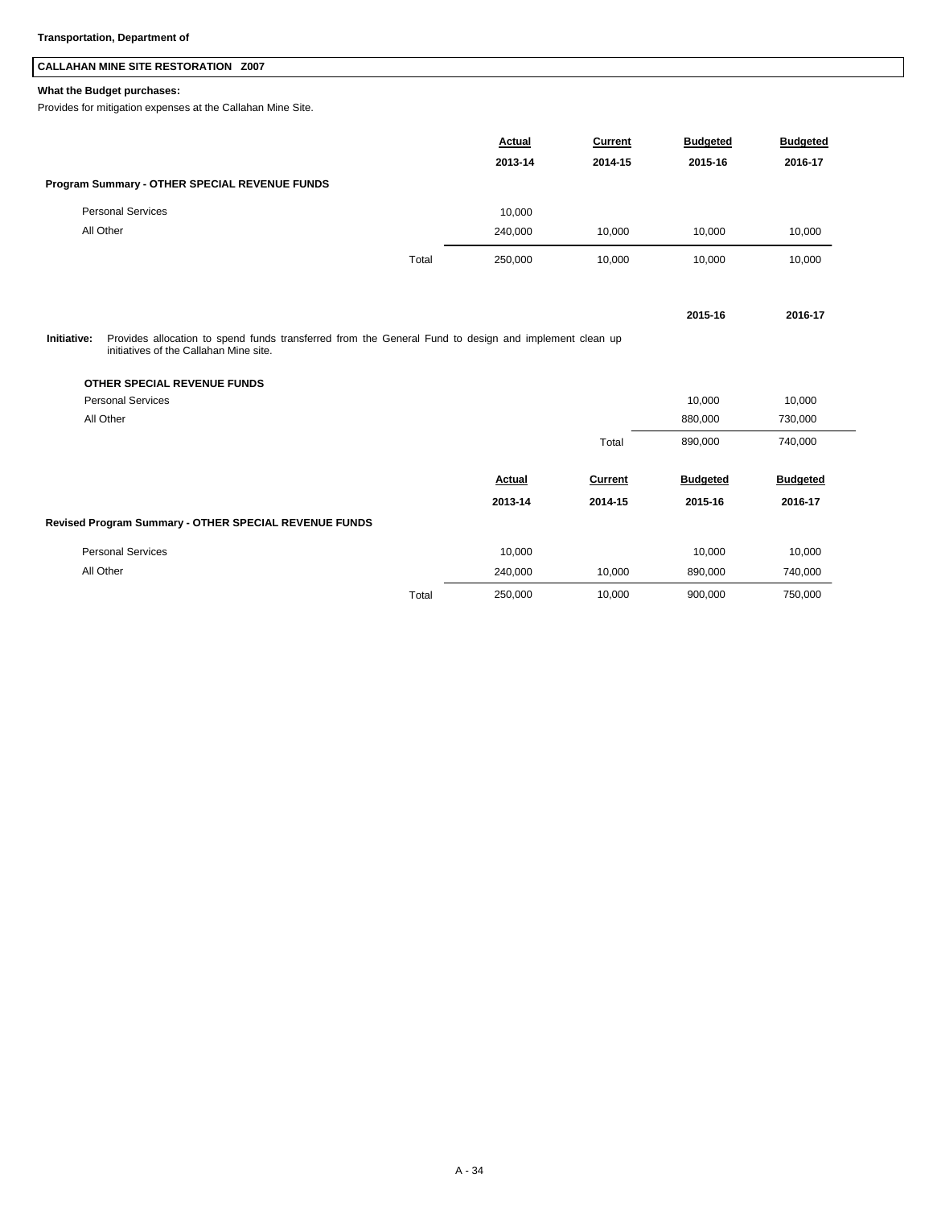**Transportation, Department of**

## CALLAHAN MINE SITE RESTORATION Z007

**What the Budget purchases:**

Provides for mitigation expenses at the Callahan Mine Site.

| | Actual 2013-14 | Current 2014-15 | Budgeted 2015-16 | Budgeted 2016-17 |
|---|---|---|---|---|
| **Program Summary - OTHER SPECIAL REVENUE FUNDS** | | | | |
| Personal Services | 10,000 | | | |
| All Other | 240,000 | 10,000 | 10,000 | 10,000 |
| Total | 250,000 | 10,000 | 10,000 | 10,000 |

**Initiative:** Provides allocation to spend funds transferred from the General Fund to design and implement clean up initiatives of the Callahan Mine site.

| | 2015-16 | 2016-17 |
|---|---|---|
| **OTHER SPECIAL REVENUE FUNDS** | | |
| Personal Services | 10,000 | 10,000 |
| All Other | 880,000 | 730,000 |
| Total | 890,000 | 740,000 |

| | Actual 2013-14 | Current 2014-15 | Budgeted 2015-16 | Budgeted 2016-17 |
|---|---|---|---|---|
| **Revised Program Summary - OTHER SPECIAL REVENUE FUNDS** | | | | |
| Personal Services | 10,000 | | 10,000 | 10,000 |
| All Other | 240,000 | 10,000 | 890,000 | 740,000 |
| Total | 250,000 | 10,000 | 900,000 | 750,000 |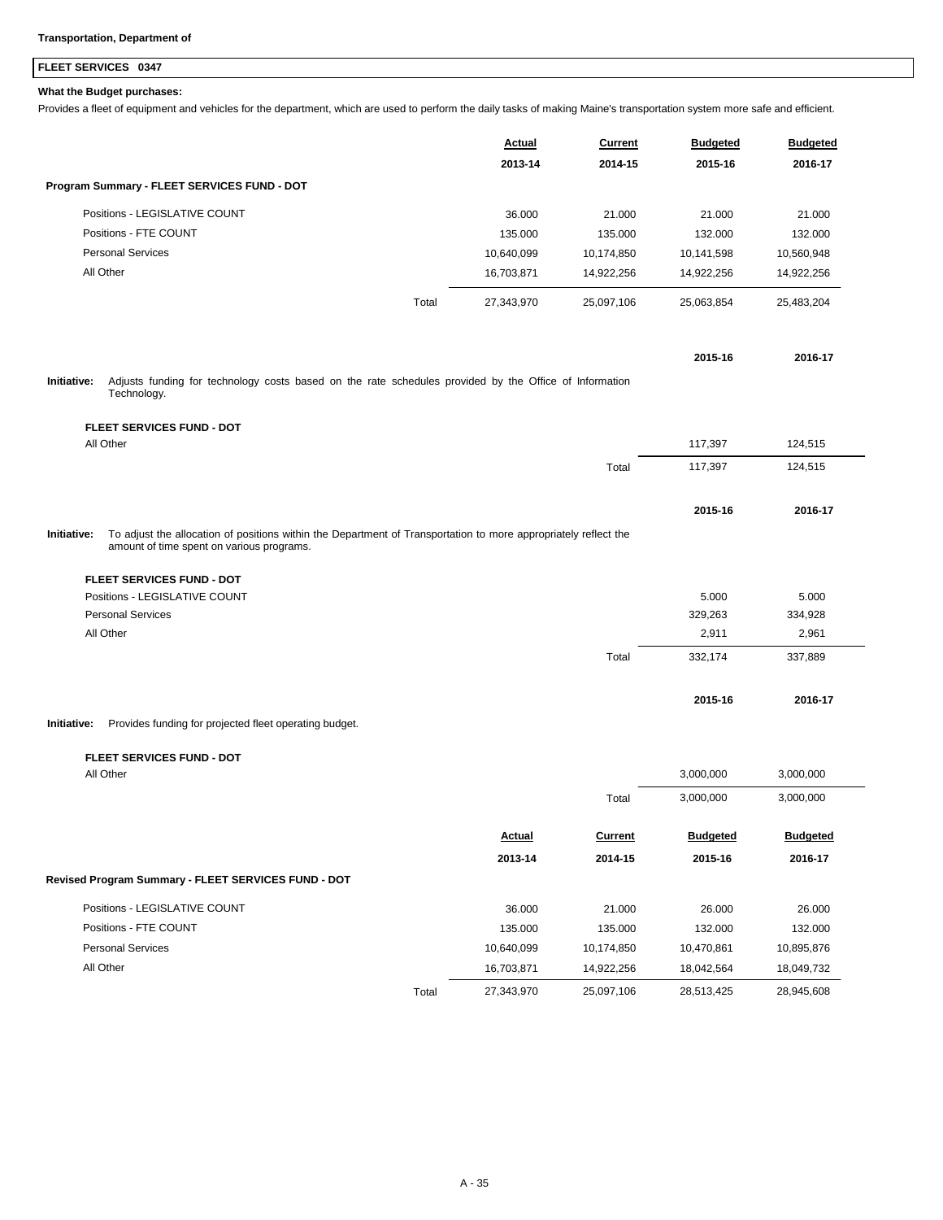**Transportation, Department of**

## FLEET SERVICES 0347

**What the Budget purchases:**

Provides a fleet of equipment and vehicles for the department, which are used to perform the daily tasks of making Maine's transportation system more safe and efficient.

| | Actual 2013-14 | Current 2014-15 | Budgeted 2015-16 | Budgeted 2016-17 |
|---|---|---|---|---|
| **Program Summary - FLEET SERVICES FUND - DOT** | | | | |
| Positions - LEGISLATIVE COUNT | 36.000 | 21.000 | 21.000 | 21.000 |
| Positions - FTE COUNT | 135.000 | 135.000 | 132.000 | 132.000 |
| Personal Services | 10,640,099 | 10,174,850 | 10,141,598 | 10,560,948 |
| All Other | 16,703,871 | 14,922,256 | 14,922,256 | 14,922,256 |
| Total | 27,343,970 | 25,097,106 | 25,063,854 | 25,483,204 |

**Initiative:** Adjusts funding for technology costs based on the rate schedules provided by the Office of Information Technology.

| | 2015-16 | 2016-17 |
|---|---|---|
| **FLEET SERVICES FUND - DOT** | | |
| All Other | 117,397 | 124,515 |
| Total | 117,397 | 124,515 |

**Initiative:** To adjust the allocation of positions within the Department of Transportation to more appropriately reflect the amount of time spent on various programs.

| | 2015-16 | 2016-17 |
|---|---|---|
| **FLEET SERVICES FUND - DOT** | | |
| Positions - LEGISLATIVE COUNT | 5.000 | 5.000 |
| Personal Services | 329,263 | 334,928 |
| All Other | 2,911 | 2,961 |
| Total | 332,174 | 337,889 |

**Initiative:** Provides funding for projected fleet operating budget.

| | 2015-16 | 2016-17 |
|---|---|---|
| **FLEET SERVICES FUND - DOT** | | |
| All Other | 3,000,000 | 3,000,000 |
| Total | 3,000,000 | 3,000,000 |

| | Actual 2013-14 | Current 2014-15 | Budgeted 2015-16 | Budgeted 2016-17 |
|---|---|---|---|---|
| **Revised Program Summary - FLEET SERVICES FUND - DOT** | | | | |
| Positions - LEGISLATIVE COUNT | 36.000 | 21.000 | 26.000 | 26.000 |
| Positions - FTE COUNT | 135.000 | 135.000 | 132.000 | 132.000 |
| Personal Services | 10,640,099 | 10,174,850 | 10,470,861 | 10,895,876 |
| All Other | 16,703,871 | 14,922,256 | 18,042,564 | 18,049,732 |
| Total | 27,343,970 | 25,097,106 | 28,513,425 | 28,945,608 |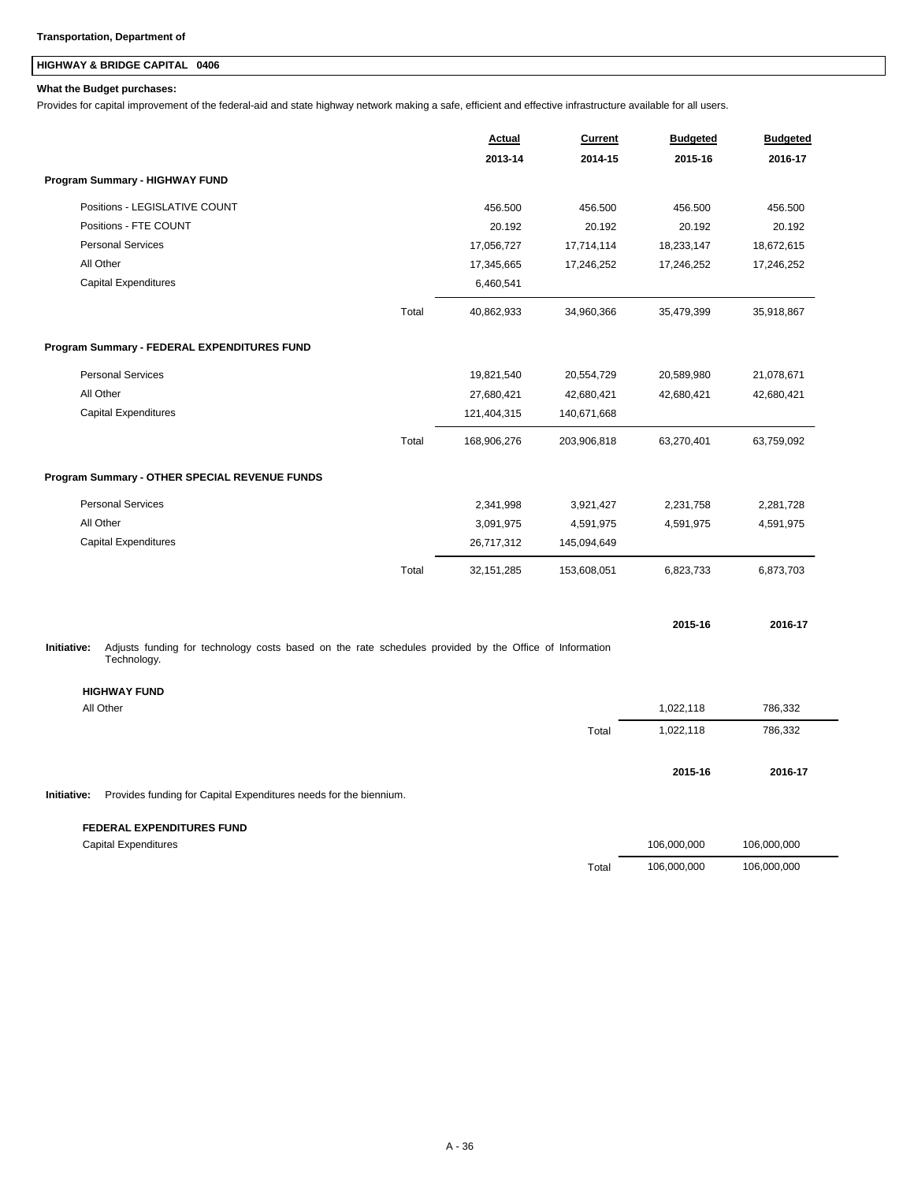**Transportation, Department of**

## HIGHWAY & BRIDGE CAPITAL 0406

**What the Budget purchases:**

Provides for capital improvement of the federal-aid and state highway network making a safe, efficient and effective infrastructure available for all users.

| | | Actual 2013-14 | Current 2014-15 | Budgeted 2015-16 | Budgeted 2016-17 |
|---|---|---|---|---|---|
| **Program Summary - HIGHWAY FUND** | | | | | |
| Positions - LEGISLATIVE COUNT | | 456.500 | 456.500 | 456.500 | 456.500 |
| Positions - FTE COUNT | | 20.192 | 20.192 | 20.192 | 20.192 |
| Personal Services | | 17,056,727 | 17,714,114 | 18,233,147 | 18,672,615 |
| All Other | | 17,345,665 | 17,246,252 | 17,246,252 | 17,246,252 |
| Capital Expenditures | | 6,460,541 | | | |
| | Total | 40,862,933 | 34,960,366 | 35,479,399 | 35,918,867 |
| **Program Summary - FEDERAL EXPENDITURES FUND** | | | | | |
| Personal Services | | 19,821,540 | 20,554,729 | 20,589,980 | 21,078,671 |
| All Other | | 27,680,421 | 42,680,421 | 42,680,421 | 42,680,421 |
| Capital Expenditures | | 121,404,315 | 140,671,668 | | |
| | Total | 168,906,276 | 203,906,818 | 63,270,401 | 63,759,092 |
| **Program Summary - OTHER SPECIAL REVENUE FUNDS** | | | | | |
| Personal Services | | 2,341,998 | 3,921,427 | 2,231,758 | 2,281,728 |
| All Other | | 3,091,975 | 4,591,975 | 4,591,975 | 4,591,975 |
| Capital Expenditures | | 26,717,312 | 145,094,649 | | |
| | Total | 32,151,285 | 153,608,051 | 6,823,733 | 6,873,703 |

**Initiative:** Adjusts funding for technology costs based on the rate schedules provided by the Office of Information Technology.

| | | 2015-16 | 2016-17 |
|---|---|---|---|
| **HIGHWAY FUND** | | | |
| All Other | | 1,022,118 | 786,332 |
| | Total | 1,022,118 | 786,332 |

**Initiative:** Provides funding for Capital Expenditures needs for the biennium.

| | | 2015-16 | 2016-17 |
|---|---|---|---|
| **FEDERAL EXPENDITURES FUND** | | | |
| Capital Expenditures | | 106,000,000 | 106,000,000 |
| | Total | 106,000,000 | 106,000,000 |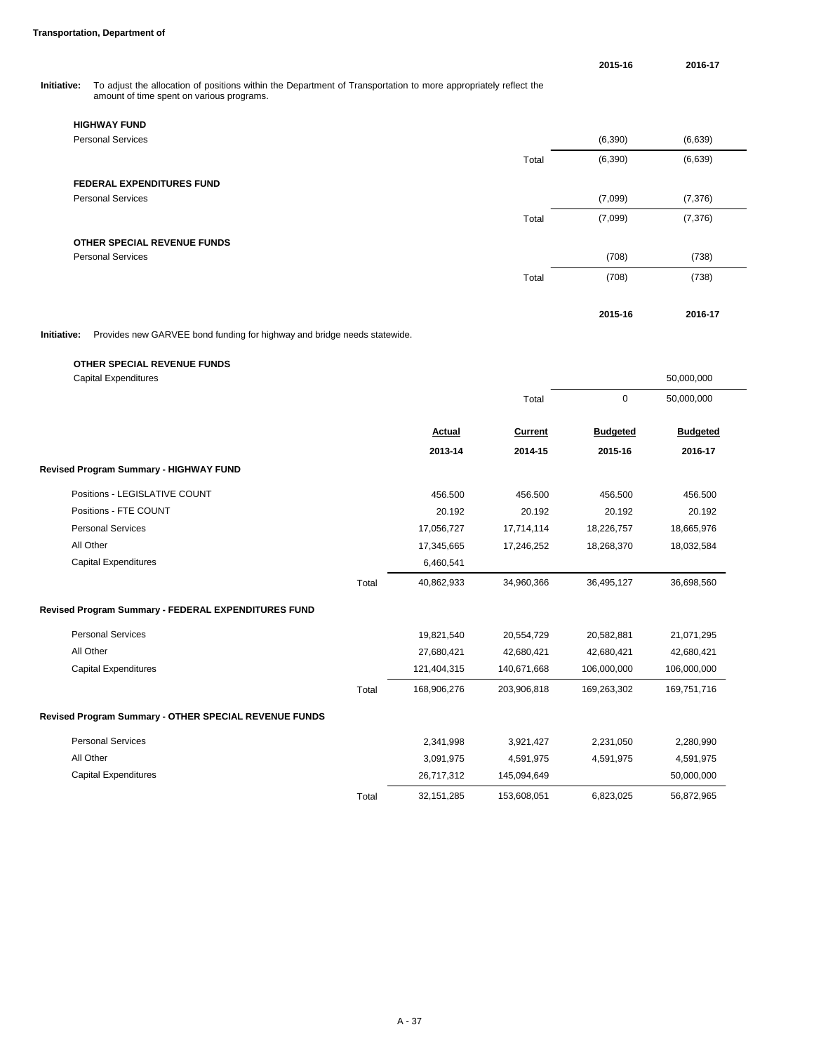**Transportation, Department of**

**Initiative:** To adjust the allocation of positions within the Department of Transportation to more appropriately reflect the amount of time spent on various programs.

| | | 2015-16 | 2016-17 |
|---|---|---|---|
| **HIGHWAY FUND** | | | |
| Personal Services | | (6,390) | (6,639) |
| | Total | (6,390) | (6,639) |
| **FEDERAL EXPENDITURES FUND** | | | |
| Personal Services | | (7,099) | (7,376) |
| | Total | (7,099) | (7,376) |
| **OTHER SPECIAL REVENUE FUNDS** | | | |
| Personal Services | | (708) | (738) |
| | Total | (708) | (738) |

**Initiative:** Provides new GARVEE bond funding for highway and bridge needs statewide.

| | | 2015-16 | 2016-17 |
|---|---|---|---|
| **OTHER SPECIAL REVENUE FUNDS** | | | |
| Capital Expenditures | | | 50,000,000 |
| | Total | 0 | 50,000,000 |

| | | Actual 2013-14 | Current 2014-15 | Budgeted 2015-16 | Budgeted 2016-17 |
|---|---|---|---|---|---|
| **Revised Program Summary - HIGHWAY FUND** | | | | | |
| Positions - LEGISLATIVE COUNT | | 456.500 | 456.500 | 456.500 | 456.500 |
| Positions - FTE COUNT | | 20.192 | 20.192 | 20.192 | 20.192 |
| Personal Services | | 17,056,727 | 17,714,114 | 18,226,757 | 18,665,976 |
| All Other | | 17,345,665 | 17,246,252 | 18,268,370 | 18,032,584 |
| Capital Expenditures | | 6,460,541 | | | |
| | Total | 40,862,933 | 34,960,366 | 36,495,127 | 36,698,560 |
| **Revised Program Summary - FEDERAL EXPENDITURES FUND** | | | | | |
| Personal Services | | 19,821,540 | 20,554,729 | 20,582,881 | 21,071,295 |
| All Other | | 27,680,421 | 42,680,421 | 42,680,421 | 42,680,421 |
| Capital Expenditures | | 121,404,315 | 140,671,668 | 106,000,000 | 106,000,000 |
| | Total | 168,906,276 | 203,906,818 | 169,263,302 | 169,751,716 |
| **Revised Program Summary - OTHER SPECIAL REVENUE FUNDS** | | | | | |
| Personal Services | | 2,341,998 | 3,921,427 | 2,231,050 | 2,280,990 |
| All Other | | 3,091,975 | 4,591,975 | 4,591,975 | 4,591,975 |
| Capital Expenditures | | 26,717,312 | 145,094,649 | | 50,000,000 |
| | Total | 32,151,285 | 153,608,051 | 6,823,025 | 56,872,965 |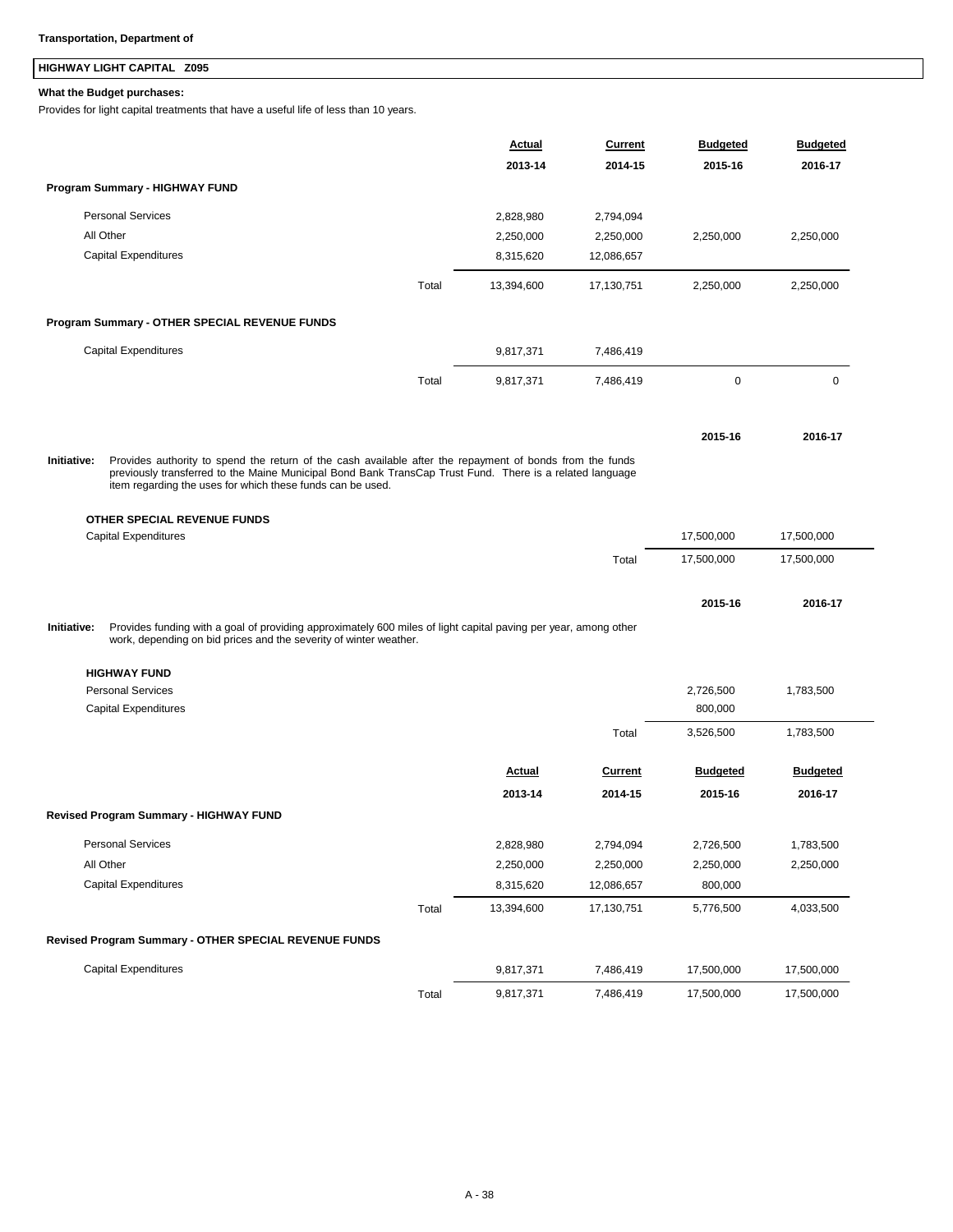**Transportation, Department of**

## HIGHWAY LIGHT CAPITAL Z095

**What the Budget purchases:**

Provides for light capital treatments that have a useful life of less than 10 years.

| | | Actual 2013-14 | Current 2014-15 | Budgeted 2015-16 | Budgeted 2016-17 |
|---|---|---|---|---|---|
| **Program Summary - HIGHWAY FUND** | | | | | |
| Personal Services | | 2,828,980 | 2,794,094 | | |
| All Other | | 2,250,000 | 2,250,000 | 2,250,000 | 2,250,000 |
| Capital Expenditures | | 8,315,620 | 12,086,657 | | |
| | Total | 13,394,600 | 17,130,751 | 2,250,000 | 2,250,000 |
| **Program Summary - OTHER SPECIAL REVENUE FUNDS** | | | | | |
| Capital Expenditures | | 9,817,371 | 7,486,419 | | |
| | Total | 9,817,371 | 7,486,419 | 0 | 0 |

**Initiative:** Provides authority to spend the return of the cash available after the repayment of bonds from the funds previously transferred to the Maine Municipal Bond Bank TransCap Trust Fund. There is a related language item regarding the uses for which these funds can be used.

| | | 2015-16 | 2016-17 |
|---|---|---|---|
| **OTHER SPECIAL REVENUE FUNDS** | | | |
| Capital Expenditures | | 17,500,000 | 17,500,000 |
| | Total | 17,500,000 | 17,500,000 |

**Initiative:** Provides funding with a goal of providing approximately 600 miles of light capital paving per year, among other work, depending on bid prices and the severity of winter weather.

| | | 2015-16 | 2016-17 |
|---|---|---|---|
| **HIGHWAY FUND** | | | |
| Personal Services | | 2,726,500 | 1,783,500 |
| Capital Expenditures | | 800,000 | |
| | Total | 3,526,500 | 1,783,500 |

| | | Actual 2013-14 | Current 2014-15 | Budgeted 2015-16 | Budgeted 2016-17 |
|---|---|---|---|---|---|
| **Revised Program Summary - HIGHWAY FUND** | | | | | |
| Personal Services | | 2,828,980 | 2,794,094 | 2,726,500 | 1,783,500 |
| All Other | | 2,250,000 | 2,250,000 | 2,250,000 | 2,250,000 |
| Capital Expenditures | | 8,315,620 | 12,086,657 | 800,000 | |
| | Total | 13,394,600 | 17,130,751 | 5,776,500 | 4,033,500 |
| **Revised Program Summary - OTHER SPECIAL REVENUE FUNDS** | | | | | |
| Capital Expenditures | | 9,817,371 | 7,486,419 | 17,500,000 | 17,500,000 |
| | Total | 9,817,371 | 7,486,419 | 17,500,000 | 17,500,000 |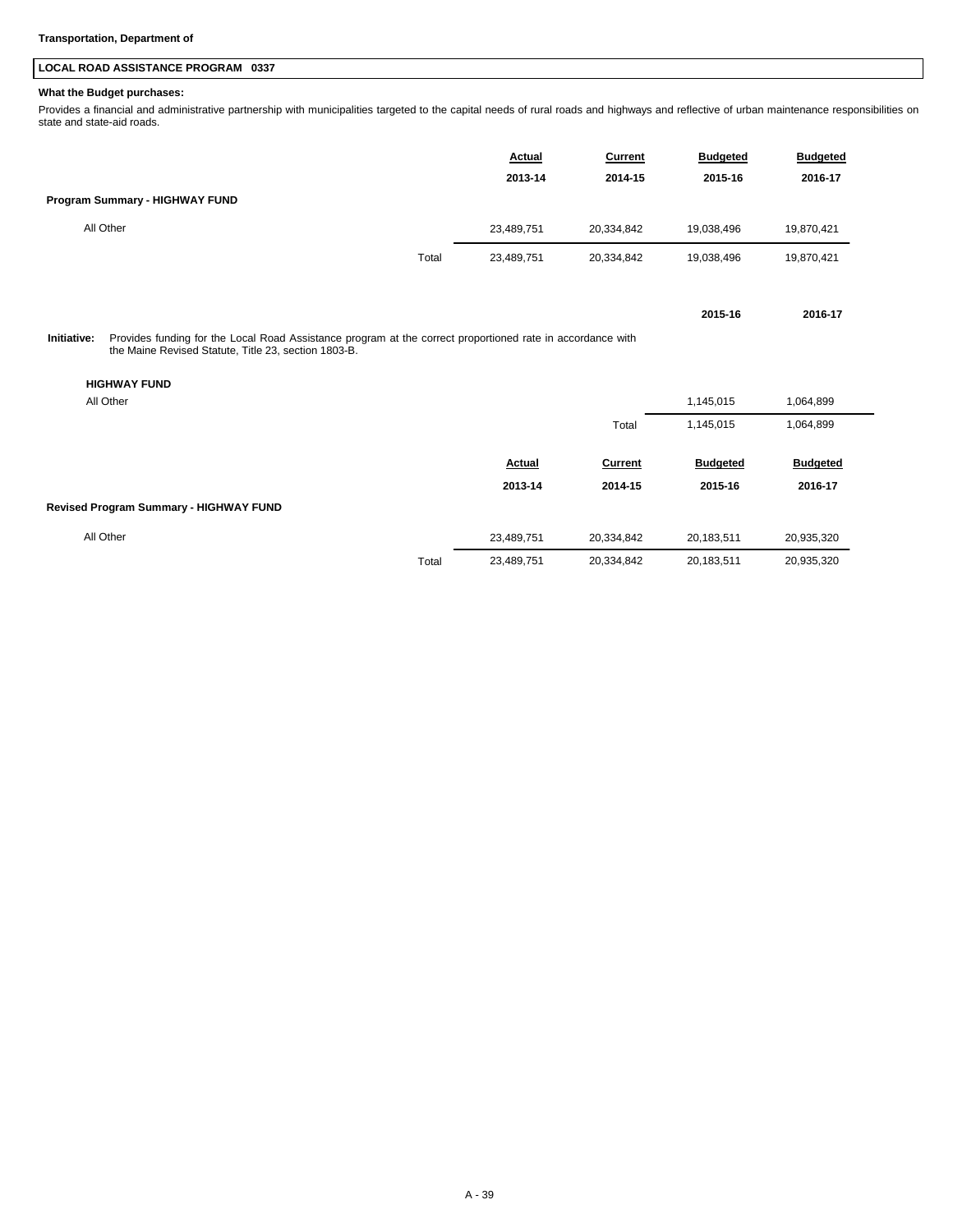**Transportation, Department of**

## LOCAL ROAD ASSISTANCE PROGRAM 0337

**What the Budget purchases:**

Provides a financial and administrative partnership with municipalities targeted to the capital needs of rural roads and highways and reflective of urban maintenance responsibilities on state and state-aid roads.

| | | Actual 2013-14 | Current 2014-15 | Budgeted 2015-16 | Budgeted 2016-17 |
|---|---|---|---|---|---|
| **Program Summary - HIGHWAY FUND** | | | | | |
| All Other | | 23,489,751 | 20,334,842 | 19,038,496 | 19,870,421 |
| | Total | 23,489,751 | 20,334,842 | 19,038,496 | 19,870,421 |

**Initiative:** Provides funding for the Local Road Assistance program at the correct proportioned rate in accordance with the Maine Revised Statute, Title 23, section 1803-B.

| | | 2015-16 | 2016-17 |
|---|---|---|---|
| **HIGHWAY FUND** | | | |
| All Other | | 1,145,015 | 1,064,899 |
| | Total | 1,145,015 | 1,064,899 |

| | | Actual 2013-14 | Current 2014-15 | Budgeted 2015-16 | Budgeted 2016-17 |
|---|---|---|---|---|---|
| **Revised Program Summary - HIGHWAY FUND** | | | | | |
| All Other | | 23,489,751 | 20,334,842 | 20,183,511 | 20,935,320 |
| | Total | 23,489,751 | 20,334,842 | 20,183,511 | 20,935,320 |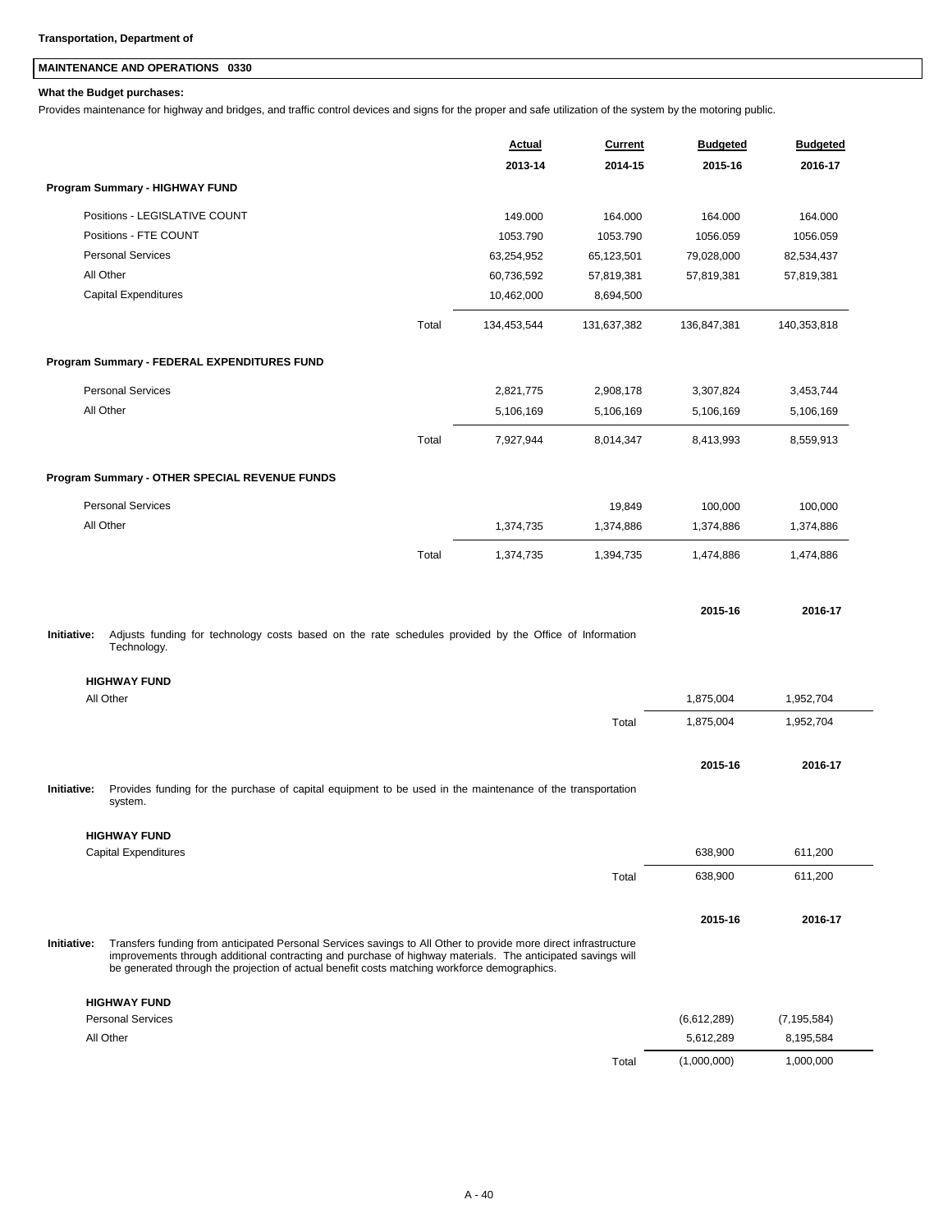**Transportation, Department of**

## MAINTENANCE AND OPERATIONS 0330

**What the Budget purchases:**

Provides maintenance for highway and bridges, and traffic control devices and signs for the proper and safe utilization of the system by the motoring public.

| | | Actual 2013-14 | Current 2014-15 | Budgeted 2015-16 | Budgeted 2016-17 |
|---|---|---|---|---|---|
| **Program Summary - HIGHWAY FUND** | | | | | |
| Positions - LEGISLATIVE COUNT | | 149.000 | 164.000 | 164.000 | 164.000 |
| Positions - FTE COUNT | | 1053.790 | 1053.790 | 1056.059 | 1056.059 |
| Personal Services | | 63,254,952 | 65,123,501 | 79,028,000 | 82,534,437 |
| All Other | | 60,736,592 | 57,819,381 | 57,819,381 | 57,819,381 |
| Capital Expenditures | | 10,462,000 | 8,694,500 | | |
| | Total | 134,453,544 | 131,637,382 | 136,847,381 | 140,353,818 |
| **Program Summary - FEDERAL EXPENDITURES FUND** | | | | | |
| Personal Services | | 2,821,775 | 2,908,178 | 3,307,824 | 3,453,744 |
| All Other | | 5,106,169 | 5,106,169 | 5,106,169 | 5,106,169 |
| | Total | 7,927,944 | 8,014,347 | 8,413,993 | 8,559,913 |
| **Program Summary - OTHER SPECIAL REVENUE FUNDS** | | | | | |
| Personal Services | | | 19,849 | 100,000 | 100,000 |
| All Other | | 1,374,735 | 1,374,886 | 1,374,886 | 1,374,886 |
| | Total | 1,374,735 | 1,394,735 | 1,474,886 | 1,474,886 |

**Initiative:** Adjusts funding for technology costs based on the rate schedules provided by the Office of Information Technology.

| **HIGHWAY FUND** | | 2015-16 | 2016-17 |
|---|---|---|---|
| All Other | | 1,875,004 | 1,952,704 |
| | Total | 1,875,004 | 1,952,704 |

**Initiative:** Provides funding for the purchase of capital equipment to be used in the maintenance of the transportation system.

| **HIGHWAY FUND** | | 2015-16 | 2016-17 |
|---|---|---|---|
| Capital Expenditures | | 638,900 | 611,200 |
| | Total | 638,900 | 611,200 |

**Initiative:** Transfers funding from anticipated Personal Services savings to All Other to provide more direct infrastructure improvements through additional contracting and purchase of highway materials. The anticipated savings will be generated through the projection of actual benefit costs matching workforce demographics.

| **HIGHWAY FUND** | | 2015-16 | 2016-17 |
|---|---|---|---|
| Personal Services | | (6,612,289) | (7,195,584) |
| All Other | | 5,612,289 | 8,195,584 |
| | Total | (1,000,000) | 1,000,000 |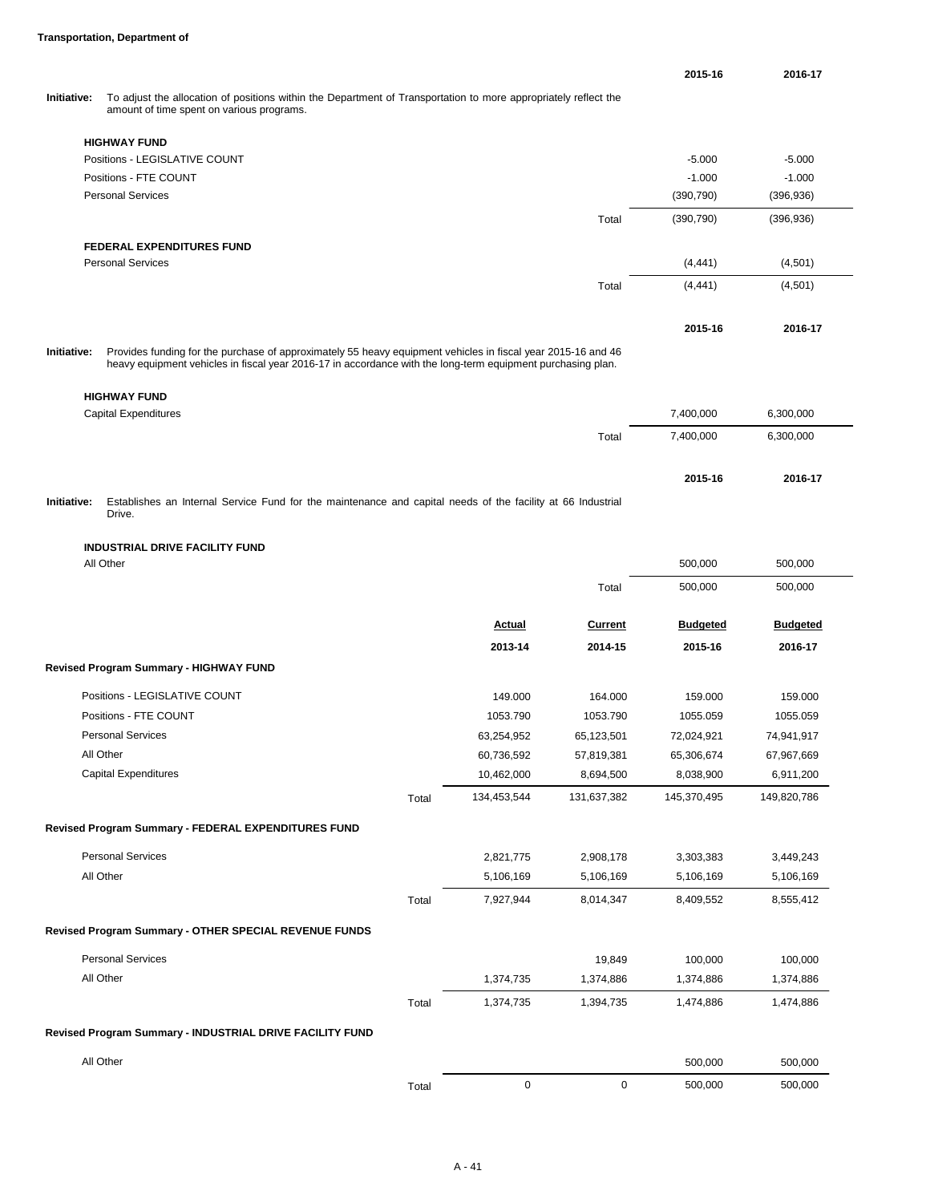**Transportation, Department of**

| | | 2015-16 | 2016-17 |
|---|---|---|---|
| **Initiative:** To adjust the allocation of positions within the Department of Transportation to more appropriately reflect the amount of time spent on various programs. | | | |
| **HIGHWAY FUND** | | | |
| Positions - LEGISLATIVE COUNT | | -5.000 | -5.000 |
| Positions - FTE COUNT | | -1.000 | -1.000 |
| Personal Services | | (390,790) | (396,936) |
| | Total | (390,790) | (396,936) |
| **FEDERAL EXPENDITURES FUND** | | | |
| Personal Services | | (4,441) | (4,501) |
| | Total | (4,441) | (4,501) |

| | | 2015-16 | 2016-17 |
|---|---|---|---|
| **Initiative:** Provides funding for the purchase of approximately 55 heavy equipment vehicles in fiscal year 2015-16 and 46 heavy equipment vehicles in fiscal year 2016-17 in accordance with the long-term equipment purchasing plan. | | | |
| **HIGHWAY FUND** | | | |
| Capital Expenditures | | 7,400,000 | 6,300,000 |
| | Total | 7,400,000 | 6,300,000 |

| | | 2015-16 | 2016-17 |
|---|---|---|---|
| **Initiative:** Establishes an Internal Service Fund for the maintenance and capital needs of the facility at 66 Industrial Drive. | | | |
| **INDUSTRIAL DRIVE FACILITY FUND** | | | |
| All Other | | 500,000 | 500,000 |
| | Total | 500,000 | 500,000 |

| | | Actual 2013-14 | Current 2014-15 | Budgeted 2015-16 | Budgeted 2016-17 |
|---|---|---|---|---|---|
| **Revised Program Summary - HIGHWAY FUND** | | | | | |
| Positions - LEGISLATIVE COUNT | | 149.000 | 164.000 | 159.000 | 159.000 |
| Positions - FTE COUNT | | 1053.790 | 1053.790 | 1055.059 | 1055.059 |
| Personal Services | | 63,254,952 | 65,123,501 | 72,024,921 | 74,941,917 |
| All Other | | 60,736,592 | 57,819,381 | 65,306,674 | 67,967,669 |
| Capital Expenditures | | 10,462,000 | 8,694,500 | 8,038,900 | 6,911,200 |
| | Total | 134,453,544 | 131,637,382 | 145,370,495 | 149,820,786 |
| **Revised Program Summary - FEDERAL EXPENDITURES FUND** | | | | | |
| Personal Services | | 2,821,775 | 2,908,178 | 3,303,383 | 3,449,243 |
| All Other | | 5,106,169 | 5,106,169 | 5,106,169 | 5,106,169 |
| | Total | 7,927,944 | 8,014,347 | 8,409,552 | 8,555,412 |
| **Revised Program Summary - OTHER SPECIAL REVENUE FUNDS** | | | | | |
| Personal Services | | | 19,849 | 100,000 | 100,000 |
| All Other | | 1,374,735 | 1,374,886 | 1,374,886 | 1,374,886 |
| | Total | 1,374,735 | 1,394,735 | 1,474,886 | 1,474,886 |
| **Revised Program Summary - INDUSTRIAL DRIVE FACILITY FUND** | | | | | |
| All Other | | | | 500,000 | 500,000 |
| | Total | 0 | 0 | 500,000 | 500,000 |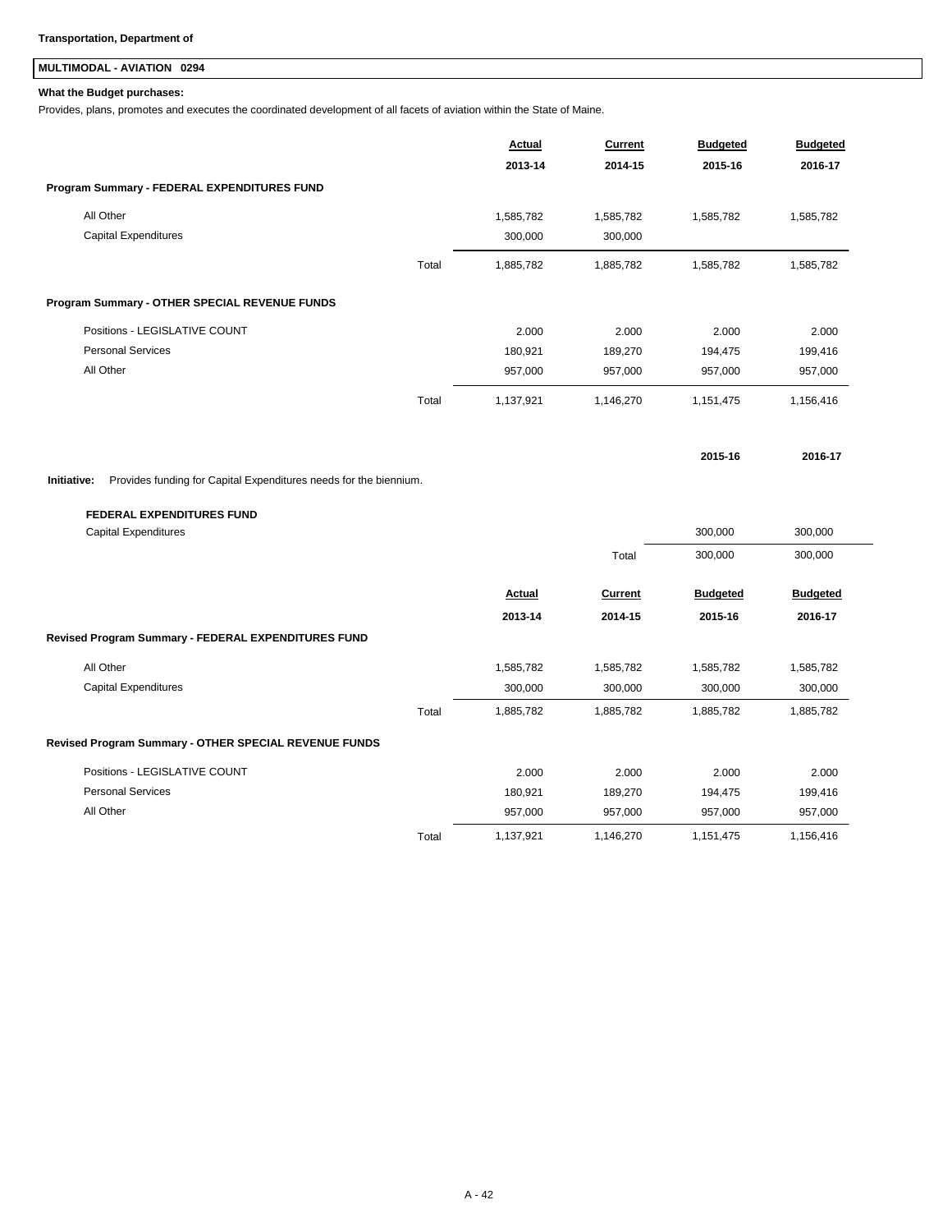**Transportation, Department of**

## MULTIMODAL - AVIATION 0294

**What the Budget purchases:**

Provides, plans, promotes and executes the coordinated development of all facets of aviation within the State of Maine.

| | | Actual 2013-14 | Current 2014-15 | Budgeted 2015-16 | Budgeted 2016-17 |
|---|---|---|---|---|---|
| **Program Summary - FEDERAL EXPENDITURES FUND** | | | | | |
| All Other | | 1,585,782 | 1,585,782 | 1,585,782 | 1,585,782 |
| Capital Expenditures | | 300,000 | 300,000 | | |
| | Total | 1,885,782 | 1,885,782 | 1,585,782 | 1,585,782 |
| **Program Summary - OTHER SPECIAL REVENUE FUNDS** | | | | | |
| Positions - LEGISLATIVE COUNT | | 2.000 | 2.000 | 2.000 | 2.000 |
| Personal Services | | 180,921 | 189,270 | 194,475 | 199,416 |
| All Other | | 957,000 | 957,000 | 957,000 | 957,000 |
| | Total | 1,137,921 | 1,146,270 | 1,151,475 | 1,156,416 |

**Initiative:** Provides funding for Capital Expenditures needs for the biennium.

| | | 2015-16 | 2016-17 |
|---|---|---|---|
| **FEDERAL EXPENDITURES FUND** | | | |
| Capital Expenditures | | 300,000 | 300,000 |
| | Total | 300,000 | 300,000 |

| | | Actual 2013-14 | Current 2014-15 | Budgeted 2015-16 | Budgeted 2016-17 |
|---|---|---|---|---|---|
| **Revised Program Summary - FEDERAL EXPENDITURES FUND** | | | | | |
| All Other | | 1,585,782 | 1,585,782 | 1,585,782 | 1,585,782 |
| Capital Expenditures | | 300,000 | 300,000 | 300,000 | 300,000 |
| | Total | 1,885,782 | 1,885,782 | 1,885,782 | 1,885,782 |
| **Revised Program Summary - OTHER SPECIAL REVENUE FUNDS** | | | | | |
| Positions - LEGISLATIVE COUNT | | 2.000 | 2.000 | 2.000 | 2.000 |
| Personal Services | | 180,921 | 189,270 | 194,475 | 199,416 |
| All Other | | 957,000 | 957,000 | 957,000 | 957,000 |
| | Total | 1,137,921 | 1,146,270 | 1,151,475 | 1,156,416 |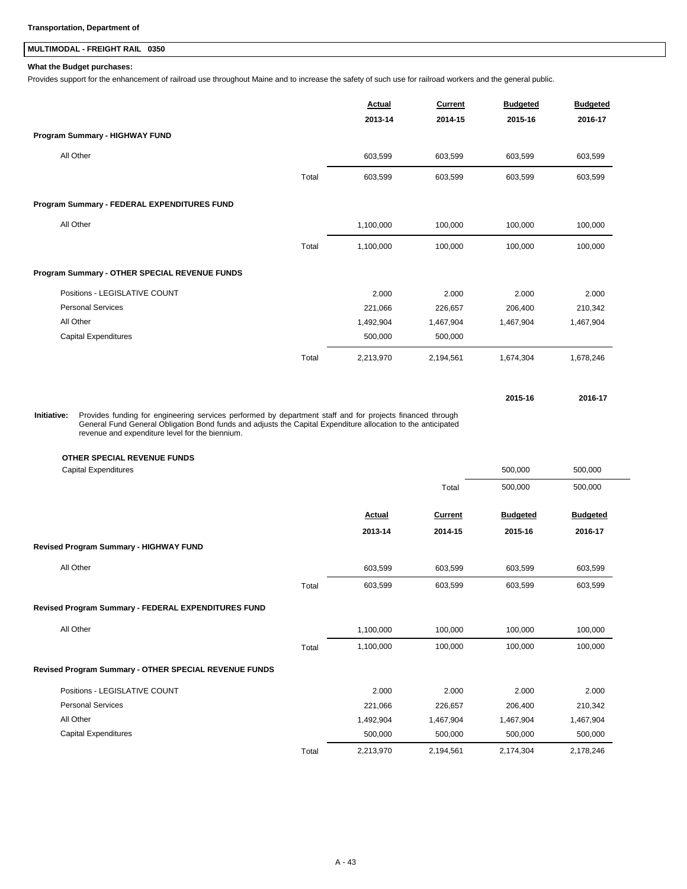**Transportation, Department of**

## MULTIMODAL - FREIGHT RAIL 0350

**What the Budget purchases:**

Provides support for the enhancement of railroad use throughout Maine and to increase the safety of such use for railroad workers and the general public.

| | | Actual 2013-14 | Current 2014-15 | Budgeted 2015-16 | Budgeted 2016-17 |
|---|---|---|---|---|---|
| **Program Summary - HIGHWAY FUND** | | | | | |
| All Other | | 603,599 | 603,599 | 603,599 | 603,599 |
| | Total | 603,599 | 603,599 | 603,599 | 603,599 |
| **Program Summary - FEDERAL EXPENDITURES FUND** | | | | | |
| All Other | | 1,100,000 | 100,000 | 100,000 | 100,000 |
| | Total | 1,100,000 | 100,000 | 100,000 | 100,000 |
| **Program Summary - OTHER SPECIAL REVENUE FUNDS** | | | | | |
| Positions - LEGISLATIVE COUNT | | 2.000 | 2.000 | 2.000 | 2.000 |
| Personal Services | | 221,066 | 226,657 | 206,400 | 210,342 |
| All Other | | 1,492,904 | 1,467,904 | 1,467,904 | 1,467,904 |
| Capital Expenditures | | 500,000 | 500,000 | | |
| | Total | 2,213,970 | 2,194,561 | 1,674,304 | 1,678,246 |

**Initiative:** Provides funding for engineering services performed by department staff and for projects financed through General Fund General Obligation Bond funds and adjusts the Capital Expenditure allocation to the anticipated revenue and expenditure level for the biennium.

| | | 2015-16 | 2016-17 |
|---|---|---|---|
| **OTHER SPECIAL REVENUE FUNDS** | | | |
| Capital Expenditures | | 500,000 | 500,000 |
| | Total | 500,000 | 500,000 |

| | | Actual 2013-14 | Current 2014-15 | Budgeted 2015-16 | Budgeted 2016-17 |
|---|---|---|---|---|---|
| **Revised Program Summary - HIGHWAY FUND** | | | | | |
| All Other | | 603,599 | 603,599 | 603,599 | 603,599 |
| | Total | 603,599 | 603,599 | 603,599 | 603,599 |
| **Revised Program Summary - FEDERAL EXPENDITURES FUND** | | | | | |
| All Other | | 1,100,000 | 100,000 | 100,000 | 100,000 |
| | Total | 1,100,000 | 100,000 | 100,000 | 100,000 |
| **Revised Program Summary - OTHER SPECIAL REVENUE FUNDS** | | | | | |
| Positions - LEGISLATIVE COUNT | | 2.000 | 2.000 | 2.000 | 2.000 |
| Personal Services | | 221,066 | 226,657 | 206,400 | 210,342 |
| All Other | | 1,492,904 | 1,467,904 | 1,467,904 | 1,467,904 |
| Capital Expenditures | | 500,000 | 500,000 | 500,000 | 500,000 |
| | Total | 2,213,970 | 2,194,561 | 2,174,304 | 2,178,246 |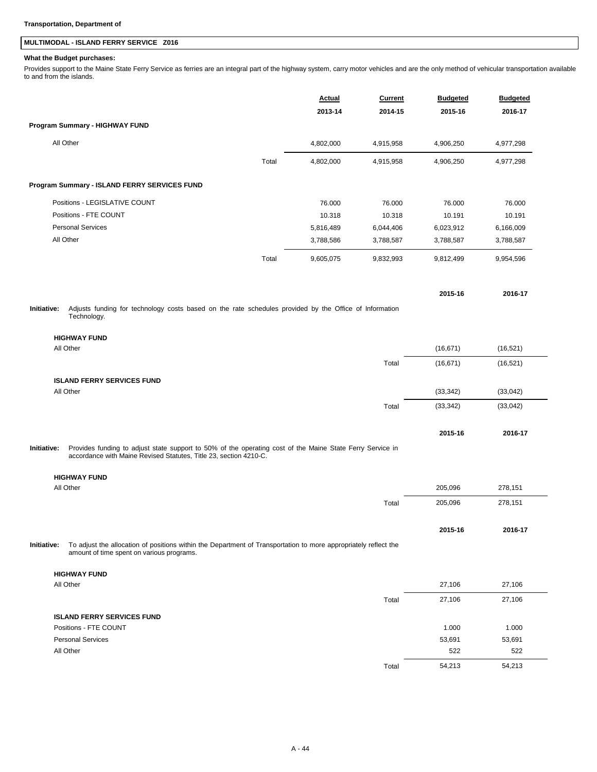**Transportation, Department of**

## MULTIMODAL - ISLAND FERRY SERVICE Z016

**What the Budget purchases:**

Provides support to the Maine State Ferry Service as ferries are an integral part of the highway system, carry motor vehicles and are the only method of vehicular transportation available to and from the islands.

| | | Actual 2013-14 | Current 2014-15 | Budgeted 2015-16 | Budgeted 2016-17 |
|---|---|---|---|---|---|
| **Program Summary - HIGHWAY FUND** | | | | | |
| All Other | | 4,802,000 | 4,915,958 | 4,906,250 | 4,977,298 |
| | Total | 4,802,000 | 4,915,958 | 4,906,250 | 4,977,298 |
| **Program Summary - ISLAND FERRY SERVICES FUND** | | | | | |
| Positions - LEGISLATIVE COUNT | | 76.000 | 76.000 | 76.000 | 76.000 |
| Positions - FTE COUNT | | 10.318 | 10.318 | 10.191 | 10.191 |
| Personal Services | | 5,816,489 | 6,044,406 | 6,023,912 | 6,166,009 |
| All Other | | 3,788,586 | 3,788,587 | 3,788,587 | 3,788,587 |
| | Total | 9,605,075 | 9,832,993 | 9,812,499 | 9,954,596 |

**Initiative:** Adjusts funding for technology costs based on the rate schedules provided by the Office of Information Technology.

| | | 2015-16 | 2016-17 |
|---|---|---|---|
| **HIGHWAY FUND** | | | |
| All Other | | (16,671) | (16,521) |
| | Total | (16,671) | (16,521) |
| **ISLAND FERRY SERVICES FUND** | | | |
| All Other | | (33,342) | (33,042) |
| | Total | (33,342) | (33,042) |

**Initiative:** Provides funding to adjust state support to 50% of the operating cost of the Maine State Ferry Service in accordance with Maine Revised Statutes, Title 23, section 4210-C.

| | | 2015-16 | 2016-17 |
|---|---|---|---|
| **HIGHWAY FUND** | | | |
| All Other | | 205,096 | 278,151 |
| | Total | 205,096 | 278,151 |

**Initiative:** To adjust the allocation of positions within the Department of Transportation to more appropriately reflect the amount of time spent on various programs.

| | | 2015-16 | 2016-17 |
|---|---|---|---|
| **HIGHWAY FUND** | | | |
| All Other | | 27,106 | 27,106 |
| | Total | 27,106 | 27,106 |
| **ISLAND FERRY SERVICES FUND** | | | |
| Positions - FTE COUNT | | 1.000 | 1.000 |
| Personal Services | | 53,691 | 53,691 |
| All Other | | 522 | 522 |
| | Total | 54,213 | 54,213 |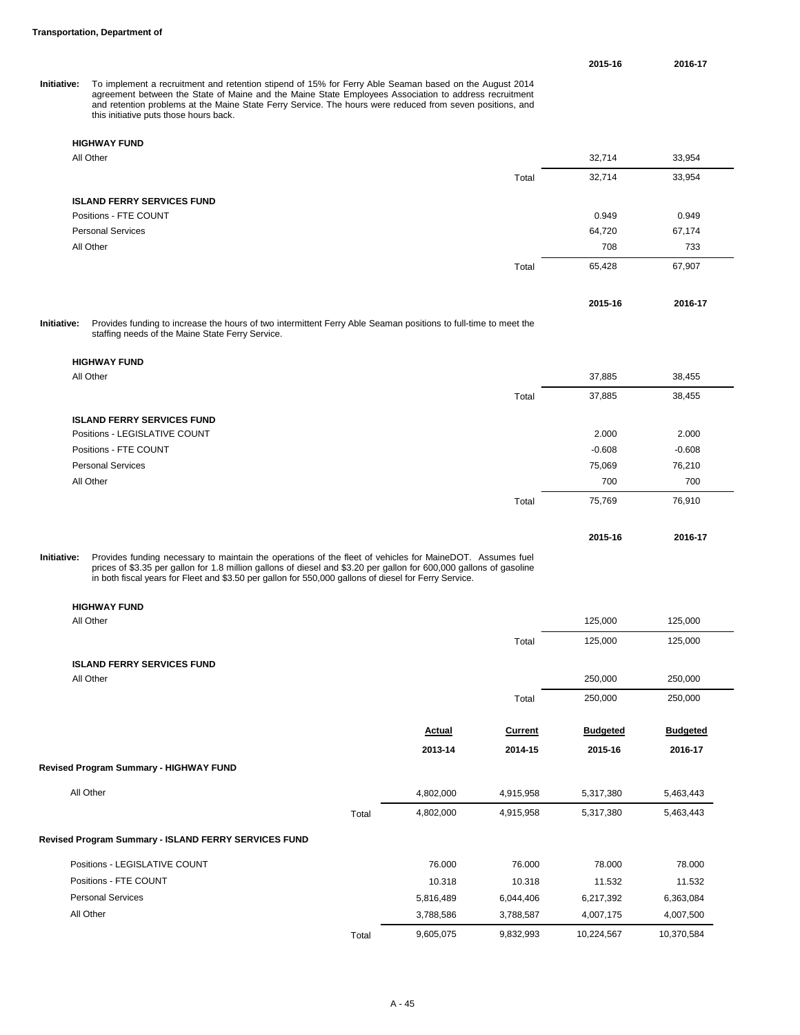**Transportation, Department of**

| | 2015-16 | 2016-17 |
|---|---|---|

**Initiative:** To implement a recruitment and retention stipend of 15% for Ferry Able Seaman based on the August 2014 agreement between the State of Maine and the Maine State Employees Association to address recruitment and retention problems at the Maine State Ferry Service. The hours were reduced from seven positions, and this initiative puts those hours back.

| | | 2015-16 | 2016-17 |
|---|---|---|---|
| **HIGHWAY FUND** | | | |
| All Other | | 32,714 | 33,954 |
| | Total | 32,714 | 33,954 |
| **ISLAND FERRY SERVICES FUND** | | | |
| Positions - FTE COUNT | | 0.949 | 0.949 |
| Personal Services | | 64,720 | 67,174 |
| All Other | | 708 | 733 |
| | Total | 65,428 | 67,907 |

**Initiative:** Provides funding to increase the hours of two intermittent Ferry Able Seaman positions to full-time to meet the staffing needs of the Maine State Ferry Service.

| | | 2015-16 | 2016-17 |
|---|---|---|---|
| **HIGHWAY FUND** | | | |
| All Other | | 37,885 | 38,455 |
| | Total | 37,885 | 38,455 |
| **ISLAND FERRY SERVICES FUND** | | | |
| Positions - LEGISLATIVE COUNT | | 2.000 | 2.000 |
| Positions - FTE COUNT | | -0.608 | -0.608 |
| Personal Services | | 75,069 | 76,210 |
| All Other | | 700 | 700 |
| | Total | 75,769 | 76,910 |

**Initiative:** Provides funding necessary to maintain the operations of the fleet of vehicles for MaineDOT. Assumes fuel prices of $3.35 per gallon for 1.8 million gallons of diesel and $3.20 per gallon for 600,000 gallons of gasoline in both fiscal years for Fleet and $3.50 per gallon for 550,000 gallons of diesel for Ferry Service.

| | | 2015-16 | 2016-17 |
|---|---|---|---|
| **HIGHWAY FUND** | | | |
| All Other | | 125,000 | 125,000 |
| | Total | 125,000 | 125,000 |
| **ISLAND FERRY SERVICES FUND** | | | |
| All Other | | 250,000 | 250,000 |
| | Total | 250,000 | 250,000 |

| | | Actual 2013-14 | Current 2014-15 | Budgeted 2015-16 | Budgeted 2016-17 |
|---|---|---|---|---|---|
| **Revised Program Summary - HIGHWAY FUND** | | | | | |
| All Other | | 4,802,000 | 4,915,958 | 5,317,380 | 5,463,443 |
| | Total | 4,802,000 | 4,915,958 | 5,317,380 | 5,463,443 |
| **Revised Program Summary - ISLAND FERRY SERVICES FUND** | | | | | |
| Positions - LEGISLATIVE COUNT | | 76.000 | 76.000 | 78.000 | 78.000 |
| Positions - FTE COUNT | | 10.318 | 10.318 | 11.532 | 11.532 |
| Personal Services | | 5,816,489 | 6,044,406 | 6,217,392 | 6,363,084 |
| All Other | | 3,788,586 | 3,788,587 | 4,007,175 | 4,007,500 |
| | Total | 9,605,075 | 9,832,993 | 10,224,567 | 10,370,584 |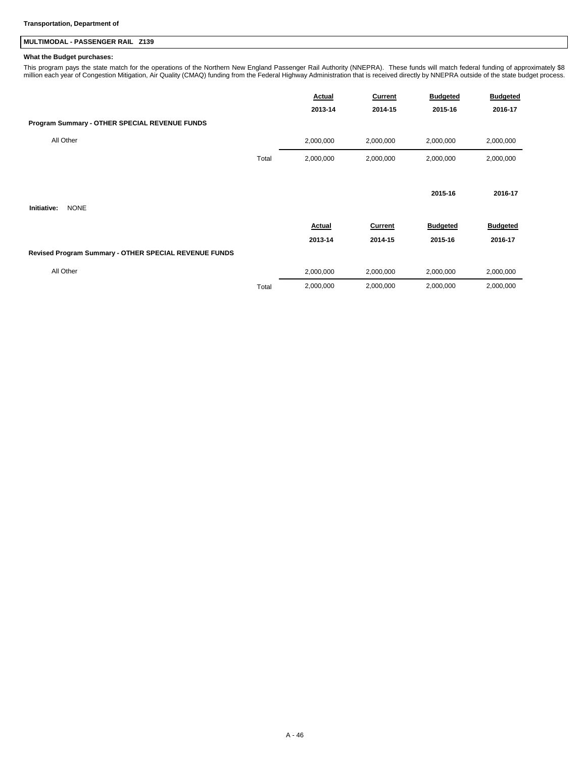**Transportation, Department of**

## MULTIMODAL - PASSENGER RAIL Z139

**What the Budget purchases:**

This program pays the state match for the operations of the Northern New England Passenger Rail Authority (NNEPRA). These funds will match federal funding of approximately $8 million each year of Congestion Mitigation, Air Quality (CMAQ) funding from the Federal Highway Administration that is received directly by NNEPRA outside of the state budget process.

| Program Summary - OTHER SPECIAL REVENUE FUNDS | | Actual 2013-14 | Current 2014-15 | Budgeted 2015-16 | Budgeted 2016-17 |
|---|---|---|---|---|---|
| All Other | | 2,000,000 | 2,000,000 | 2,000,000 | 2,000,000 |
| | Total | 2,000,000 | 2,000,000 | 2,000,000 | 2,000,000 |

| | 2015-16 | 2016-17 |
|---|---|---|
| **Initiative:** NONE | | |

| Revised Program Summary - OTHER SPECIAL REVENUE FUNDS | | Actual 2013-14 | Current 2014-15 | Budgeted 2015-16 | Budgeted 2016-17 |
|---|---|---|---|---|---|
| All Other | | 2,000,000 | 2,000,000 | 2,000,000 | 2,000,000 |
| | Total | 2,000,000 | 2,000,000 | 2,000,000 | 2,000,000 |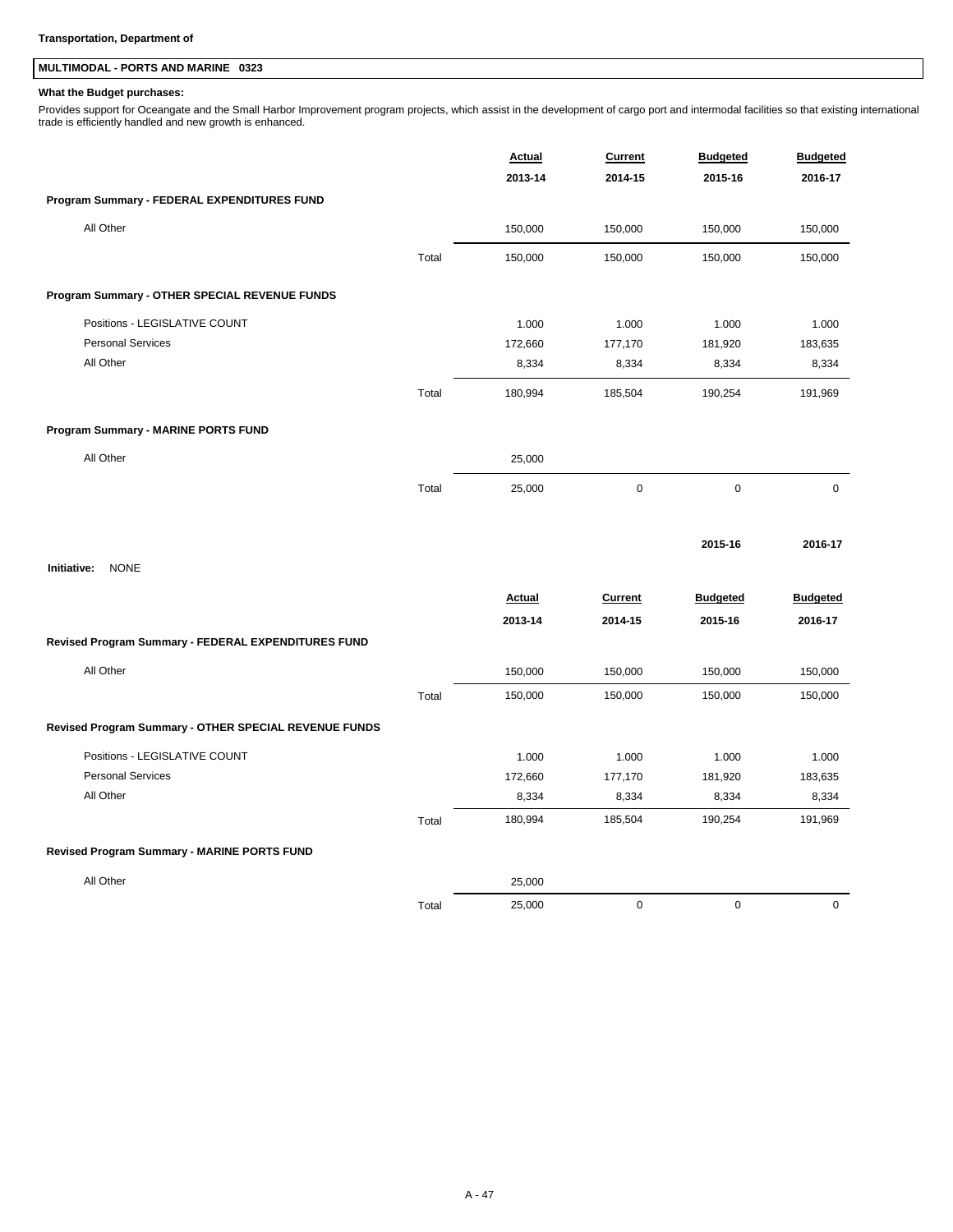**Transportation, Department of**

## MULTIMODAL - PORTS AND MARINE 0323

**What the Budget purchases:**

Provides support for Oceangate and the Small Harbor Improvement program projects, which assist in the development of cargo port and intermodal facilities so that existing international trade is efficiently handled and new growth is enhanced.

| | | Actual 2013-14 | Current 2014-15 | Budgeted 2015-16 | Budgeted 2016-17 |
|---|---|---|---|---|---|
| **Program Summary - FEDERAL EXPENDITURES FUND** | | | | | |
| All Other | | 150,000 | 150,000 | 150,000 | 150,000 |
| | Total | 150,000 | 150,000 | 150,000 | 150,000 |
| **Program Summary - OTHER SPECIAL REVENUE FUNDS** | | | | | |
| Positions - LEGISLATIVE COUNT | | 1.000 | 1.000 | 1.000 | 1.000 |
| Personal Services | | 172,660 | 177,170 | 181,920 | 183,635 |
| All Other | | 8,334 | 8,334 | 8,334 | 8,334 |
| | Total | 180,994 | 185,504 | 190,254 | 191,969 |
| **Program Summary - MARINE PORTS FUND** | | | | | |
| All Other | | 25,000 | | | |
| | Total | 25,000 | 0 | 0 | 0 |

| | 2015-16 | 2016-17 |
|---|---|---|
| **Initiative:** NONE | | |

| | | Actual 2013-14 | Current 2014-15 | Budgeted 2015-16 | Budgeted 2016-17 |
|---|---|---|---|---|---|
| **Revised Program Summary - FEDERAL EXPENDITURES FUND** | | | | | |
| All Other | | 150,000 | 150,000 | 150,000 | 150,000 |
| | Total | 150,000 | 150,000 | 150,000 | 150,000 |
| **Revised Program Summary - OTHER SPECIAL REVENUE FUNDS** | | | | | |
| Positions - LEGISLATIVE COUNT | | 1.000 | 1.000 | 1.000 | 1.000 |
| Personal Services | | 172,660 | 177,170 | 181,920 | 183,635 |
| All Other | | 8,334 | 8,334 | 8,334 | 8,334 |
| | Total | 180,994 | 185,504 | 190,254 | 191,969 |
| **Revised Program Summary - MARINE PORTS FUND** | | | | | |
| All Other | | 25,000 | | | |
| | Total | 25,000 | 0 | 0 | 0 |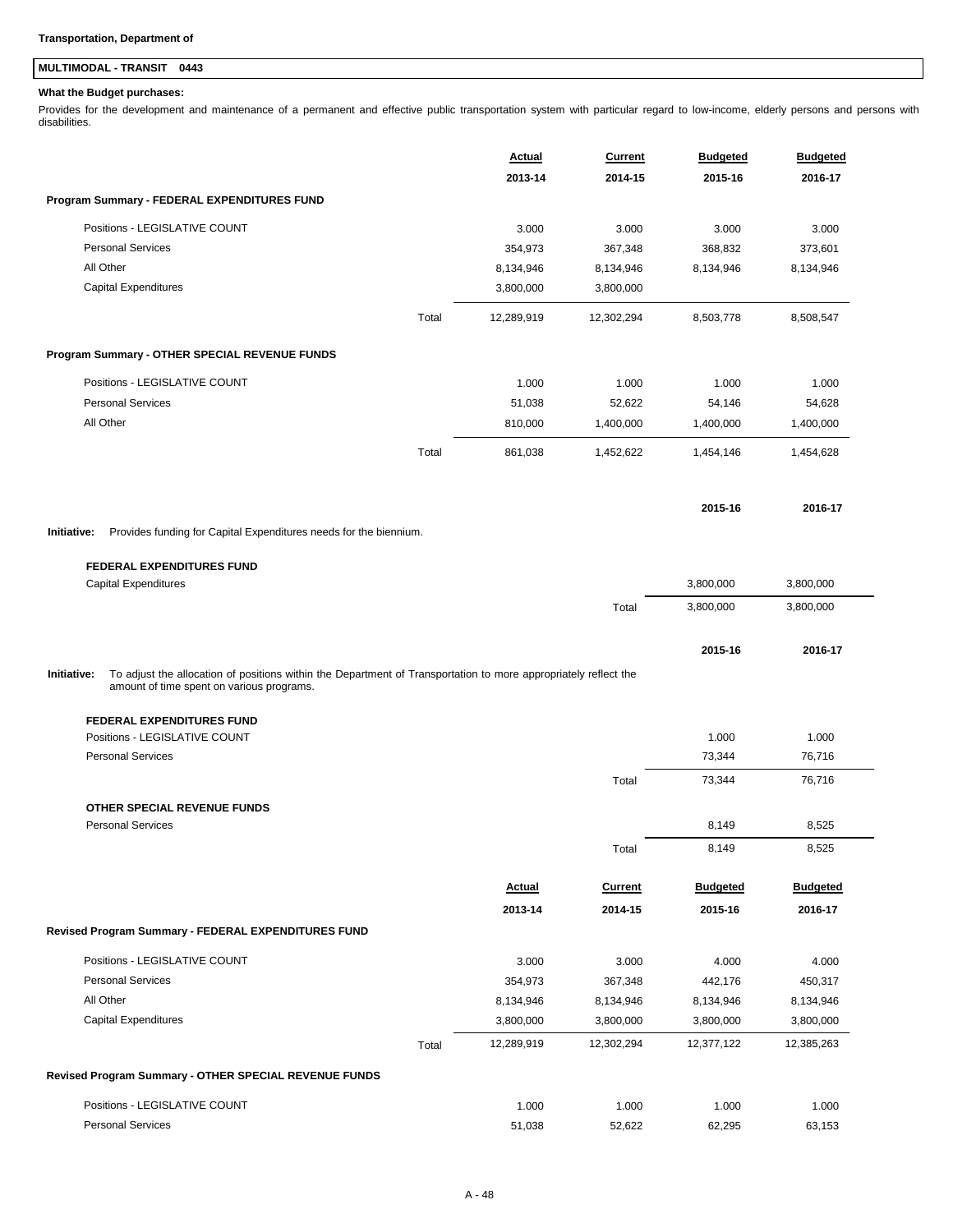**Transportation, Department of**

## MULTIMODAL - TRANSIT 0443

**What the Budget purchases:**

Provides for the development and maintenance of a permanent and effective public transportation system with particular regard to low-income, elderly persons and persons with disabilities.

| | | Actual 2013-14 | Current 2014-15 | Budgeted 2015-16 | Budgeted 2016-17 |
|---|---|---|---|---|---|
| **Program Summary - FEDERAL EXPENDITURES FUND** | | | | | |
| Positions - LEGISLATIVE COUNT | | 3.000 | 3.000 | 3.000 | 3.000 |
| Personal Services | | 354,973 | 367,348 | 368,832 | 373,601 |
| All Other | | 8,134,946 | 8,134,946 | 8,134,946 | 8,134,946 |
| Capital Expenditures | | 3,800,000 | 3,800,000 | | |
| | Total | 12,289,919 | 12,302,294 | 8,503,778 | 8,508,547 |
| **Program Summary - OTHER SPECIAL REVENUE FUNDS** | | | | | |
| Positions - LEGISLATIVE COUNT | | 1.000 | 1.000 | 1.000 | 1.000 |
| Personal Services | | 51,038 | 52,622 | 54,146 | 54,628 |
| All Other | | 810,000 | 1,400,000 | 1,400,000 | 1,400,000 |
| | Total | 861,038 | 1,452,622 | 1,454,146 | 1,454,628 |

**Initiative:** Provides funding for Capital Expenditures needs for the biennium.

| | | 2015-16 | 2016-17 |
|---|---|---|---|
| **FEDERAL EXPENDITURES FUND** | | | |
| Capital Expenditures | | 3,800,000 | 3,800,000 |
| | Total | 3,800,000 | 3,800,000 |

**Initiative:** To adjust the allocation of positions within the Department of Transportation to more appropriately reflect the amount of time spent on various programs.

| | | 2015-16 | 2016-17 |
|---|---|---|---|
| **FEDERAL EXPENDITURES FUND** | | | |
| Positions - LEGISLATIVE COUNT | | 1.000 | 1.000 |
| Personal Services | | 73,344 | 76,716 |
| | Total | 73,344 | 76,716 |
| **OTHER SPECIAL REVENUE FUNDS** | | | |
| Personal Services | | 8,149 | 8,525 |
| | Total | 8,149 | 8,525 |

| | | Actual 2013-14 | Current 2014-15 | Budgeted 2015-16 | Budgeted 2016-17 |
|---|---|---|---|---|---|
| **Revised Program Summary - FEDERAL EXPENDITURES FUND** | | | | | |
| Positions - LEGISLATIVE COUNT | | 3.000 | 3.000 | 4.000 | 4.000 |
| Personal Services | | 354,973 | 367,348 | 442,176 | 450,317 |
| All Other | | 8,134,946 | 8,134,946 | 8,134,946 | 8,134,946 |
| Capital Expenditures | | 3,800,000 | 3,800,000 | 3,800,000 | 3,800,000 |
| | Total | 12,289,919 | 12,302,294 | 12,377,122 | 12,385,263 |
| **Revised Program Summary - OTHER SPECIAL REVENUE FUNDS** | | | | | |
| Positions - LEGISLATIVE COUNT | | 1.000 | 1.000 | 1.000 | 1.000 |
| Personal Services | | 51,038 | 52,622 | 62,295 | 63,153 |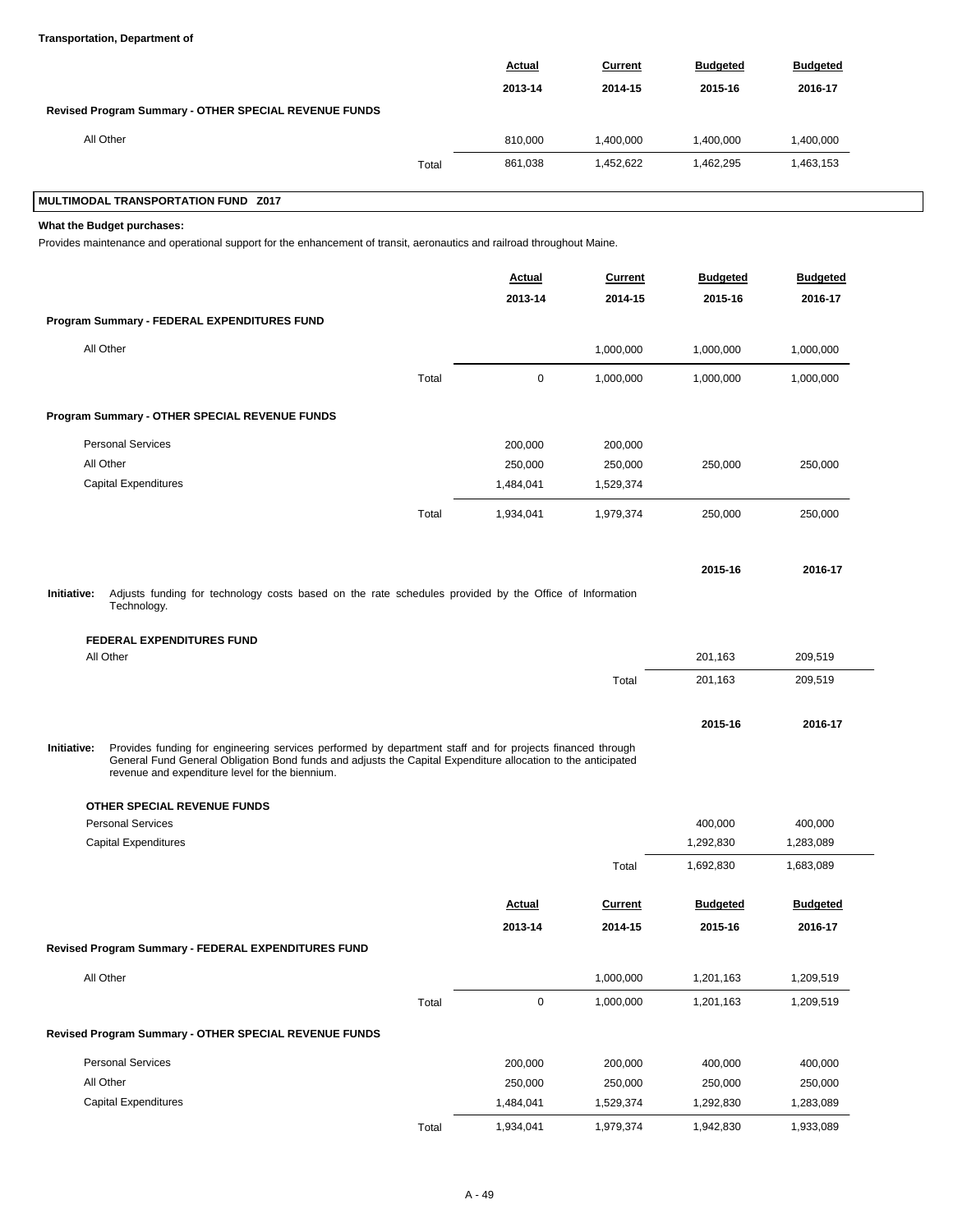**Transportation, Department of**

| | | Actual 2013-14 | Current 2014-15 | Budgeted 2015-16 | Budgeted 2016-17 |
|---|---|---|---|---|---|
| **Revised Program Summary - OTHER SPECIAL REVENUE FUNDS** | | | | | |
| All Other | | 810,000 | 1,400,000 | 1,400,000 | 1,400,000 |
| | Total | 861,038 | 1,452,622 | 1,462,295 | 1,463,153 |

## MULTIMODAL TRANSPORTATION FUND Z017

**What the Budget purchases:**

Provides maintenance and operational support for the enhancement of transit, aeronautics and railroad throughout Maine.

| | | Actual 2013-14 | Current 2014-15 | Budgeted 2015-16 | Budgeted 2016-17 |
|---|---|---|---|---|---|
| **Program Summary - FEDERAL EXPENDITURES FUND** | | | | | |
| All Other | | | 1,000,000 | 1,000,000 | 1,000,000 |
| | Total | 0 | 1,000,000 | 1,000,000 | 1,000,000 |
| **Program Summary - OTHER SPECIAL REVENUE FUNDS** | | | | | |
| Personal Services | | 200,000 | 200,000 | | |
| All Other | | 250,000 | 250,000 | 250,000 | 250,000 |
| Capital Expenditures | | 1,484,041 | 1,529,374 | | |
| | Total | 1,934,041 | 1,979,374 | 250,000 | 250,000 |

**Initiative:** Adjusts funding for technology costs based on the rate schedules provided by the Office of Information Technology.

| **FEDERAL EXPENDITURES FUND** | | 2015-16 | 2016-17 |
|---|---|---|---|
| All Other | | 201,163 | 209,519 |
| | Total | 201,163 | 209,519 |

**Initiative:** Provides funding for engineering services performed by department staff and for projects financed through General Fund General Obligation Bond funds and adjusts the Capital Expenditure allocation to the anticipated revenue and expenditure level for the biennium.

| **OTHER SPECIAL REVENUE FUNDS** | | 2015-16 | 2016-17 |
|---|---|---|---|
| Personal Services | | 400,000 | 400,000 |
| Capital Expenditures | | 1,292,830 | 1,283,089 |
| | Total | 1,692,830 | 1,683,089 |

| | | Actual 2013-14 | Current 2014-15 | Budgeted 2015-16 | Budgeted 2016-17 |
|---|---|---|---|---|---|
| **Revised Program Summary - FEDERAL EXPENDITURES FUND** | | | | | |
| All Other | | | 1,000,000 | 1,201,163 | 1,209,519 |
| | Total | 0 | 1,000,000 | 1,201,163 | 1,209,519 |
| **Revised Program Summary - OTHER SPECIAL REVENUE FUNDS** | | | | | |
| Personal Services | | 200,000 | 200,000 | 400,000 | 400,000 |
| All Other | | 250,000 | 250,000 | 250,000 | 250,000 |
| Capital Expenditures | | 1,484,041 | 1,529,374 | 1,292,830 | 1,283,089 |
| | Total | 1,934,041 | 1,979,374 | 1,942,830 | 1,933,089 |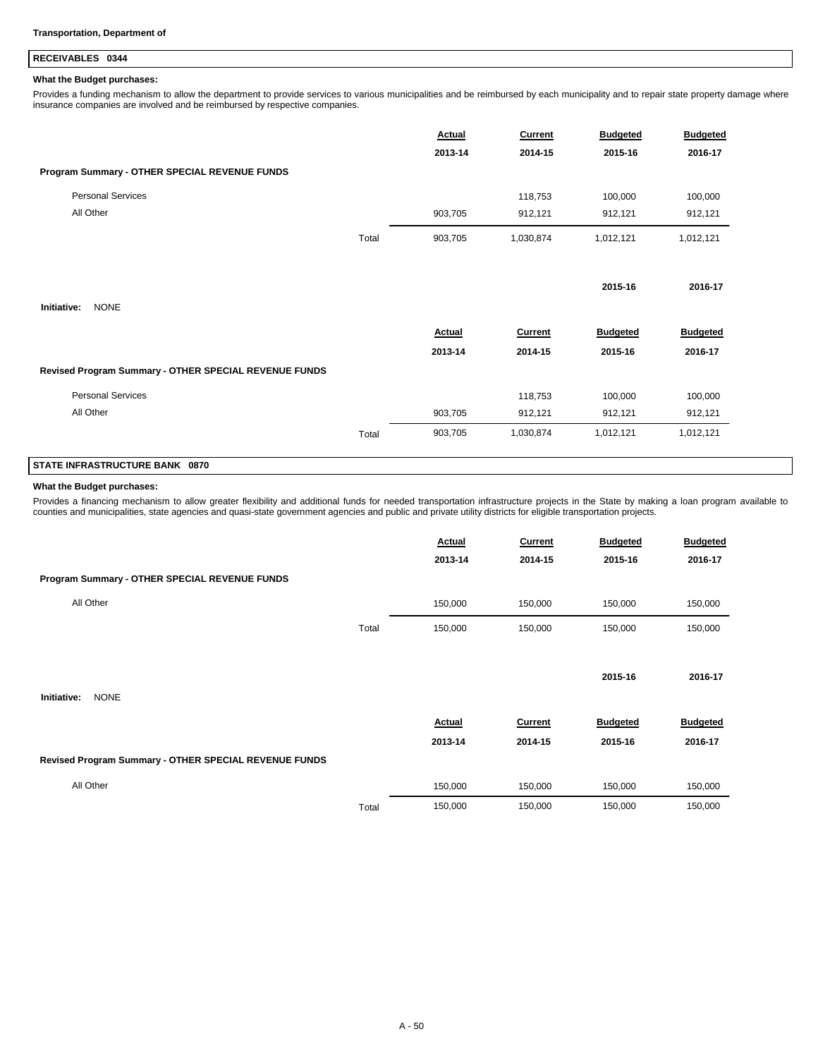**Transportation, Department of**

## RECEIVABLES 0344

**What the Budget purchases:**

Provides a funding mechanism to allow the department to provide services to various municipalities and be reimbursed by each municipality and to repair state property damage where insurance companies are involved and be reimbursed by respective companies.

| | | Actual 2013-14 | Current 2014-15 | Budgeted 2015-16 | Budgeted 2016-17 |
|---|---|---|---|---|---|
| **Program Summary - OTHER SPECIAL REVENUE FUNDS** | | | | | |
| Personal Services | | | 118,753 | 100,000 | 100,000 |
| All Other | | 903,705 | 912,121 | 912,121 | 912,121 |
| | Total | 903,705 | 1,030,874 | 1,012,121 | 1,012,121 |

| | 2015-16 | 2016-17 |
|---|---|---|
| **Initiative:** NONE | | |

| | | Actual 2013-14 | Current 2014-15 | Budgeted 2015-16 | Budgeted 2016-17 |
|---|---|---|---|---|---|
| **Revised Program Summary - OTHER SPECIAL REVENUE FUNDS** | | | | | |
| Personal Services | | | 118,753 | 100,000 | 100,000 |
| All Other | | 903,705 | 912,121 | 912,121 | 912,121 |
| | Total | 903,705 | 1,030,874 | 1,012,121 | 1,012,121 |

## STATE INFRASTRUCTURE BANK 0870

**What the Budget purchases:**

Provides a financing mechanism to allow greater flexibility and additional funds for needed transportation infrastructure projects in the State by making a loan program available to counties and municipalities, state agencies and quasi-state government agencies and public and private utility districts for eligible transportation projects.

| | | Actual 2013-14 | Current 2014-15 | Budgeted 2015-16 | Budgeted 2016-17 |
|---|---|---|---|---|---|
| **Program Summary - OTHER SPECIAL REVENUE FUNDS** | | | | | |
| All Other | | 150,000 | 150,000 | 150,000 | 150,000 |
| | Total | 150,000 | 150,000 | 150,000 | 150,000 |

| | 2015-16 | 2016-17 |
|---|---|---|
| **Initiative:** NONE | | |

| | | Actual 2013-14 | Current 2014-15 | Budgeted 2015-16 | Budgeted 2016-17 |
|---|---|---|---|---|---|
| **Revised Program Summary - OTHER SPECIAL REVENUE FUNDS** | | | | | |
| All Other | | 150,000 | 150,000 | 150,000 | 150,000 |
| | Total | 150,000 | 150,000 | 150,000 | 150,000 |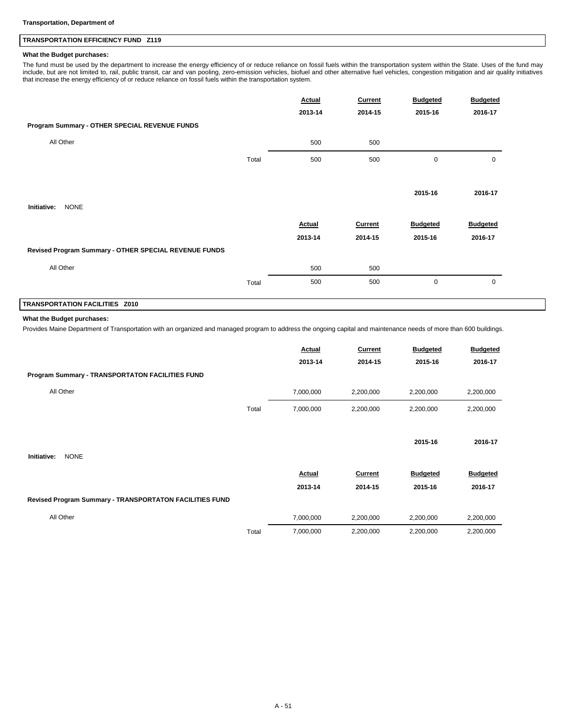**Transportation, Department of**

## TRANSPORTATION EFFICIENCY FUND Z119

**What the Budget purchases:**

The fund must be used by the department to increase the energy efficiency of or reduce reliance on fossil fuels within the transportation system within the State. Uses of the fund may include, but are not limited to, rail, public transit, car and van pooling, zero-emission vehicles, biofuel and other alternative fuel vehicles, congestion mitigation and air quality initiatives that increase the energy efficiency of or reduce reliance on fossil fuels within the transportation system.

| | | Actual 2013-14 | Current 2014-15 | Budgeted 2015-16 | Budgeted 2016-17 |
|---|---|---|---|---|---|
| **Program Summary - OTHER SPECIAL REVENUE FUNDS** | | | | | |
| All Other | | 500 | 500 | | |
| | Total | 500 | 500 | 0 | 0 |

| | 2015-16 | 2016-17 |
|---|---|---|
| **Initiative:** NONE | | |

| | | Actual 2013-14 | Current 2014-15 | Budgeted 2015-16 | Budgeted 2016-17 |
|---|---|---|---|---|---|
| **Revised Program Summary - OTHER SPECIAL REVENUE FUNDS** | | | | | |
| All Other | | 500 | 500 | | |
| | Total | 500 | 500 | 0 | 0 |

## TRANSPORTATION FACILITIES Z010

**What the Budget purchases:**

Provides Maine Department of Transportation with an organized and managed program to address the ongoing capital and maintenance needs of more than 600 buildings.

| | | Actual 2013-14 | Current 2014-15 | Budgeted 2015-16 | Budgeted 2016-17 |
|---|---|---|---|---|---|
| **Program Summary - TRANSPORTATON FACILITIES FUND** | | | | | |
| All Other | | 7,000,000 | 2,200,000 | 2,200,000 | 2,200,000 |
| | Total | 7,000,000 | 2,200,000 | 2,200,000 | 2,200,000 |

| | 2015-16 | 2016-17 |
|---|---|---|
| **Initiative:** NONE | | |

| | | Actual 2013-14 | Current 2014-15 | Budgeted 2015-16 | Budgeted 2016-17 |
|---|---|---|---|---|---|
| **Revised Program Summary - TRANSPORTATON FACILITIES FUND** | | | | | |
| All Other | | 7,000,000 | 2,200,000 | 2,200,000 | 2,200,000 |
| | Total | 7,000,000 | 2,200,000 | 2,200,000 | 2,200,000 |